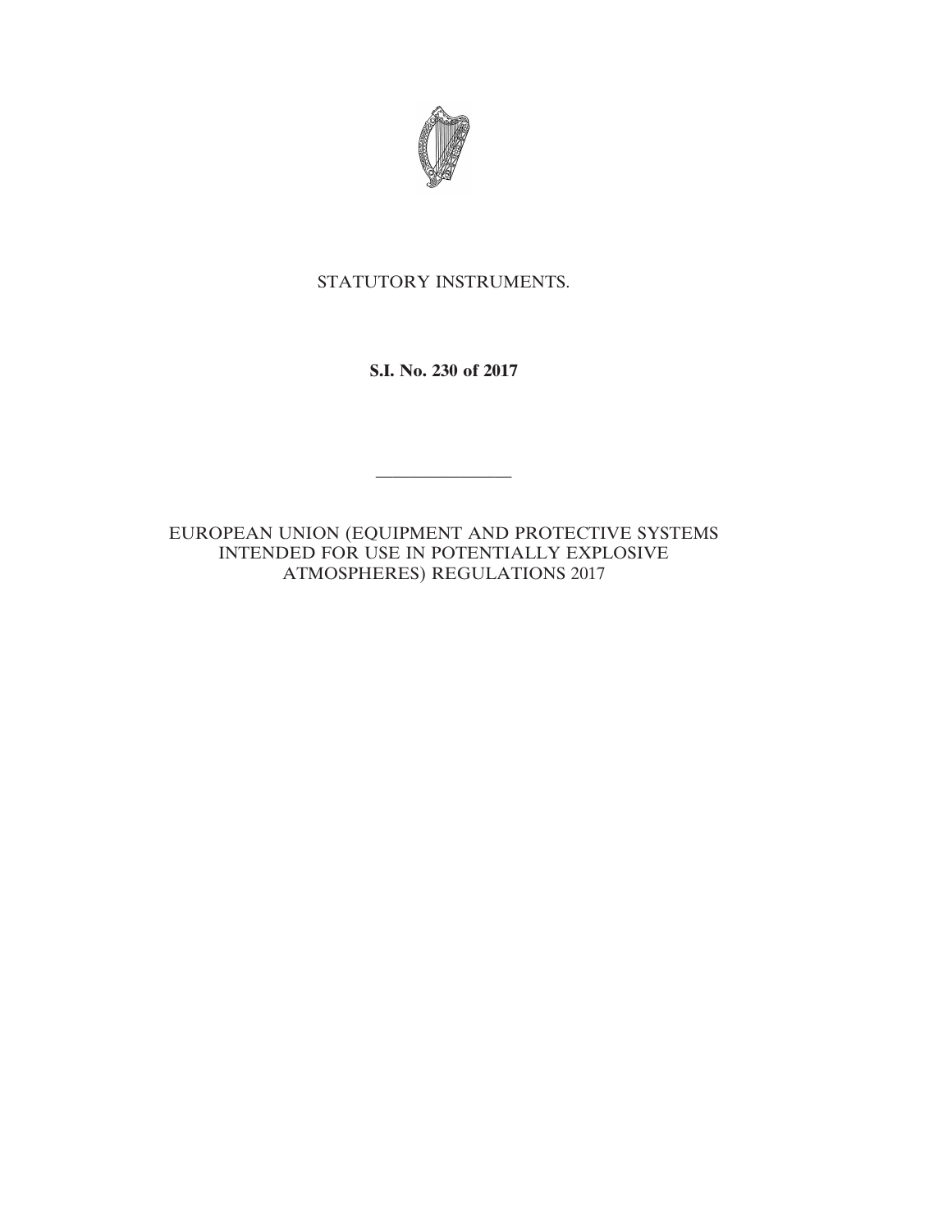STATUTORY INSTRUMENTS.

**S.I. No. 230 of 2017**

---

EUROPEAN UNION (EQUIPMENT AND PROTECTIVE SYSTEMS INTENDED FOR USE IN POTENTIALLY EXPLOSIVE ATMOSPHERES) REGULATIONS 2017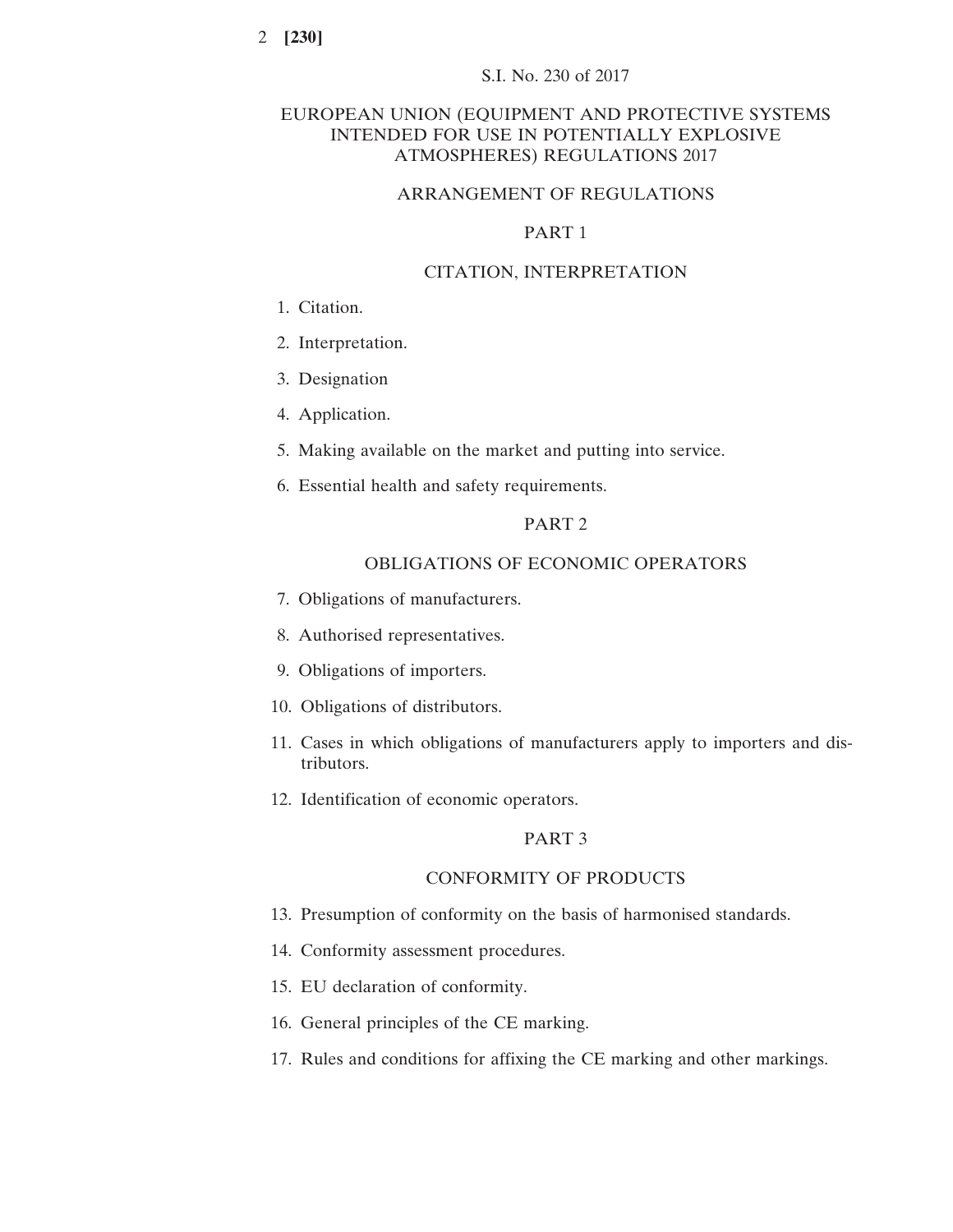S.I. No. 230 of 2017

# EUROPEAN UNION (EQUIPMENT AND PROTECTIVE SYSTEMS INTENDED FOR USE IN POTENTIALLY EXPLOSIVE ATMOSPHERES) REGULATIONS 2017

## ARRANGEMENT OF REGULATIONS

### PART 1

### CITATION, INTERPRETATION

1. Citation.
2. Interpretation.
3. Designation
4. Application.
5. Making available on the market and putting into service.
6. Essential health and safety requirements.

### PART 2

### OBLIGATIONS OF ECONOMIC OPERATORS

7. Obligations of manufacturers.
8. Authorised representatives.
9. Obligations of importers.
10. Obligations of distributors.
11. Cases in which obligations of manufacturers apply to importers and distributors.
12. Identification of economic operators.

### PART 3

### CONFORMITY OF PRODUCTS

13. Presumption of conformity on the basis of harmonised standards.
14. Conformity assessment procedures.
15. EU declaration of conformity.
16. General principles of the CE marking.
17. Rules and conditions for affixing the CE marking and other markings.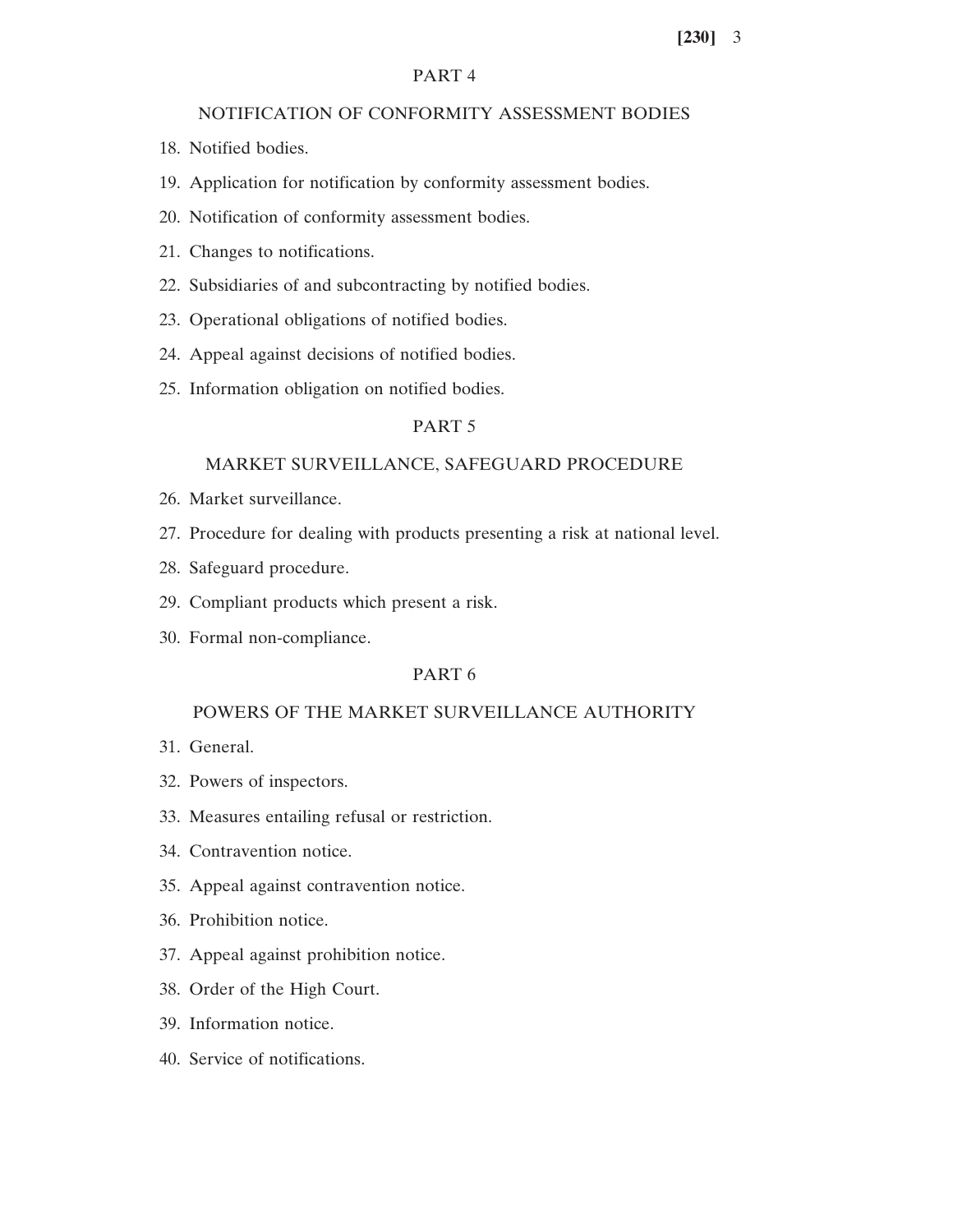PART 4

NOTIFICATION OF CONFORMITY ASSESSMENT BODIES

18. Notified bodies.

19. Application for notification by conformity assessment bodies.

20. Notification of conformity assessment bodies.

21. Changes to notifications.

22. Subsidiaries of and subcontracting by notified bodies.

23. Operational obligations of notified bodies.

24. Appeal against decisions of notified bodies.

25. Information obligation on notified bodies.

PART 5

MARKET SURVEILLANCE, SAFEGUARD PROCEDURE

26. Market surveillance.

27. Procedure for dealing with products presenting a risk at national level.

28. Safeguard procedure.

29. Compliant products which present a risk.

30. Formal non-compliance.

PART 6

POWERS OF THE MARKET SURVEILLANCE AUTHORITY

31. General.

32. Powers of inspectors.

33. Measures entailing refusal or restriction.

34. Contravention notice.

35. Appeal against contravention notice.

36. Prohibition notice.

37. Appeal against prohibition notice.

38. Order of the High Court.

39. Information notice.

40. Service of notifications.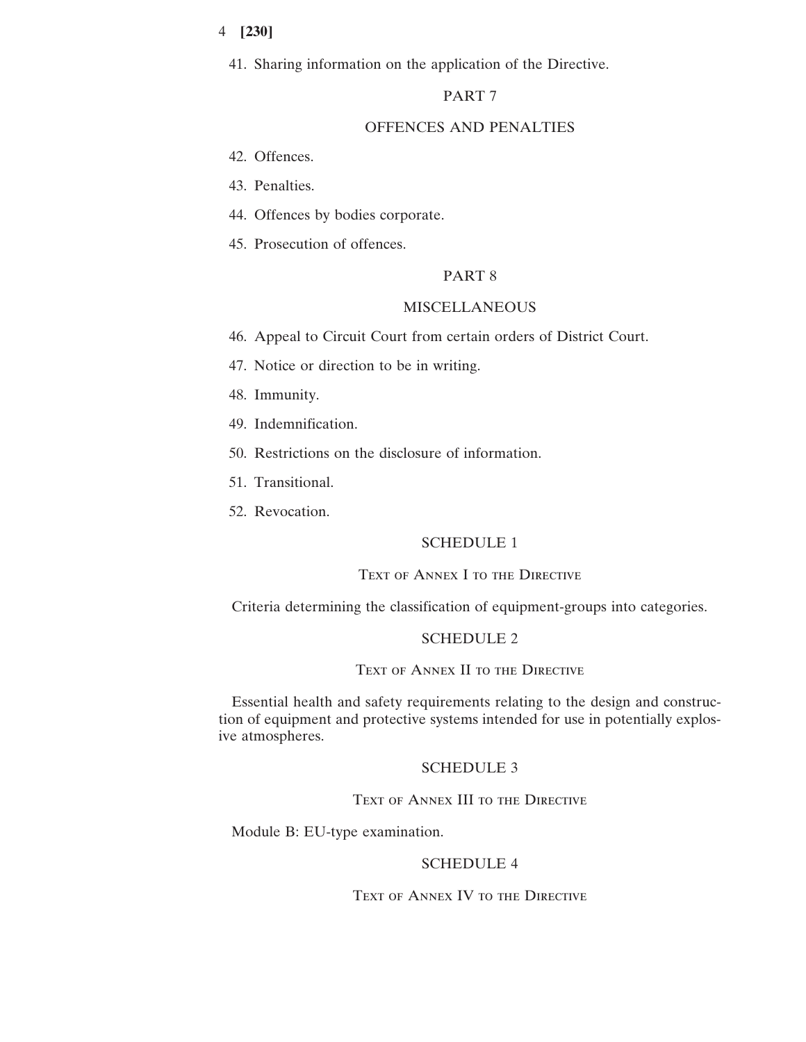41. Sharing information on the application of the Directive.

## PART 7

## OFFENCES AND PENALTIES

42. Offences.

43. Penalties.

44. Offences by bodies corporate.

45. Prosecution of offences.

## PART 8

## MISCELLANEOUS

46. Appeal to Circuit Court from certain orders of District Court.

47. Notice or direction to be in writing.

48. Immunity.

49. Indemnification.

50. Restrictions on the disclosure of information.

51. Transitional.

52. Revocation.

## SCHEDULE 1

### Text of Annex I to the Directive

Criteria determining the classification of equipment-groups into categories.

## SCHEDULE 2

### Text of Annex II to the Directive

Essential health and safety requirements relating to the design and construction of equipment and protective systems intended for use in potentially explosive atmospheres.

## SCHEDULE 3

### Text of Annex III to the Directive

Module B: EU-type examination.

## SCHEDULE 4

### Text of Annex IV to the Directive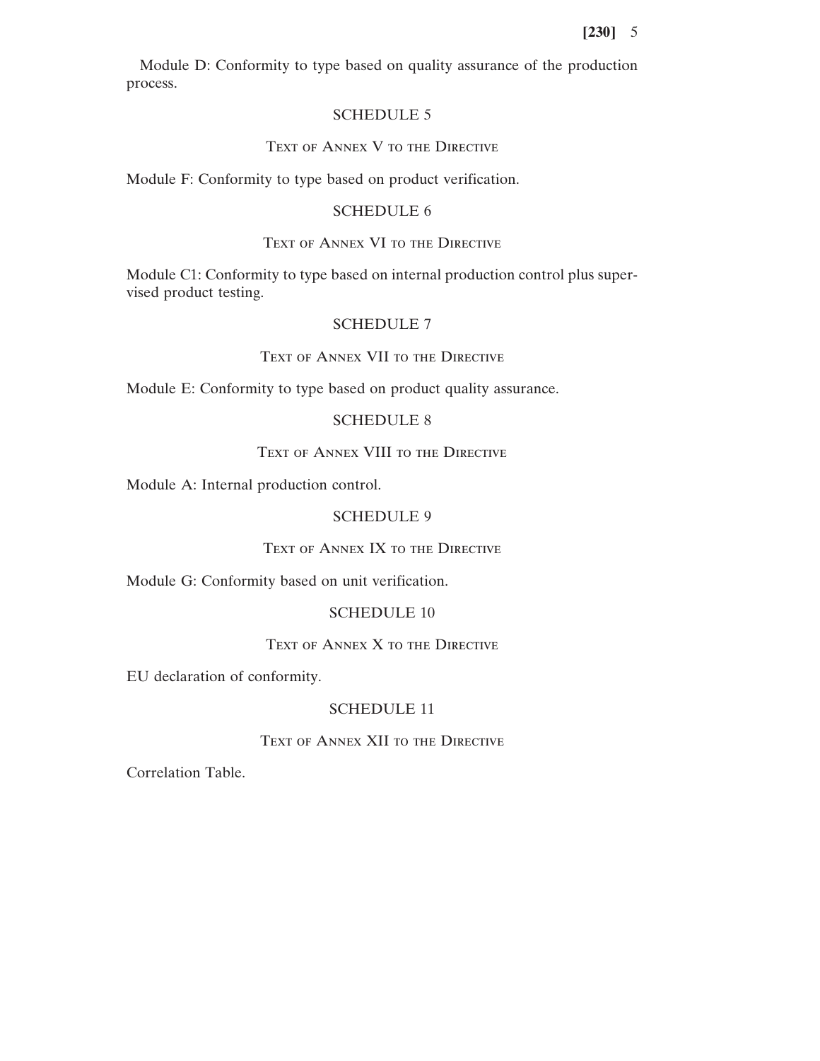Module D: Conformity to type based on quality assurance of the production process.

## SCHEDULE 5

### Text of Annex V to the Directive

Module F: Conformity to type based on product verification.

## SCHEDULE 6

### Text of Annex VI to the Directive

Module C1: Conformity to type based on internal production control plus supervised product testing.

## SCHEDULE 7

### Text of Annex VII to the Directive

Module E: Conformity to type based on product quality assurance.

## SCHEDULE 8

### Text of Annex VIII to the Directive

Module A: Internal production control.

## SCHEDULE 9

### Text of Annex IX to the Directive

Module G: Conformity based on unit verification.

## SCHEDULE 10

### Text of Annex X to the Directive

EU declaration of conformity.

## SCHEDULE 11

### Text of Annex XII to the Directive

Correlation Table.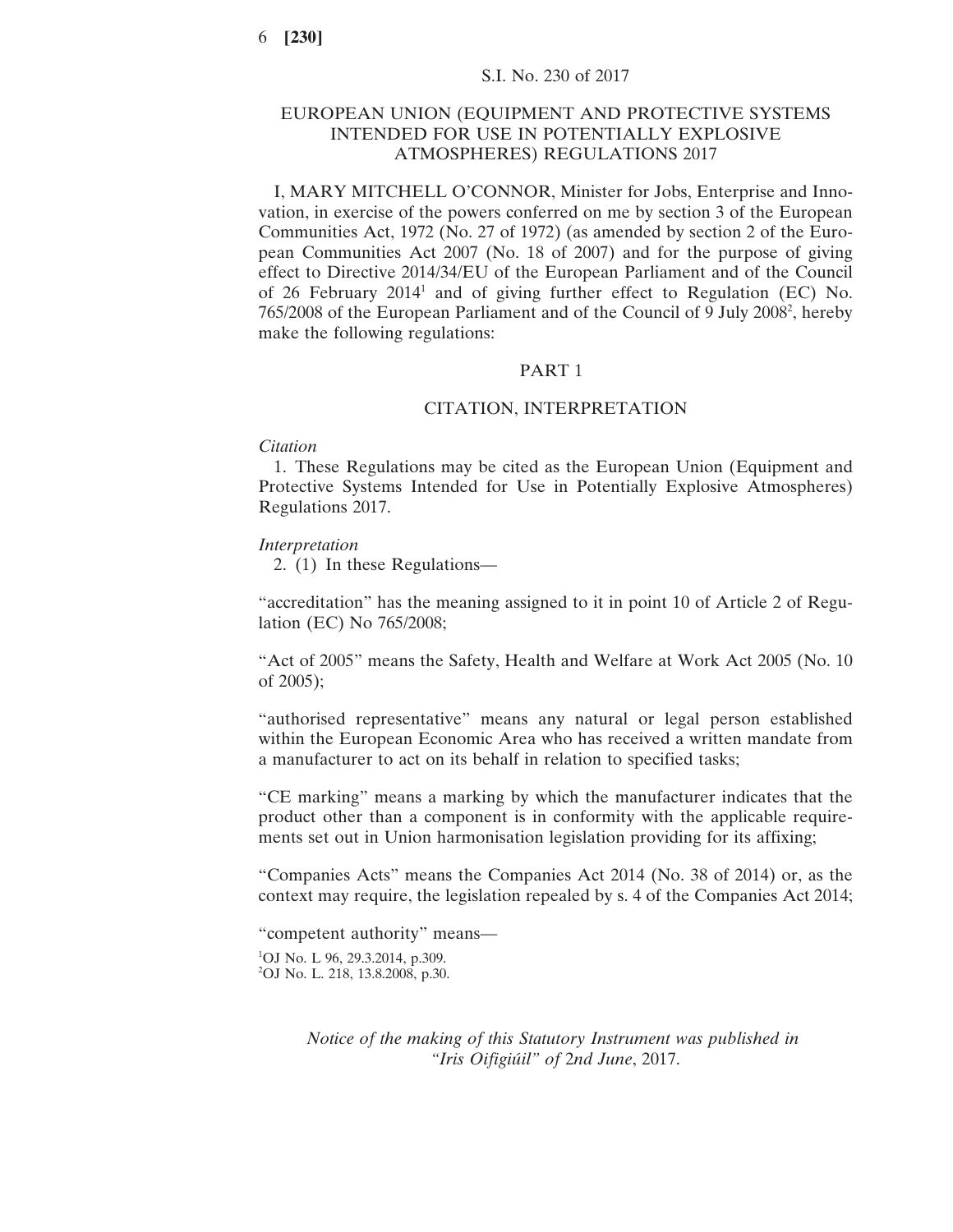S.I. No. 230 of 2017

# EUROPEAN UNION (EQUIPMENT AND PROTECTIVE SYSTEMS INTENDED FOR USE IN POTENTIALLY EXPLOSIVE ATMOSPHERES) REGULATIONS 2017

I, MARY MITCHELL O'CONNOR, Minister for Jobs, Enterprise and Innovation, in exercise of the powers conferred on me by section 3 of the European Communities Act, 1972 (No. 27 of 1972) (as amended by section 2 of the European Communities Act 2007 (No. 18 of 2007) and for the purpose of giving effect to Directive 2014/34/EU of the European Parliament and of the Council of 26 February 2014[1] and of giving further effect to Regulation (EC) No. 765/2008 of the European Parliament and of the Council of 9 July 2008[2], hereby make the following regulations:

## PART 1

## CITATION, INTERPRETATION

*Citation*

1. These Regulations may be cited as the European Union (Equipment and Protective Systems Intended for Use in Potentially Explosive Atmospheres) Regulations 2017.

*Interpretation*

2. (1) In these Regulations—

"accreditation" has the meaning assigned to it in point 10 of Article 2 of Regulation (EC) No 765/2008;

"Act of 2005" means the Safety, Health and Welfare at Work Act 2005 (No. 10 of 2005);

"authorised representative" means any natural or legal person established within the European Economic Area who has received a written mandate from a manufacturer to act on its behalf in relation to specified tasks;

"CE marking" means a marking by which the manufacturer indicates that the product other than a component is in conformity with the applicable requirements set out in Union harmonisation legislation providing for its affixing;

"Companies Acts" means the Companies Act 2014 (No. 38 of 2014) or, as the context may require, the legislation repealed by s. 4 of the Companies Act 2014;

"competent authority" means—

[1] OJ No. L 96, 29.3.2014, p.309.
[2] OJ No. L. 218, 13.8.2008, p.30.

*Notice of the making of this Statutory Instrument was published in "Iris Oifigiúil" of 2nd June*, 2017.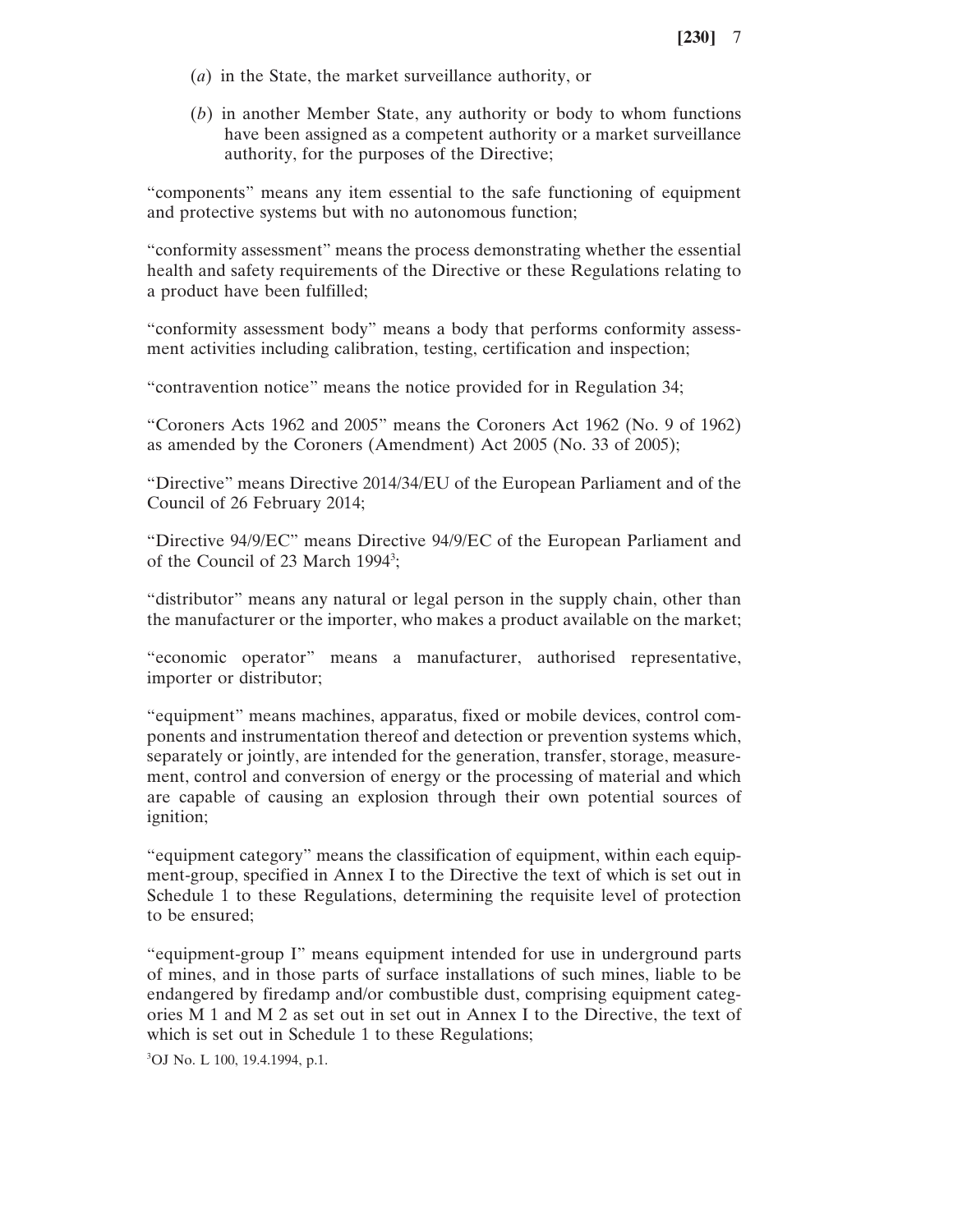(*a*) in the State, the market surveillance authority, or

(*b*) in another Member State, any authority or body to whom functions have been assigned as a competent authority or a market surveillance authority, for the purposes of the Directive;

"components" means any item essential to the safe functioning of equipment and protective systems but with no autonomous function;

"conformity assessment" means the process demonstrating whether the essential health and safety requirements of the Directive or these Regulations relating to a product have been fulfilled;

"conformity assessment body" means a body that performs conformity assessment activities including calibration, testing, certification and inspection;

"contravention notice" means the notice provided for in Regulation 34;

"Coroners Acts 1962 and 2005" means the Coroners Act 1962 (No. 9 of 1962) as amended by the Coroners (Amendment) Act 2005 (No. 33 of 2005);

"Directive" means Directive 2014/34/EU of the European Parliament and of the Council of 26 February 2014;

"Directive 94/9/EC" means Directive 94/9/EC of the European Parliament and of the Council of 23 March 1994[3];

"distributor" means any natural or legal person in the supply chain, other than the manufacturer or the importer, who makes a product available on the market;

"economic operator" means a manufacturer, authorised representative, importer or distributor;

"equipment" means machines, apparatus, fixed or mobile devices, control components and instrumentation thereof and detection or prevention systems which, separately or jointly, are intended for the generation, transfer, storage, measurement, control and conversion of energy or the processing of material and which are capable of causing an explosion through their own potential sources of ignition;

"equipment category" means the classification of equipment, within each equipment-group, specified in Annex I to the Directive the text of which is set out in Schedule 1 to these Regulations, determining the requisite level of protection to be ensured;

"equipment-group I" means equipment intended for use in underground parts of mines, and in those parts of surface installations of such mines, liable to be endangered by firedamp and/or combustible dust, comprising equipment categories M 1 and M 2 as set out in set out in Annex I to the Directive, the text of which is set out in Schedule 1 to these Regulations;

[3]OJ No. L 100, 19.4.1994, p.1.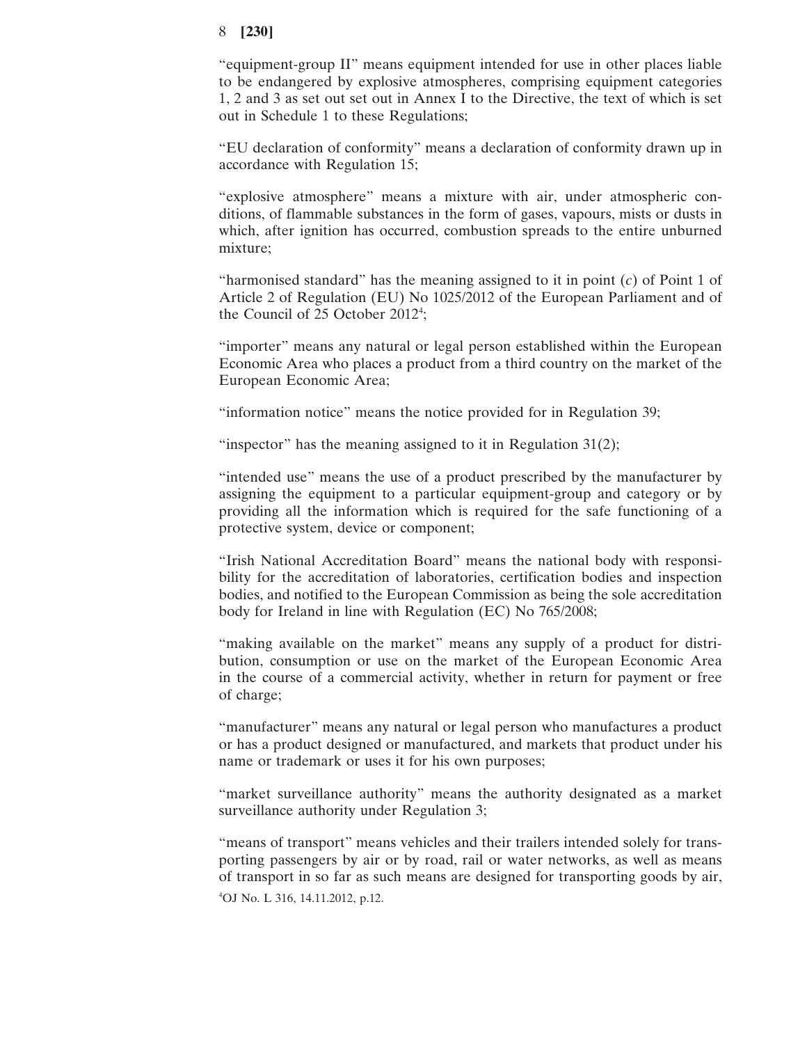"equipment-group II" means equipment intended for use in other places liable to be endangered by explosive atmospheres, comprising equipment categories 1, 2 and 3 as set out set out in Annex I to the Directive, the text of which is set out in Schedule 1 to these Regulations;

"EU declaration of conformity" means a declaration of conformity drawn up in accordance with Regulation 15;

"explosive atmosphere" means a mixture with air, under atmospheric conditions, of flammable substances in the form of gases, vapours, mists or dusts in which, after ignition has occurred, combustion spreads to the entire unburned mixture;

"harmonised standard" has the meaning assigned to it in point (*c*) of Point 1 of Article 2 of Regulation (EU) No 1025/2012 of the European Parliament and of the Council of 25 October 2012[4];

"importer" means any natural or legal person established within the European Economic Area who places a product from a third country on the market of the European Economic Area;

"information notice" means the notice provided for in Regulation 39;

"inspector" has the meaning assigned to it in Regulation 31(2);

"intended use" means the use of a product prescribed by the manufacturer by assigning the equipment to a particular equipment-group and category or by providing all the information which is required for the safe functioning of a protective system, device or component;

"Irish National Accreditation Board" means the national body with responsibility for the accreditation of laboratories, certification bodies and inspection bodies, and notified to the European Commission as being the sole accreditation body for Ireland in line with Regulation (EC) No 765/2008;

"making available on the market" means any supply of a product for distribution, consumption or use on the market of the European Economic Area in the course of a commercial activity, whether in return for payment or free of charge;

"manufacturer" means any natural or legal person who manufactures a product or has a product designed or manufactured, and markets that product under his name or trademark or uses it for his own purposes;

"market surveillance authority" means the authority designated as a market surveillance authority under Regulation 3;

"means of transport" means vehicles and their trailers intended solely for transporting passengers by air or by road, rail or water networks, as well as means of transport in so far as such means are designed for transporting goods by air,

[4]OJ No. L 316, 14.11.2012, p.12.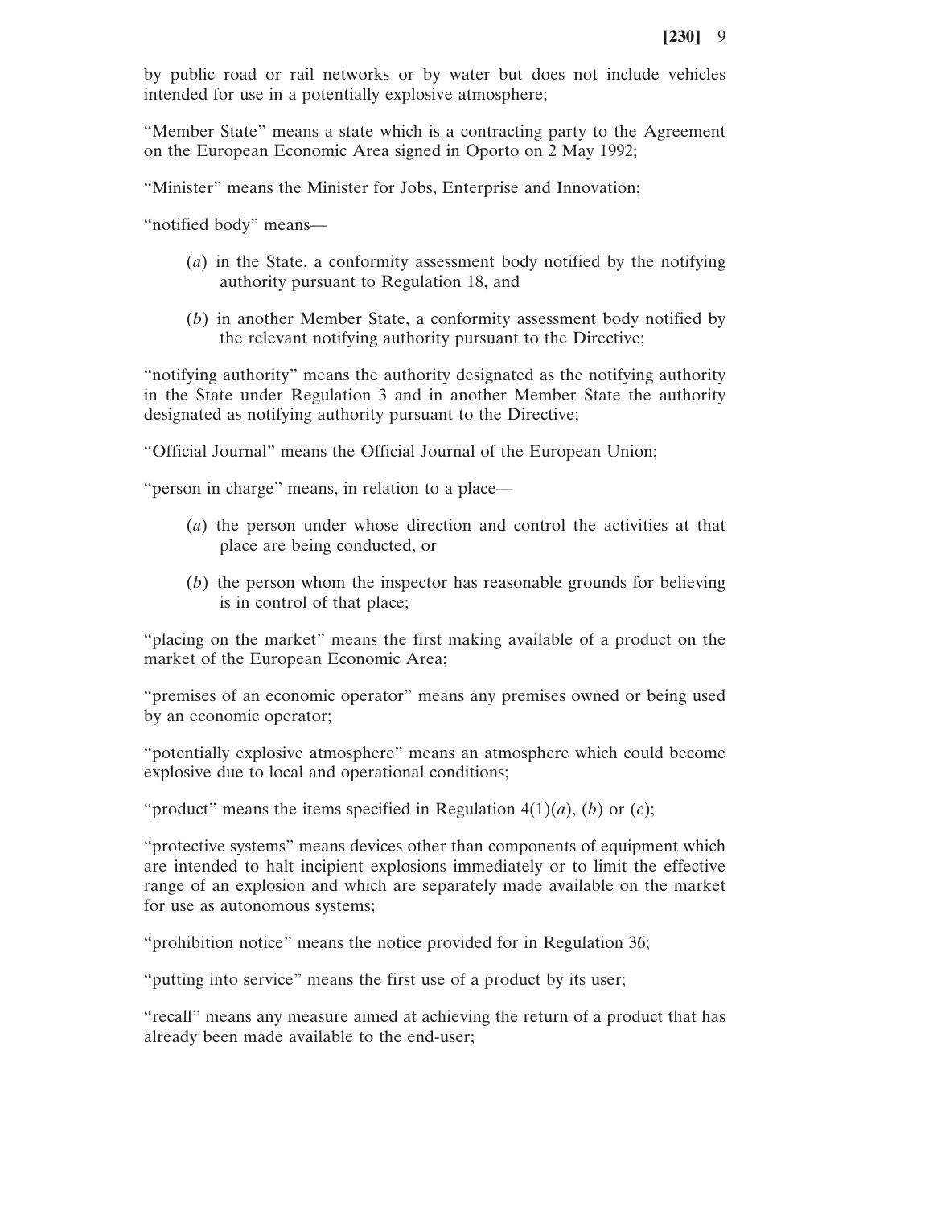by public road or rail networks or by water but does not include vehicles intended for use in a potentially explosive atmosphere;

“Member State” means a state which is a contracting party to the Agreement on the European Economic Area signed in Oporto on 2 May 1992;

“Minister” means the Minister for Jobs, Enterprise and Innovation;

“notified body” means—

(*a*) in the State, a conformity assessment body notified by the notifying authority pursuant to Regulation 18, and

(*b*) in another Member State, a conformity assessment body notified by the relevant notifying authority pursuant to the Directive;

“notifying authority” means the authority designated as the notifying authority in the State under Regulation 3 and in another Member State the authority designated as notifying authority pursuant to the Directive;

“Official Journal” means the Official Journal of the European Union;

“person in charge” means, in relation to a place—

(*a*) the person under whose direction and control the activities at that place are being conducted, or

(*b*) the person whom the inspector has reasonable grounds for believing is in control of that place;

“placing on the market” means the first making available of a product on the market of the European Economic Area;

“premises of an economic operator” means any premises owned or being used by an economic operator;

“potentially explosive atmosphere” means an atmosphere which could become explosive due to local and operational conditions;

“product” means the items specified in Regulation 4(1)(*a*), (*b*) or (*c*);

“protective systems” means devices other than components of equipment which are intended to halt incipient explosions immediately or to limit the effective range of an explosion and which are separately made available on the market for use as autonomous systems;

“prohibition notice” means the notice provided for in Regulation 36;

“putting into service” means the first use of a product by its user;

“recall” means any measure aimed at achieving the return of a product that has already been made available to the end-user;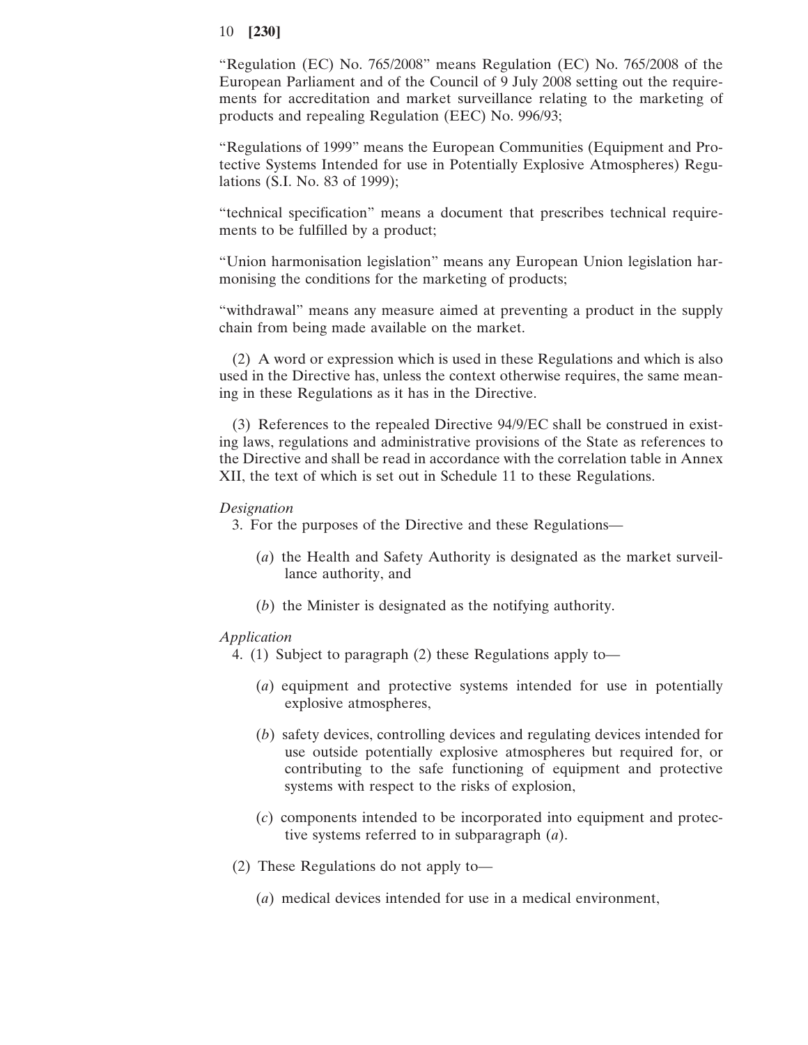"Regulation (EC) No. 765/2008" means Regulation (EC) No. 765/2008 of the European Parliament and of the Council of 9 July 2008 setting out the requirements for accreditation and market surveillance relating to the marketing of products and repealing Regulation (EEC) No. 996/93;

"Regulations of 1999" means the European Communities (Equipment and Protective Systems Intended for use in Potentially Explosive Atmospheres) Regulations (S.I. No. 83 of 1999);

"technical specification" means a document that prescribes technical requirements to be fulfilled by a product;

"Union harmonisation legislation" means any European Union legislation harmonising the conditions for the marketing of products;

"withdrawal" means any measure aimed at preventing a product in the supply chain from being made available on the market.

(2) A word or expression which is used in these Regulations and which is also used in the Directive has, unless the context otherwise requires, the same meaning in these Regulations as it has in the Directive.

(3) References to the repealed Directive 94/9/EC shall be construed in existing laws, regulations and administrative provisions of the State as references to the Directive and shall be read in accordance with the correlation table in Annex XII, the text of which is set out in Schedule 11 to these Regulations.

*Designation*

3. For the purposes of the Directive and these Regulations—

(*a*) the Health and Safety Authority is designated as the market surveillance authority, and

(*b*) the Minister is designated as the notifying authority.

*Application*

4. (1) Subject to paragraph (2) these Regulations apply to—

(*a*) equipment and protective systems intended for use in potentially explosive atmospheres,

(*b*) safety devices, controlling devices and regulating devices intended for use outside potentially explosive atmospheres but required for, or contributing to the safe functioning of equipment and protective systems with respect to the risks of explosion,

(*c*) components intended to be incorporated into equipment and protective systems referred to in subparagraph (*a*).

(2) These Regulations do not apply to—

(*a*) medical devices intended for use in a medical environment,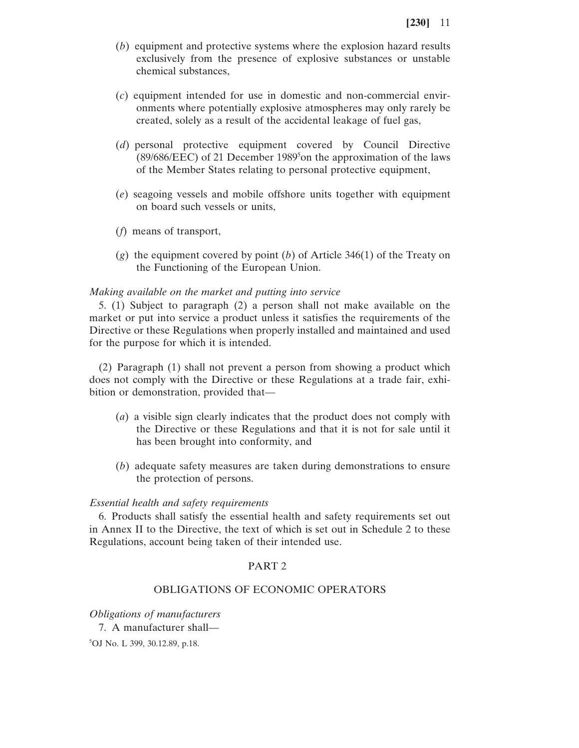(*b*) equipment and protective systems where the explosion hazard results exclusively from the presence of explosive substances or unstable chemical substances,

(*c*) equipment intended for use in domestic and non-commercial environments where potentially explosive atmospheres may only rarely be created, solely as a result of the accidental leakage of fuel gas,

(*d*) personal protective equipment covered by Council Directive (89/686/EEC) of 21 December 1989[5] on the approximation of the laws of the Member States relating to personal protective equipment,

(*e*) seagoing vessels and mobile offshore units together with equipment on board such vessels or units,

(*f*) means of transport,

(*g*) the equipment covered by point (*b*) of Article 346(1) of the Treaty on the Functioning of the European Union.

*Making available on the market and putting into service*

5. (1) Subject to paragraph (2) a person shall not make available on the market or put into service a product unless it satisfies the requirements of the Directive or these Regulations when properly installed and maintained and used for the purpose for which it is intended.

(2) Paragraph (1) shall not prevent a person from showing a product which does not comply with the Directive or these Regulations at a trade fair, exhibition or demonstration, provided that—

(*a*) a visible sign clearly indicates that the product does not comply with the Directive or these Regulations and that it is not for sale until it has been brought into conformity, and

(*b*) adequate safety measures are taken during demonstrations to ensure the protection of persons.

*Essential health and safety requirements*

6. Products shall satisfy the essential health and safety requirements set out in Annex II to the Directive, the text of which is set out in Schedule 2 to these Regulations, account being taken of their intended use.

## PART 2

## OBLIGATIONS OF ECONOMIC OPERATORS

*Obligations of manufacturers*

7. A manufacturer shall—

[5] OJ No. L 399, 30.12.89, p.18.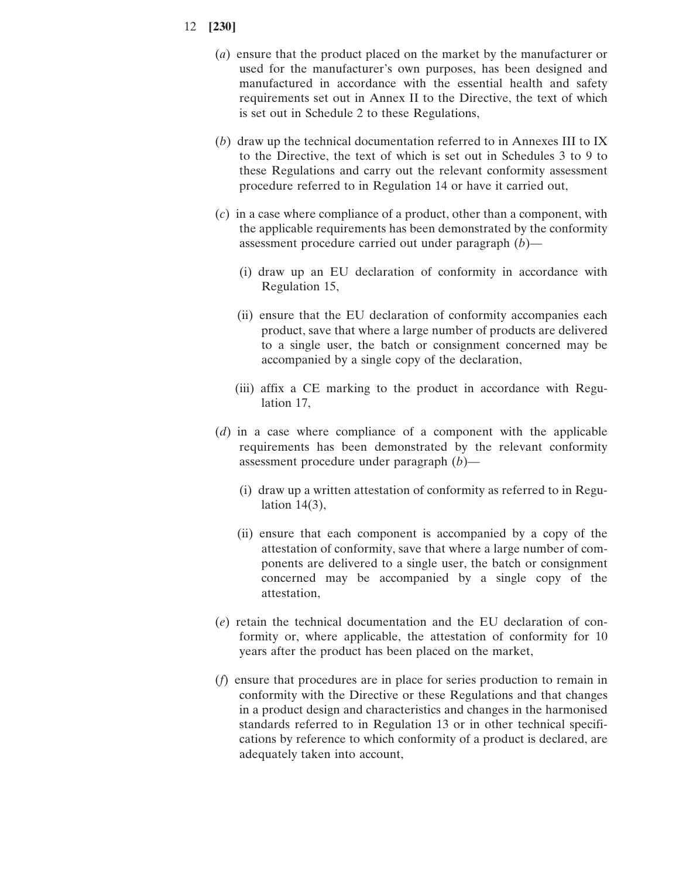(*a*) ensure that the product placed on the market by the manufacturer or used for the manufacturer's own purposes, has been designed and manufactured in accordance with the essential health and safety requirements set out in Annex II to the Directive, the text of which is set out in Schedule 2 to these Regulations,

(*b*) draw up the technical documentation referred to in Annexes III to IX to the Directive, the text of which is set out in Schedules 3 to 9 to these Regulations and carry out the relevant conformity assessment procedure referred to in Regulation 14 or have it carried out,

(*c*) in a case where compliance of a product, other than a component, with the applicable requirements has been demonstrated by the conformity assessment procedure carried out under paragraph (*b*)—

(i) draw up an EU declaration of conformity in accordance with Regulation 15,

(ii) ensure that the EU declaration of conformity accompanies each product, save that where a large number of products are delivered to a single user, the batch or consignment concerned may be accompanied by a single copy of the declaration,

(iii) affix a CE marking to the product in accordance with Regulation 17,

(*d*) in a case where compliance of a component with the applicable requirements has been demonstrated by the relevant conformity assessment procedure under paragraph (*b*)—

(i) draw up a written attestation of conformity as referred to in Regulation 14(3),

(ii) ensure that each component is accompanied by a copy of the attestation of conformity, save that where a large number of components are delivered to a single user, the batch or consignment concerned may be accompanied by a single copy of the attestation,

(*e*) retain the technical documentation and the EU declaration of conformity or, where applicable, the attestation of conformity for 10 years after the product has been placed on the market,

(*f*) ensure that procedures are in place for series production to remain in conformity with the Directive or these Regulations and that changes in a product design and characteristics and changes in the harmonised standards referred to in Regulation 13 or in other technical specifications by reference to which conformity of a product is declared, are adequately taken into account,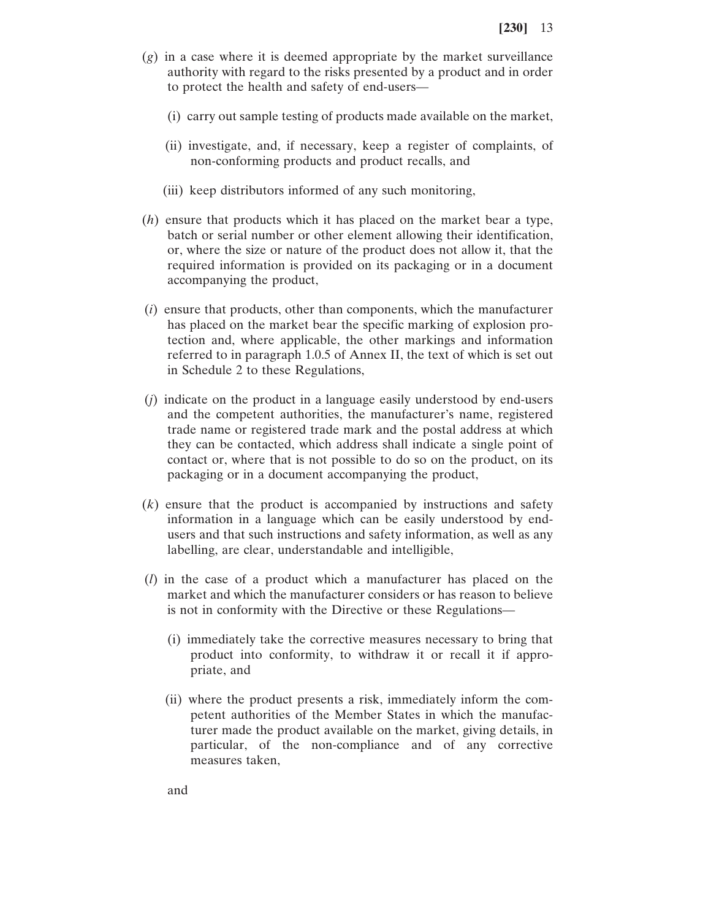(*g*) in a case where it is deemed appropriate by the market surveillance authority with regard to the risks presented by a product and in order to protect the health and safety of end-users—

(i) carry out sample testing of products made available on the market,

(ii) investigate, and, if necessary, keep a register of complaints, of non-conforming products and product recalls, and

(iii) keep distributors informed of any such monitoring,

(*h*) ensure that products which it has placed on the market bear a type, batch or serial number or other element allowing their identification, or, where the size or nature of the product does not allow it, that the required information is provided on its packaging or in a document accompanying the product,

(*i*) ensure that products, other than components, which the manufacturer has placed on the market bear the specific marking of explosion protection and, where applicable, the other markings and information referred to in paragraph 1.0.5 of Annex II, the text of which is set out in Schedule 2 to these Regulations,

(*j*) indicate on the product in a language easily understood by end-users and the competent authorities, the manufacturer's name, registered trade name or registered trade mark and the postal address at which they can be contacted, which address shall indicate a single point of contact or, where that is not possible to do so on the product, on its packaging or in a document accompanying the product,

(*k*) ensure that the product is accompanied by instructions and safety information in a language which can be easily understood by end-users and that such instructions and safety information, as well as any labelling, are clear, understandable and intelligible,

(*l*) in the case of a product which a manufacturer has placed on the market and which the manufacturer considers or has reason to believe is not in conformity with the Directive or these Regulations—

(i) immediately take the corrective measures necessary to bring that product into conformity, to withdraw it or recall it if appropriate, and

(ii) where the product presents a risk, immediately inform the competent authorities of the Member States in which the manufacturer made the product available on the market, giving details, in particular, of the non-compliance and of any corrective measures taken,

and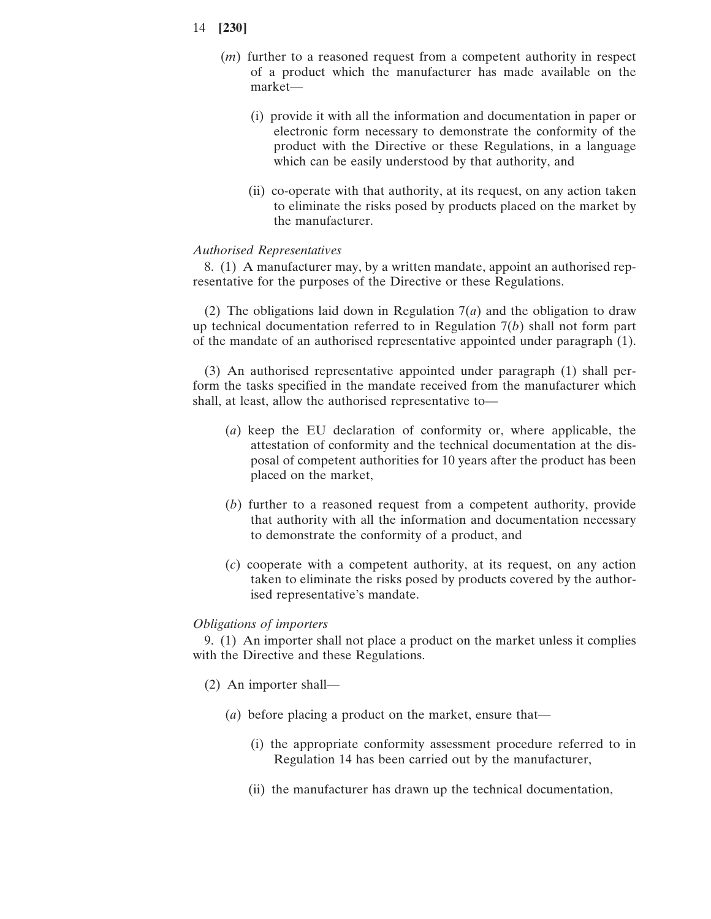(*m*) further to a reasoned request from a competent authority in respect of a product which the manufacturer has made available on the market—

(i) provide it with all the information and documentation in paper or electronic form necessary to demonstrate the conformity of the product with the Directive or these Regulations, in a language which can be easily understood by that authority, and

(ii) co-operate with that authority, at its request, on any action taken to eliminate the risks posed by products placed on the market by the manufacturer.

*Authorised Representatives*

8. (1) A manufacturer may, by a written mandate, appoint an authorised representative for the purposes of the Directive or these Regulations.

(2) The obligations laid down in Regulation 7(*a*) and the obligation to draw up technical documentation referred to in Regulation 7(*b*) shall not form part of the mandate of an authorised representative appointed under paragraph (1).

(3) An authorised representative appointed under paragraph (1) shall perform the tasks specified in the mandate received from the manufacturer which shall, at least, allow the authorised representative to—

(*a*) keep the EU declaration of conformity or, where applicable, the attestation of conformity and the technical documentation at the disposal of competent authorities for 10 years after the product has been placed on the market,

(*b*) further to a reasoned request from a competent authority, provide that authority with all the information and documentation necessary to demonstrate the conformity of a product, and

(*c*) cooperate with a competent authority, at its request, on any action taken to eliminate the risks posed by products covered by the authorised representative's mandate.

*Obligations of importers*

9. (1) An importer shall not place a product on the market unless it complies with the Directive and these Regulations.

(2) An importer shall—

(*a*) before placing a product on the market, ensure that—

(i) the appropriate conformity assessment procedure referred to in Regulation 14 has been carried out by the manufacturer,

(ii) the manufacturer has drawn up the technical documentation,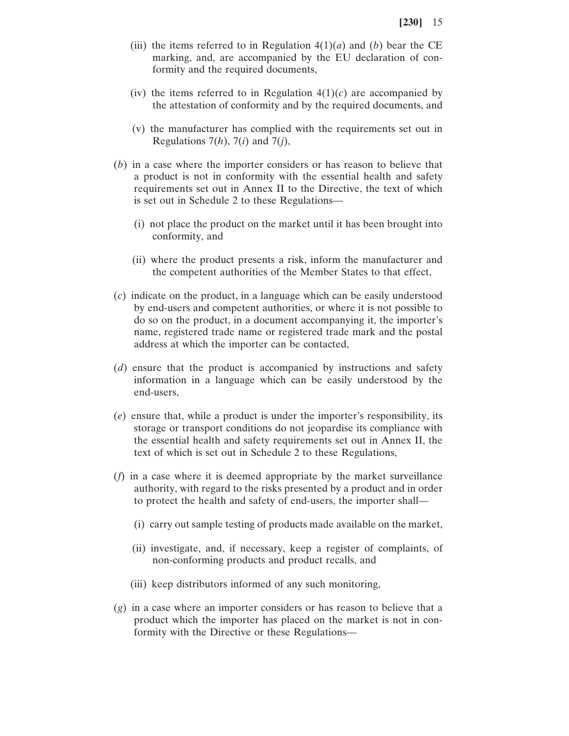(iii) the items referred to in Regulation 4(1)(*a*) and (*b*) bear the CE marking, and, are accompanied by the EU declaration of conformity and the required documents,

(iv) the items referred to in Regulation 4(1)(*c*) are accompanied by the attestation of conformity and by the required documents, and

(v) the manufacturer has complied with the requirements set out in Regulations 7(*h*), 7(*i*) and 7(*j*),

(*b*) in a case where the importer considers or has reason to believe that a product is not in conformity with the essential health and safety requirements set out in Annex II to the Directive, the text of which is set out in Schedule 2 to these Regulations—

(i) not place the product on the market until it has been brought into conformity, and

(ii) where the product presents a risk, inform the manufacturer and the competent authorities of the Member States to that effect,

(*c*) indicate on the product, in a language which can be easily understood by end-users and competent authorities, or where it is not possible to do so on the product, in a document accompanying it, the importer's name, registered trade name or registered trade mark and the postal address at which the importer can be contacted,

(*d*) ensure that the product is accompanied by instructions and safety information in a language which can be easily understood by the end-users,

(*e*) ensure that, while a product is under the importer's responsibility, its storage or transport conditions do not jeopardise its compliance with the essential health and safety requirements set out in Annex II, the text of which is set out in Schedule 2 to these Regulations,

(*f*) in a case where it is deemed appropriate by the market surveillance authority, with regard to the risks presented by a product and in order to protect the health and safety of end-users, the importer shall—

(i) carry out sample testing of products made available on the market,

(ii) investigate, and, if necessary, keep a register of complaints, of non-conforming products and product recalls, and

(iii) keep distributors informed of any such monitoring,

(*g*) in a case where an importer considers or has reason to believe that a product which the importer has placed on the market is not in conformity with the Directive or these Regulations—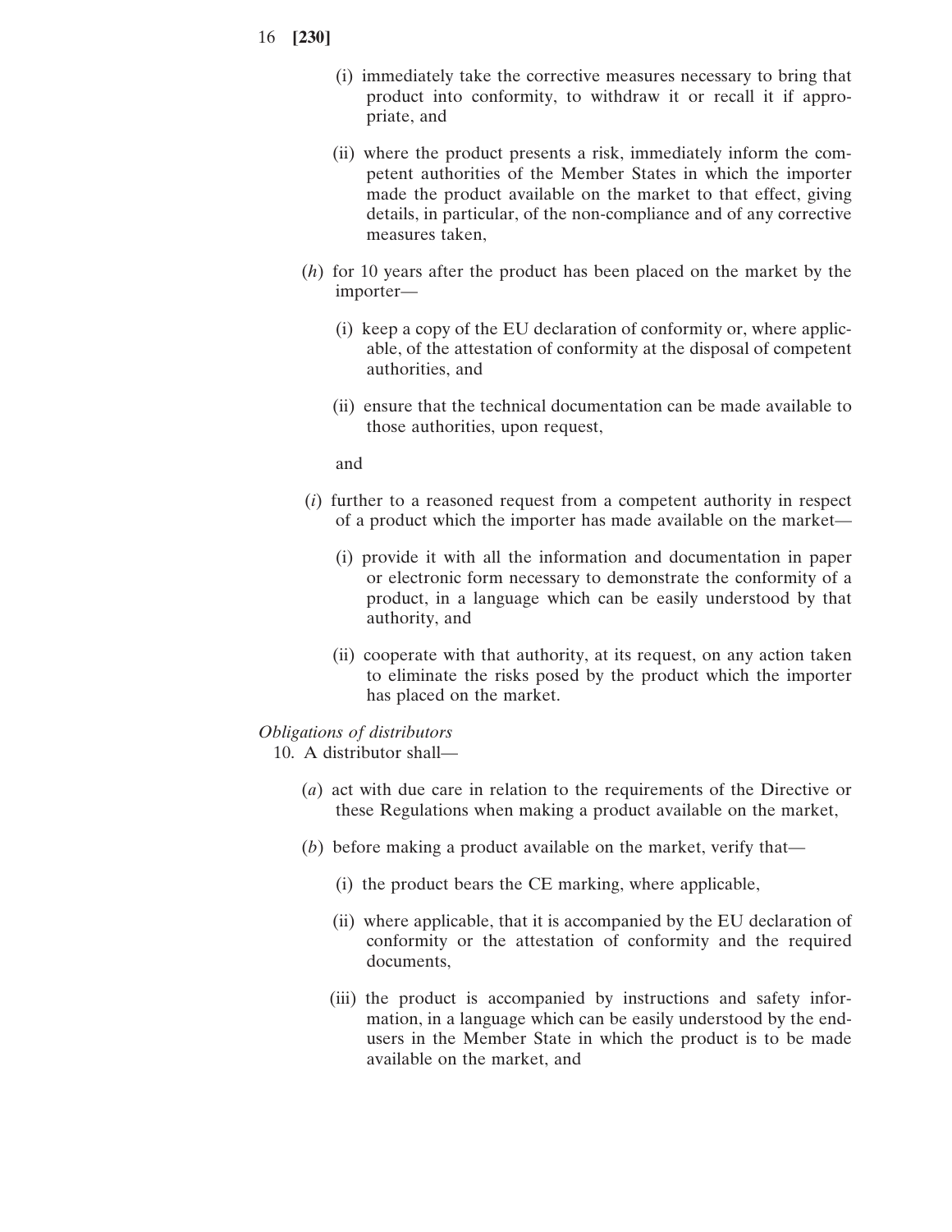(i) immediately take the corrective measures necessary to bring that product into conformity, to withdraw it or recall it if appropriate, and

(ii) where the product presents a risk, immediately inform the competent authorities of the Member States in which the importer made the product available on the market to that effect, giving details, in particular, of the non-compliance and of any corrective measures taken,

(*h*) for 10 years after the product has been placed on the market by the importer—

(i) keep a copy of the EU declaration of conformity or, where applicable, of the attestation of conformity at the disposal of competent authorities, and

(ii) ensure that the technical documentation can be made available to those authorities, upon request,

and

(*i*) further to a reasoned request from a competent authority in respect of a product which the importer has made available on the market—

(i) provide it with all the information and documentation in paper or electronic form necessary to demonstrate the conformity of a product, in a language which can be easily understood by that authority, and

(ii) cooperate with that authority, at its request, on any action taken to eliminate the risks posed by the product which the importer has placed on the market.

*Obligations of distributors*

10. A distributor shall—

(*a*) act with due care in relation to the requirements of the Directive or these Regulations when making a product available on the market,

(*b*) before making a product available on the market, verify that—

(i) the product bears the CE marking, where applicable,

(ii) where applicable, that it is accompanied by the EU declaration of conformity or the attestation of conformity and the required documents,

(iii) the product is accompanied by instructions and safety information, in a language which can be easily understood by the end-users in the Member State in which the product is to be made available on the market, and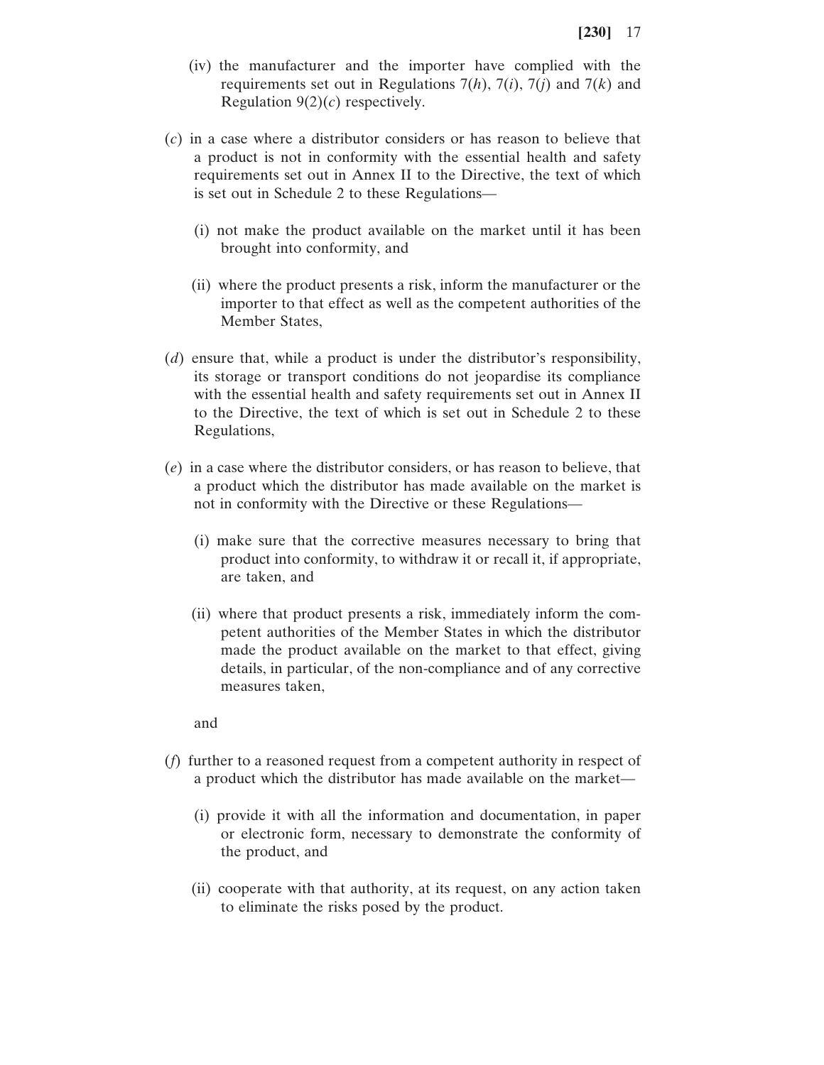(iv) the manufacturer and the importer have complied with the requirements set out in Regulations 7(*h*), 7(*i*), 7(*j*) and 7(*k*) and Regulation 9(2)(*c*) respectively.

(*c*) in a case where a distributor considers or has reason to believe that a product is not in conformity with the essential health and safety requirements set out in Annex II to the Directive, the text of which is set out in Schedule 2 to these Regulations—

(i) not make the product available on the market until it has been brought into conformity, and

(ii) where the product presents a risk, inform the manufacturer or the importer to that effect as well as the competent authorities of the Member States,

(*d*) ensure that, while a product is under the distributor's responsibility, its storage or transport conditions do not jeopardise its compliance with the essential health and safety requirements set out in Annex II to the Directive, the text of which is set out in Schedule 2 to these Regulations,

(*e*) in a case where the distributor considers, or has reason to believe, that a product which the distributor has made available on the market is not in conformity with the Directive or these Regulations—

(i) make sure that the corrective measures necessary to bring that product into conformity, to withdraw it or recall it, if appropriate, are taken, and

(ii) where that product presents a risk, immediately inform the competent authorities of the Member States in which the distributor made the product available on the market to that effect, giving details, in particular, of the non-compliance and of any corrective measures taken,

and

(*f*) further to a reasoned request from a competent authority in respect of a product which the distributor has made available on the market—

(i) provide it with all the information and documentation, in paper or electronic form, necessary to demonstrate the conformity of the product, and

(ii) cooperate with that authority, at its request, on any action taken to eliminate the risks posed by the product.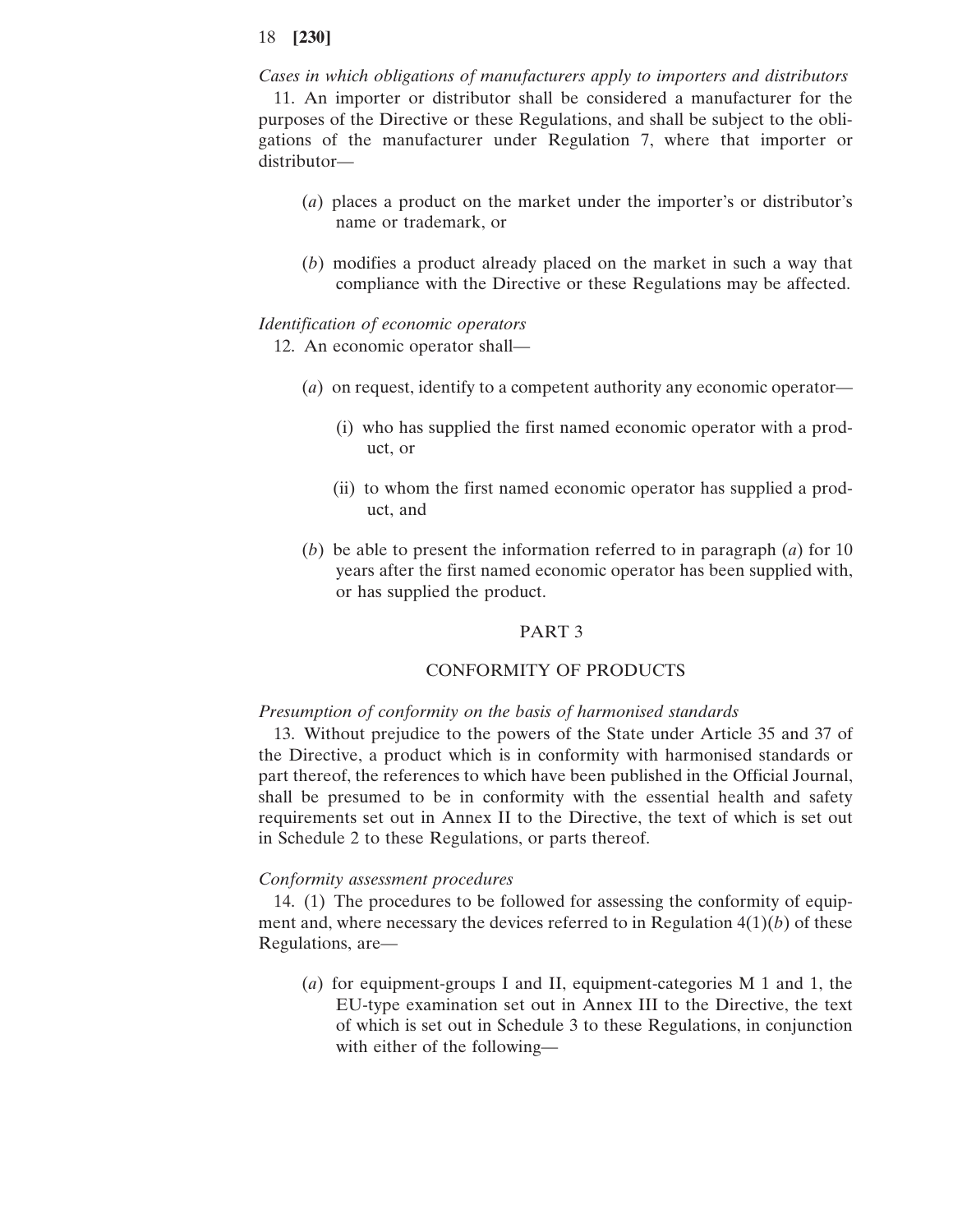*Cases in which obligations of manufacturers apply to importers and distributors*

11. An importer or distributor shall be considered a manufacturer for the purposes of the Directive or these Regulations, and shall be subject to the obligations of the manufacturer under Regulation 7, where that importer or distributor—

(*a*) places a product on the market under the importer's or distributor's name or trademark, or

(*b*) modifies a product already placed on the market in such a way that compliance with the Directive or these Regulations may be affected.

*Identification of economic operators*

12. An economic operator shall—

(*a*) on request, identify to a competent authority any economic operator—

(i) who has supplied the first named economic operator with a product, or

(ii) to whom the first named economic operator has supplied a product, and

(*b*) be able to present the information referred to in paragraph (*a*) for 10 years after the first named economic operator has been supplied with, or has supplied the product.

## PART 3

## CONFORMITY OF PRODUCTS

*Presumption of conformity on the basis of harmonised standards*

13. Without prejudice to the powers of the State under Article 35 and 37 of the Directive, a product which is in conformity with harmonised standards or part thereof, the references to which have been published in the Official Journal, shall be presumed to be in conformity with the essential health and safety requirements set out in Annex II to the Directive, the text of which is set out in Schedule 2 to these Regulations, or parts thereof.

*Conformity assessment procedures*

14. (1) The procedures to be followed for assessing the conformity of equipment and, where necessary the devices referred to in Regulation 4(1)(*b*) of these Regulations, are—

(*a*) for equipment-groups I and II, equipment-categories M 1 and 1, the EU-type examination set out in Annex III to the Directive, the text of which is set out in Schedule 3 to these Regulations, in conjunction with either of the following—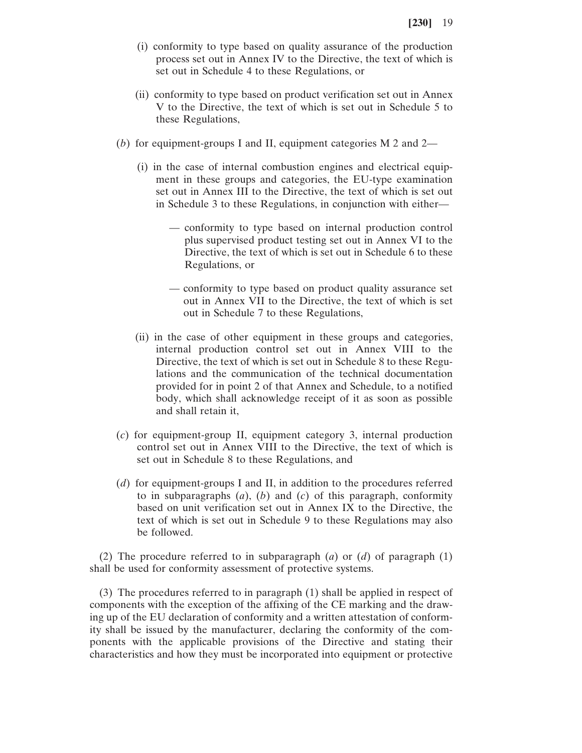(i) conformity to type based on quality assurance of the production process set out in Annex IV to the Directive, the text of which is set out in Schedule 4 to these Regulations, or

(ii) conformity to type based on product verification set out in Annex V to the Directive, the text of which is set out in Schedule 5 to these Regulations,

(*b*) for equipment-groups I and II, equipment categories M 2 and 2—

(i) in the case of internal combustion engines and electrical equipment in these groups and categories, the EU-type examination set out in Annex III to the Directive, the text of which is set out in Schedule 3 to these Regulations, in conjunction with either—

— conformity to type based on internal production control plus supervised product testing set out in Annex VI to the Directive, the text of which is set out in Schedule 6 to these Regulations, or

— conformity to type based on product quality assurance set out in Annex VII to the Directive, the text of which is set out in Schedule 7 to these Regulations,

(ii) in the case of other equipment in these groups and categories, internal production control set out in Annex VIII to the Directive, the text of which is set out in Schedule 8 to these Regulations and the communication of the technical documentation provided for in point 2 of that Annex and Schedule, to a notified body, which shall acknowledge receipt of it as soon as possible and shall retain it,

(*c*) for equipment-group II, equipment category 3, internal production control set out in Annex VIII to the Directive, the text of which is set out in Schedule 8 to these Regulations, and

(*d*) for equipment-groups I and II, in addition to the procedures referred to in subparagraphs (*a*), (*b*) and (*c*) of this paragraph, conformity based on unit verification set out in Annex IX to the Directive, the text of which is set out in Schedule 9 to these Regulations may also be followed.

(2) The procedure referred to in subparagraph (*a*) or (*d*) of paragraph (1) shall be used for conformity assessment of protective systems.

(3) The procedures referred to in paragraph (1) shall be applied in respect of components with the exception of the affixing of the CE marking and the drawing up of the EU declaration of conformity and a written attestation of conformity shall be issued by the manufacturer, declaring the conformity of the components with the applicable provisions of the Directive and stating their characteristics and how they must be incorporated into equipment or protective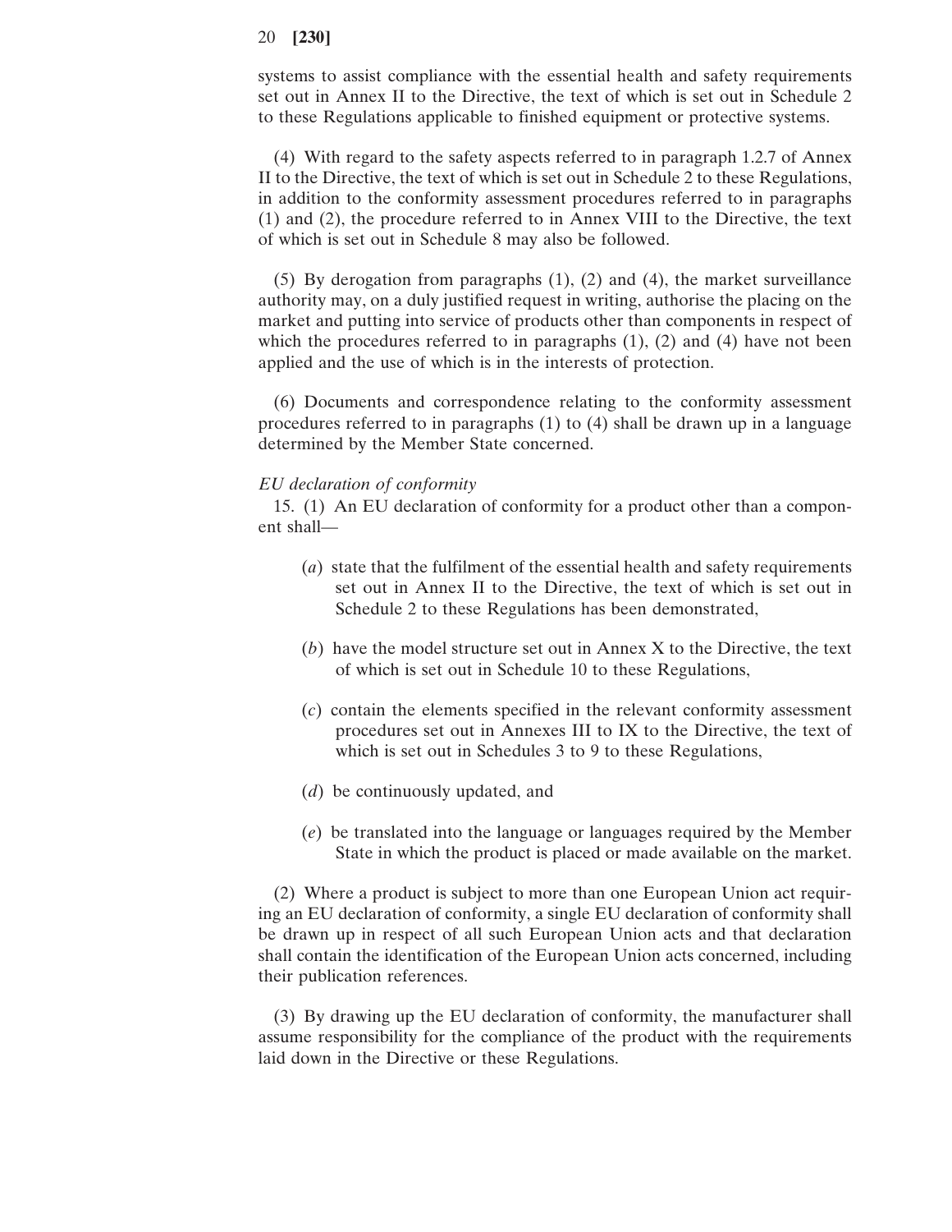systems to assist compliance with the essential health and safety requirements set out in Annex II to the Directive, the text of which is set out in Schedule 2 to these Regulations applicable to finished equipment or protective systems.

(4) With regard to the safety aspects referred to in paragraph 1.2.7 of Annex II to the Directive, the text of which is set out in Schedule 2 to these Regulations, in addition to the conformity assessment procedures referred to in paragraphs (1) and (2), the procedure referred to in Annex VIII to the Directive, the text of which is set out in Schedule 8 may also be followed.

(5) By derogation from paragraphs (1), (2) and (4), the market surveillance authority may, on a duly justified request in writing, authorise the placing on the market and putting into service of products other than components in respect of which the procedures referred to in paragraphs (1), (2) and (4) have not been applied and the use of which is in the interests of protection.

(6) Documents and correspondence relating to the conformity assessment procedures referred to in paragraphs (1) to (4) shall be drawn up in a language determined by the Member State concerned.

*EU declaration of conformity*

15. (1) An EU declaration of conformity for a product other than a component shall—

(*a*) state that the fulfilment of the essential health and safety requirements set out in Annex II to the Directive, the text of which is set out in Schedule 2 to these Regulations has been demonstrated,

(*b*) have the model structure set out in Annex X to the Directive, the text of which is set out in Schedule 10 to these Regulations,

(*c*) contain the elements specified in the relevant conformity assessment procedures set out in Annexes III to IX to the Directive, the text of which is set out in Schedules 3 to 9 to these Regulations,

(*d*) be continuously updated, and

(*e*) be translated into the language or languages required by the Member State in which the product is placed or made available on the market.

(2) Where a product is subject to more than one European Union act requiring an EU declaration of conformity, a single EU declaration of conformity shall be drawn up in respect of all such European Union acts and that declaration shall contain the identification of the European Union acts concerned, including their publication references.

(3) By drawing up the EU declaration of conformity, the manufacturer shall assume responsibility for the compliance of the product with the requirements laid down in the Directive or these Regulations.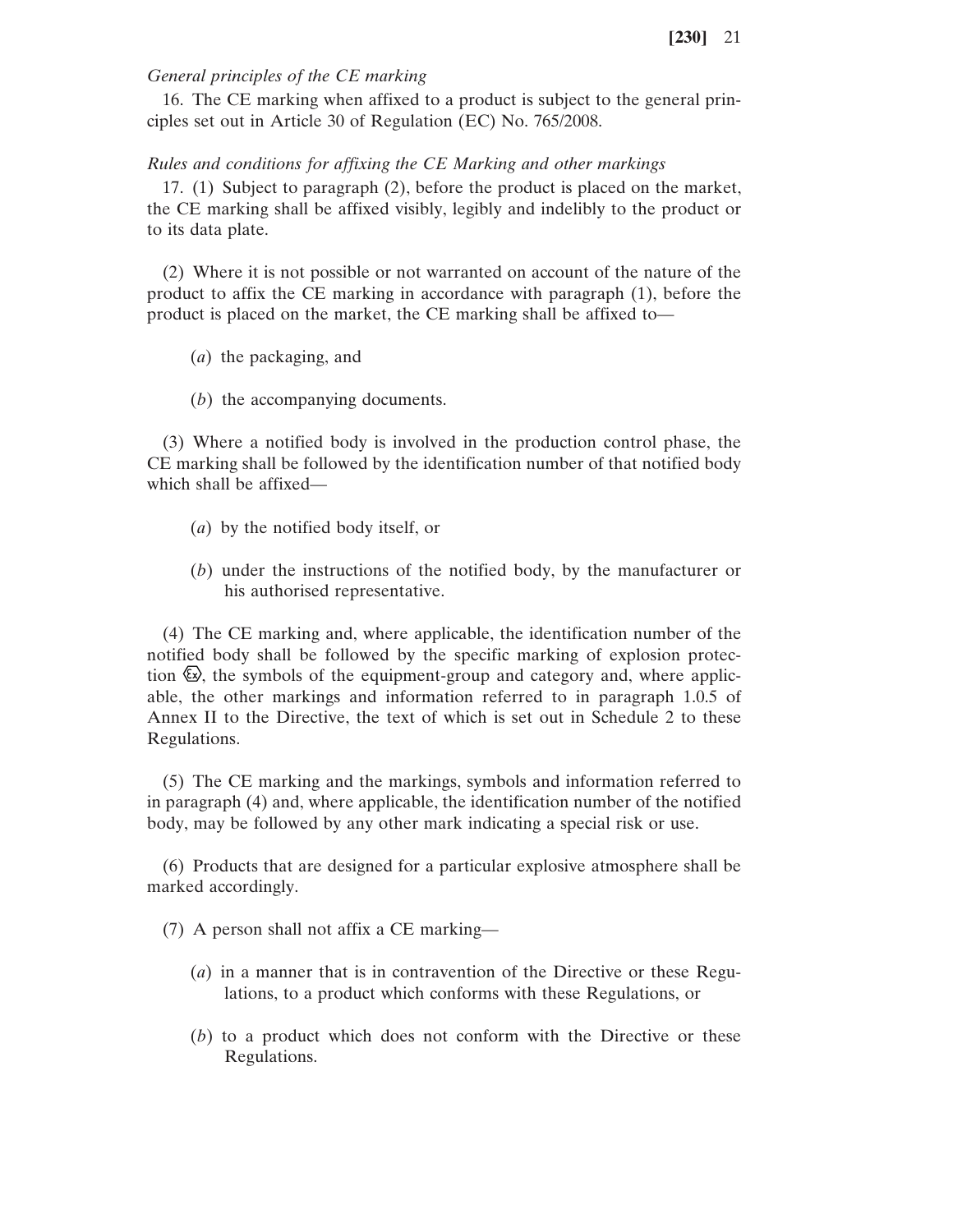*General principles of the CE marking*

16. The CE marking when affixed to a product is subject to the general principles set out in Article 30 of Regulation (EC) No. 765/2008.

*Rules and conditions for affixing the CE Marking and other markings*

17. (1) Subject to paragraph (2), before the product is placed on the market, the CE marking shall be affixed visibly, legibly and indelibly to the product or to its data plate.

(2) Where it is not possible or not warranted on account of the nature of the product to affix the CE marking in accordance with paragraph (1), before the product is placed on the market, the CE marking shall be affixed to—

(*a*) the packaging, and

(*b*) the accompanying documents.

(3) Where a notified body is involved in the production control phase, the CE marking shall be followed by the identification number of that notified body which shall be affixed—

(*a*) by the notified body itself, or

(*b*) under the instructions of the notified body, by the manufacturer or his authorised representative.

(4) The CE marking and, where applicable, the identification number of the notified body shall be followed by the specific marking of explosion protection ⟨Ex⟩, the symbols of the equipment-group and category and, where applicable, the other markings and information referred to in paragraph 1.0.5 of Annex II to the Directive, the text of which is set out in Schedule 2 to these Regulations.

(5) The CE marking and the markings, symbols and information referred to in paragraph (4) and, where applicable, the identification number of the notified body, may be followed by any other mark indicating a special risk or use.

(6) Products that are designed for a particular explosive atmosphere shall be marked accordingly.

(7) A person shall not affix a CE marking—

(*a*) in a manner that is in contravention of the Directive or these Regulations, to a product which conforms with these Regulations, or

(*b*) to a product which does not conform with the Directive or these Regulations.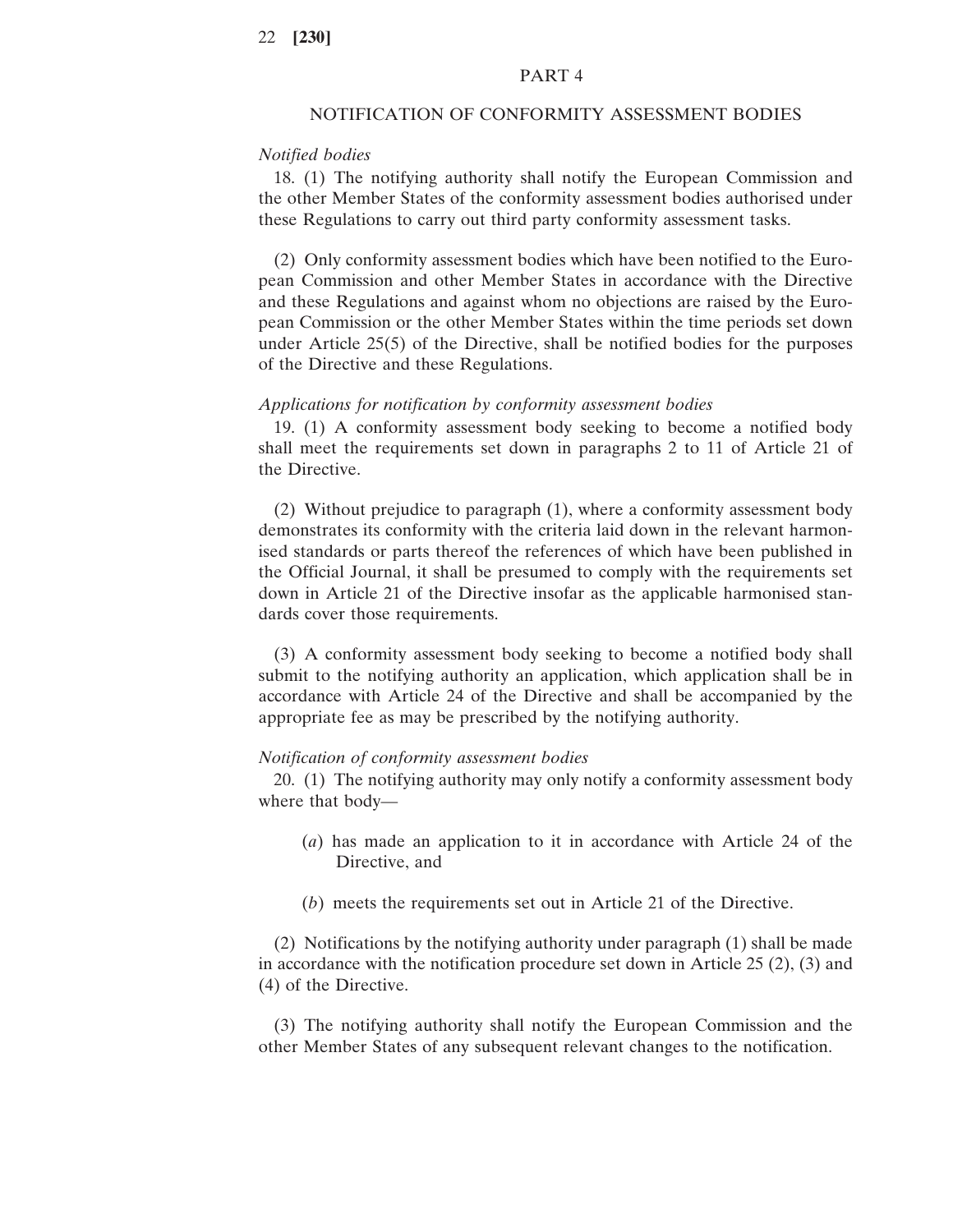## PART 4

## NOTIFICATION OF CONFORMITY ASSESSMENT BODIES

*Notified bodies*

18. (1) The notifying authority shall notify the European Commission and the other Member States of the conformity assessment bodies authorised under these Regulations to carry out third party conformity assessment tasks.

(2) Only conformity assessment bodies which have been notified to the European Commission and other Member States in accordance with the Directive and these Regulations and against whom no objections are raised by the European Commission or the other Member States within the time periods set down under Article 25(5) of the Directive, shall be notified bodies for the purposes of the Directive and these Regulations.

*Applications for notification by conformity assessment bodies*

19. (1) A conformity assessment body seeking to become a notified body shall meet the requirements set down in paragraphs 2 to 11 of Article 21 of the Directive.

(2) Without prejudice to paragraph (1), where a conformity assessment body demonstrates its conformity with the criteria laid down in the relevant harmonised standards or parts thereof the references of which have been published in the Official Journal, it shall be presumed to comply with the requirements set down in Article 21 of the Directive insofar as the applicable harmonised standards cover those requirements.

(3) A conformity assessment body seeking to become a notified body shall submit to the notifying authority an application, which application shall be in accordance with Article 24 of the Directive and shall be accompanied by the appropriate fee as may be prescribed by the notifying authority.

*Notification of conformity assessment bodies*

20. (1) The notifying authority may only notify a conformity assessment body where that body—

(*a*) has made an application to it in accordance with Article 24 of the Directive, and

(*b*) meets the requirements set out in Article 21 of the Directive.

(2) Notifications by the notifying authority under paragraph (1) shall be made in accordance with the notification procedure set down in Article 25 (2), (3) and (4) of the Directive.

(3) The notifying authority shall notify the European Commission and the other Member States of any subsequent relevant changes to the notification.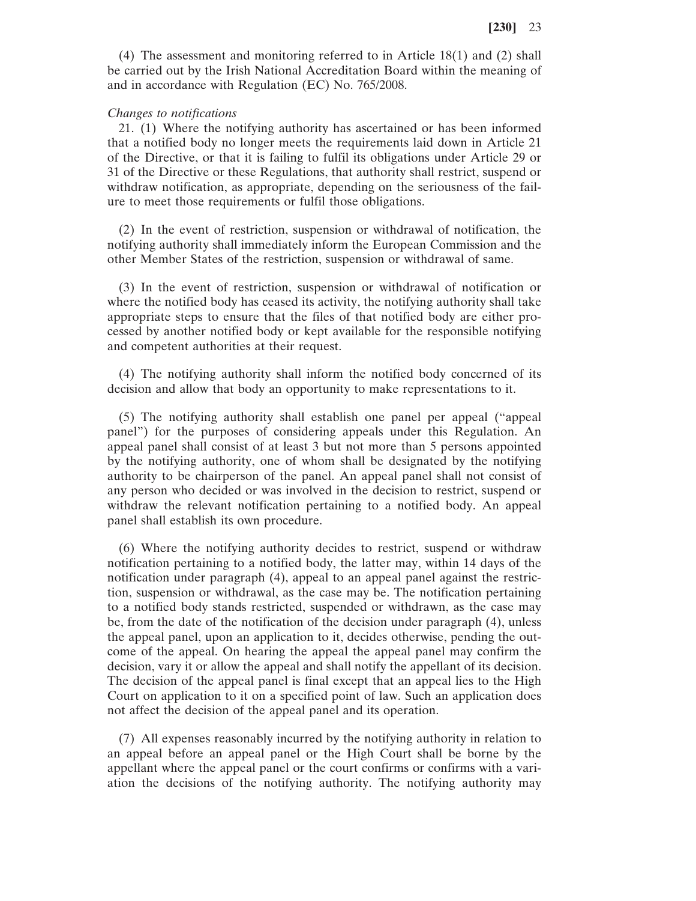(4) The assessment and monitoring referred to in Article 18(1) and (2) shall be carried out by the Irish National Accreditation Board within the meaning of and in accordance with Regulation (EC) No. 765/2008.

*Changes to notifications*

21. (1) Where the notifying authority has ascertained or has been informed that a notified body no longer meets the requirements laid down in Article 21 of the Directive, or that it is failing to fulfil its obligations under Article 29 or 31 of the Directive or these Regulations, that authority shall restrict, suspend or withdraw notification, as appropriate, depending on the seriousness of the failure to meet those requirements or fulfil those obligations.

(2) In the event of restriction, suspension or withdrawal of notification, the notifying authority shall immediately inform the European Commission and the other Member States of the restriction, suspension or withdrawal of same.

(3) In the event of restriction, suspension or withdrawal of notification or where the notified body has ceased its activity, the notifying authority shall take appropriate steps to ensure that the files of that notified body are either processed by another notified body or kept available for the responsible notifying and competent authorities at their request.

(4) The notifying authority shall inform the notified body concerned of its decision and allow that body an opportunity to make representations to it.

(5) The notifying authority shall establish one panel per appeal ("appeal panel") for the purposes of considering appeals under this Regulation. An appeal panel shall consist of at least 3 but not more than 5 persons appointed by the notifying authority, one of whom shall be designated by the notifying authority to be chairperson of the panel. An appeal panel shall not consist of any person who decided or was involved in the decision to restrict, suspend or withdraw the relevant notification pertaining to a notified body. An appeal panel shall establish its own procedure.

(6) Where the notifying authority decides to restrict, suspend or withdraw notification pertaining to a notified body, the latter may, within 14 days of the notification under paragraph (4), appeal to an appeal panel against the restriction, suspension or withdrawal, as the case may be. The notification pertaining to a notified body stands restricted, suspended or withdrawn, as the case may be, from the date of the notification of the decision under paragraph (4), unless the appeal panel, upon an application to it, decides otherwise, pending the outcome of the appeal. On hearing the appeal the appeal panel may confirm the decision, vary it or allow the appeal and shall notify the appellant of its decision. The decision of the appeal panel is final except that an appeal lies to the High Court on application to it on a specified point of law. Such an application does not affect the decision of the appeal panel and its operation.

(7) All expenses reasonably incurred by the notifying authority in relation to an appeal before an appeal panel or the High Court shall be borne by the appellant where the appeal panel or the court confirms or confirms with a variation the decisions of the notifying authority. The notifying authority may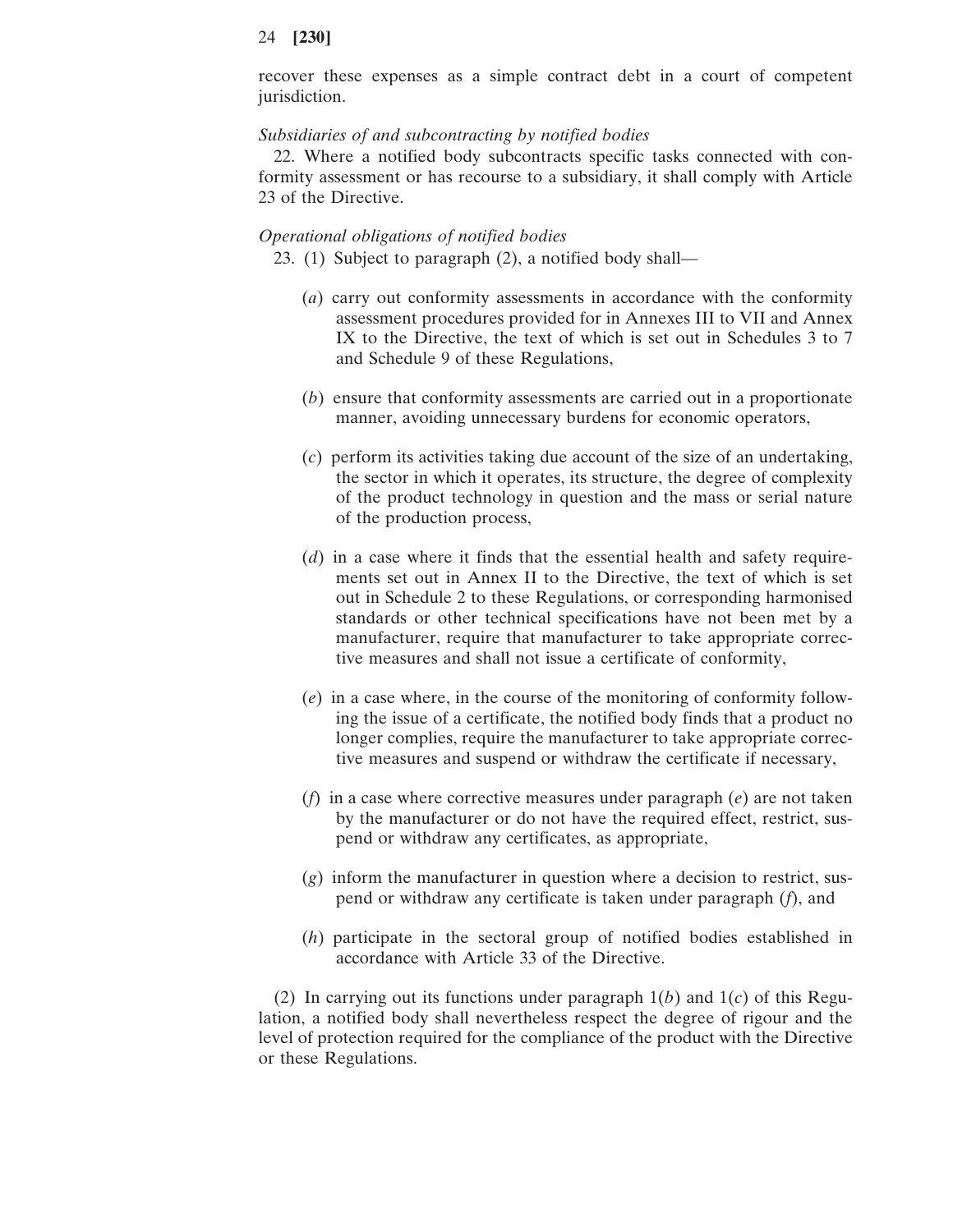recover these expenses as a simple contract debt in a court of competent jurisdiction.

*Subsidiaries of and subcontracting by notified bodies*

22. Where a notified body subcontracts specific tasks connected with conformity assessment or has recourse to a subsidiary, it shall comply with Article 23 of the Directive.

*Operational obligations of notified bodies*

23. (1) Subject to paragraph (2), a notified body shall—

(*a*) carry out conformity assessments in accordance with the conformity assessment procedures provided for in Annexes III to VII and Annex IX to the Directive, the text of which is set out in Schedules 3 to 7 and Schedule 9 of these Regulations,

(*b*) ensure that conformity assessments are carried out in a proportionate manner, avoiding unnecessary burdens for economic operators,

(*c*) perform its activities taking due account of the size of an undertaking, the sector in which it operates, its structure, the degree of complexity of the product technology in question and the mass or serial nature of the production process,

(*d*) in a case where it finds that the essential health and safety requirements set out in Annex II to the Directive, the text of which is set out in Schedule 2 to these Regulations, or corresponding harmonised standards or other technical specifications have not been met by a manufacturer, require that manufacturer to take appropriate corrective measures and shall not issue a certificate of conformity,

(*e*) in a case where, in the course of the monitoring of conformity following the issue of a certificate, the notified body finds that a product no longer complies, require the manufacturer to take appropriate corrective measures and suspend or withdraw the certificate if necessary,

(*f*) in a case where corrective measures under paragraph (*e*) are not taken by the manufacturer or do not have the required effect, restrict, suspend or withdraw any certificates, as appropriate,

(*g*) inform the manufacturer in question where a decision to restrict, suspend or withdraw any certificate is taken under paragraph (*f*), and

(*h*) participate in the sectoral group of notified bodies established in accordance with Article 33 of the Directive.

(2) In carrying out its functions under paragraph 1(*b*) and 1(*c*) of this Regulation, a notified body shall nevertheless respect the degree of rigour and the level of protection required for the compliance of the product with the Directive or these Regulations.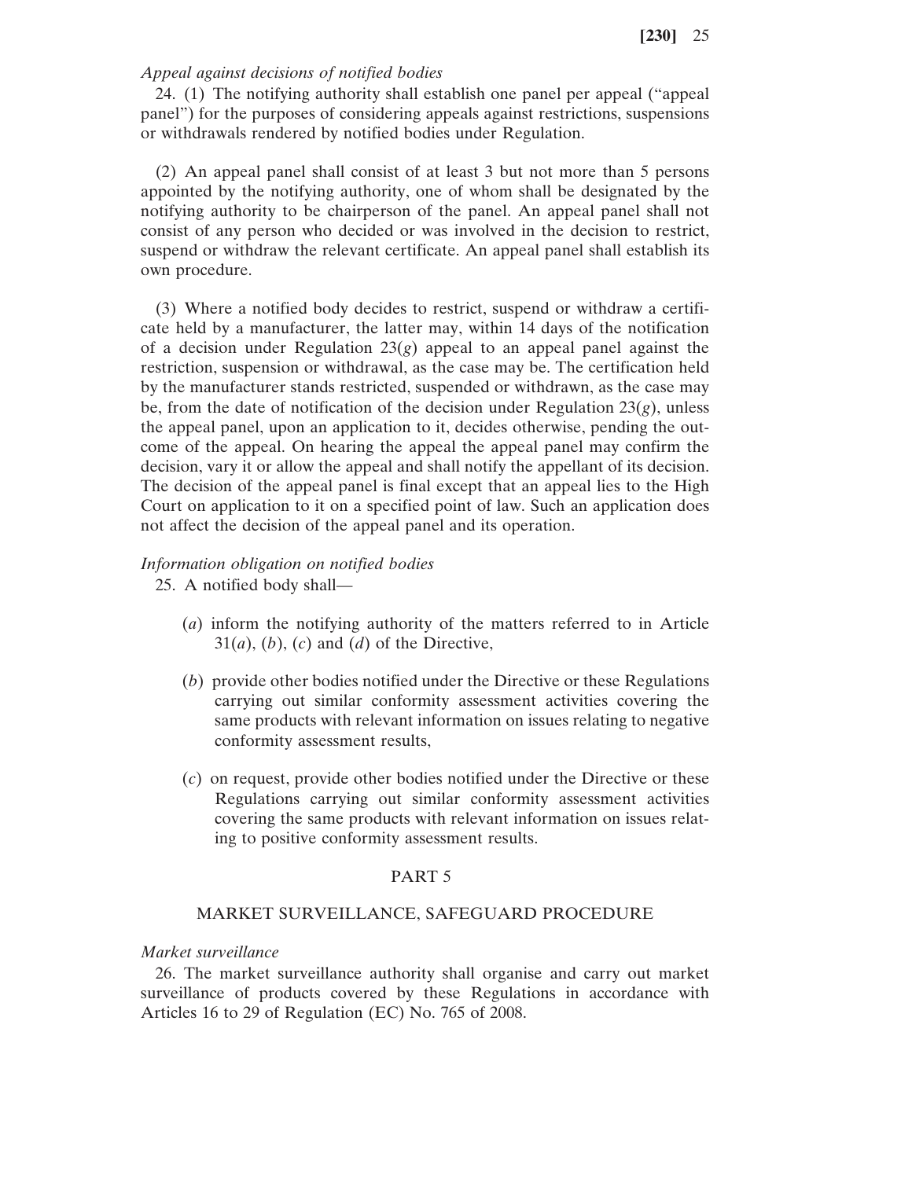*Appeal against decisions of notified bodies*

24. (1) The notifying authority shall establish one panel per appeal ("appeal panel") for the purposes of considering appeals against restrictions, suspensions or withdrawals rendered by notified bodies under Regulation.

(2) An appeal panel shall consist of at least 3 but not more than 5 persons appointed by the notifying authority, one of whom shall be designated by the notifying authority to be chairperson of the panel. An appeal panel shall not consist of any person who decided or was involved in the decision to restrict, suspend or withdraw the relevant certificate. An appeal panel shall establish its own procedure.

(3) Where a notified body decides to restrict, suspend or withdraw a certificate held by a manufacturer, the latter may, within 14 days of the notification of a decision under Regulation 23(*g*) appeal to an appeal panel against the restriction, suspension or withdrawal, as the case may be. The certification held by the manufacturer stands restricted, suspended or withdrawn, as the case may be, from the date of notification of the decision under Regulation 23(*g*), unless the appeal panel, upon an application to it, decides otherwise, pending the outcome of the appeal. On hearing the appeal the appeal panel may confirm the decision, vary it or allow the appeal and shall notify the appellant of its decision. The decision of the appeal panel is final except that an appeal lies to the High Court on application to it on a specified point of law. Such an application does not affect the decision of the appeal panel and its operation.

*Information obligation on notified bodies*

25. A notified body shall—

(*a*) inform the notifying authority of the matters referred to in Article 31(*a*), (*b*), (*c*) and (*d*) of the Directive,

(*b*) provide other bodies notified under the Directive or these Regulations carrying out similar conformity assessment activities covering the same products with relevant information on issues relating to negative conformity assessment results,

(*c*) on request, provide other bodies notified under the Directive or these Regulations carrying out similar conformity assessment activities covering the same products with relevant information on issues relating to positive conformity assessment results.

## PART 5

## MARKET SURVEILLANCE, SAFEGUARD PROCEDURE

*Market surveillance*

26. The market surveillance authority shall organise and carry out market surveillance of products covered by these Regulations in accordance with Articles 16 to 29 of Regulation (EC) No. 765 of 2008.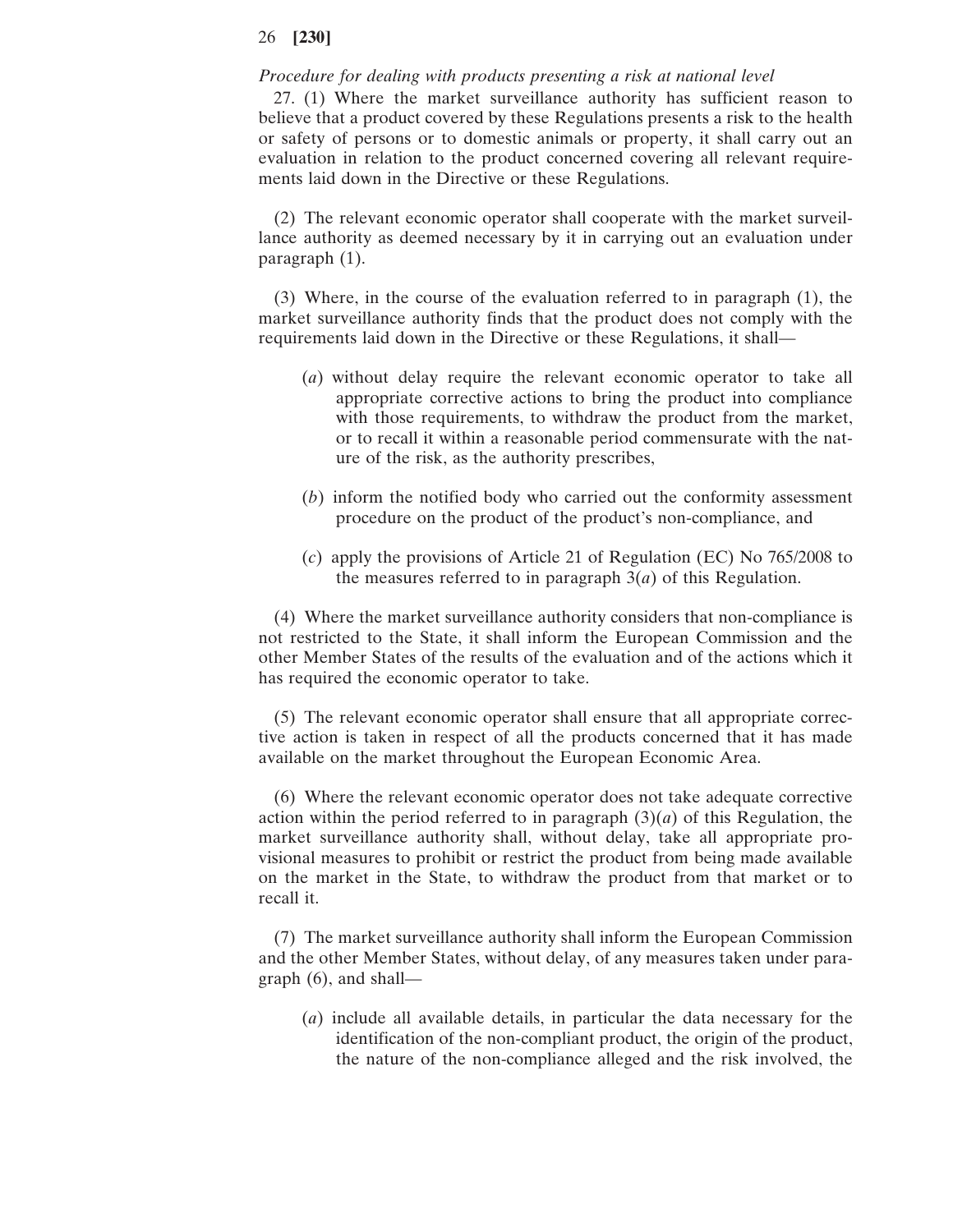*Procedure for dealing with products presenting a risk at national level*

27. (1) Where the market surveillance authority has sufficient reason to believe that a product covered by these Regulations presents a risk to the health or safety of persons or to domestic animals or property, it shall carry out an evaluation in relation to the product concerned covering all relevant requirements laid down in the Directive or these Regulations.

(2) The relevant economic operator shall cooperate with the market surveillance authority as deemed necessary by it in carrying out an evaluation under paragraph (1).

(3) Where, in the course of the evaluation referred to in paragraph (1), the market surveillance authority finds that the product does not comply with the requirements laid down in the Directive or these Regulations, it shall—

(*a*) without delay require the relevant economic operator to take all appropriate corrective actions to bring the product into compliance with those requirements, to withdraw the product from the market, or to recall it within a reasonable period commensurate with the nature of the risk, as the authority prescribes,

(*b*) inform the notified body who carried out the conformity assessment procedure on the product of the product's non-compliance, and

(*c*) apply the provisions of Article 21 of Regulation (EC) No 765/2008 to the measures referred to in paragraph 3(*a*) of this Regulation.

(4) Where the market surveillance authority considers that non-compliance is not restricted to the State, it shall inform the European Commission and the other Member States of the results of the evaluation and of the actions which it has required the economic operator to take.

(5) The relevant economic operator shall ensure that all appropriate corrective action is taken in respect of all the products concerned that it has made available on the market throughout the European Economic Area.

(6) Where the relevant economic operator does not take adequate corrective action within the period referred to in paragraph (3)(*a*) of this Regulation, the market surveillance authority shall, without delay, take all appropriate provisional measures to prohibit or restrict the product from being made available on the market in the State, to withdraw the product from that market or to recall it.

(7) The market surveillance authority shall inform the European Commission and the other Member States, without delay, of any measures taken under paragraph (6), and shall—

(*a*) include all available details, in particular the data necessary for the identification of the non-compliant product, the origin of the product, the nature of the non-compliance alleged and the risk involved, the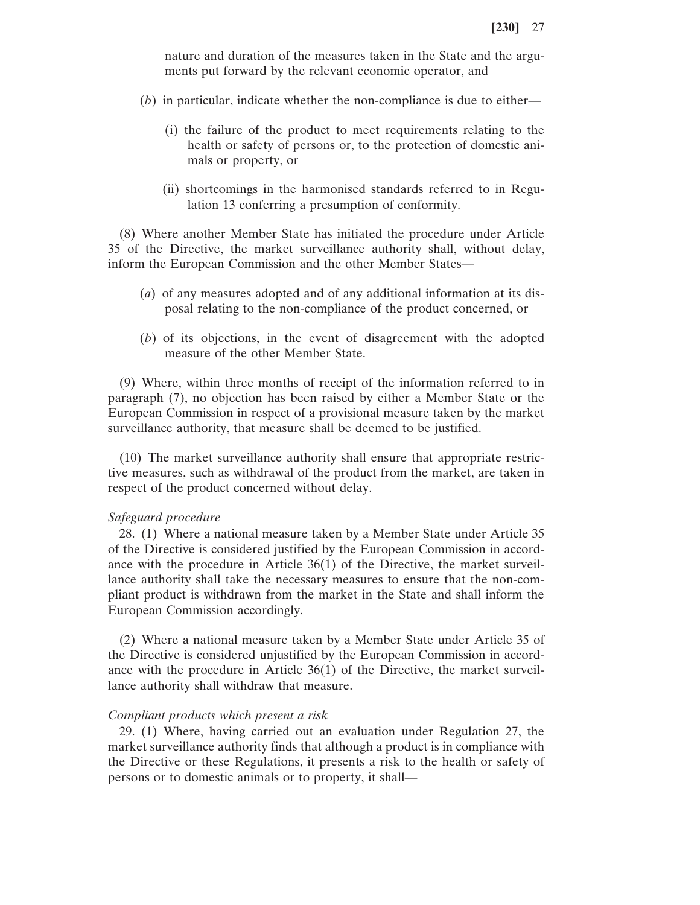nature and duration of the measures taken in the State and the arguments put forward by the relevant economic operator, and

(*b*) in particular, indicate whether the non-compliance is due to either—

(i) the failure of the product to meet requirements relating to the health or safety of persons or, to the protection of domestic animals or property, or

(ii) shortcomings in the harmonised standards referred to in Regulation 13 conferring a presumption of conformity.

(8) Where another Member State has initiated the procedure under Article 35 of the Directive, the market surveillance authority shall, without delay, inform the European Commission and the other Member States—

(*a*) of any measures adopted and of any additional information at its disposal relating to the non-compliance of the product concerned, or

(*b*) of its objections, in the event of disagreement with the adopted measure of the other Member State.

(9) Where, within three months of receipt of the information referred to in paragraph (7), no objection has been raised by either a Member State or the European Commission in respect of a provisional measure taken by the market surveillance authority, that measure shall be deemed to be justified.

(10) The market surveillance authority shall ensure that appropriate restrictive measures, such as withdrawal of the product from the market, are taken in respect of the product concerned without delay.

*Safeguard procedure*

28. (1) Where a national measure taken by a Member State under Article 35 of the Directive is considered justified by the European Commission in accordance with the procedure in Article 36(1) of the Directive, the market surveillance authority shall take the necessary measures to ensure that the non-compliant product is withdrawn from the market in the State and shall inform the European Commission accordingly.

(2) Where a national measure taken by a Member State under Article 35 of the Directive is considered unjustified by the European Commission in accordance with the procedure in Article 36(1) of the Directive, the market surveillance authority shall withdraw that measure.

*Compliant products which present a risk*

29. (1) Where, having carried out an evaluation under Regulation 27, the market surveillance authority finds that although a product is in compliance with the Directive or these Regulations, it presents a risk to the health or safety of persons or to domestic animals or to property, it shall—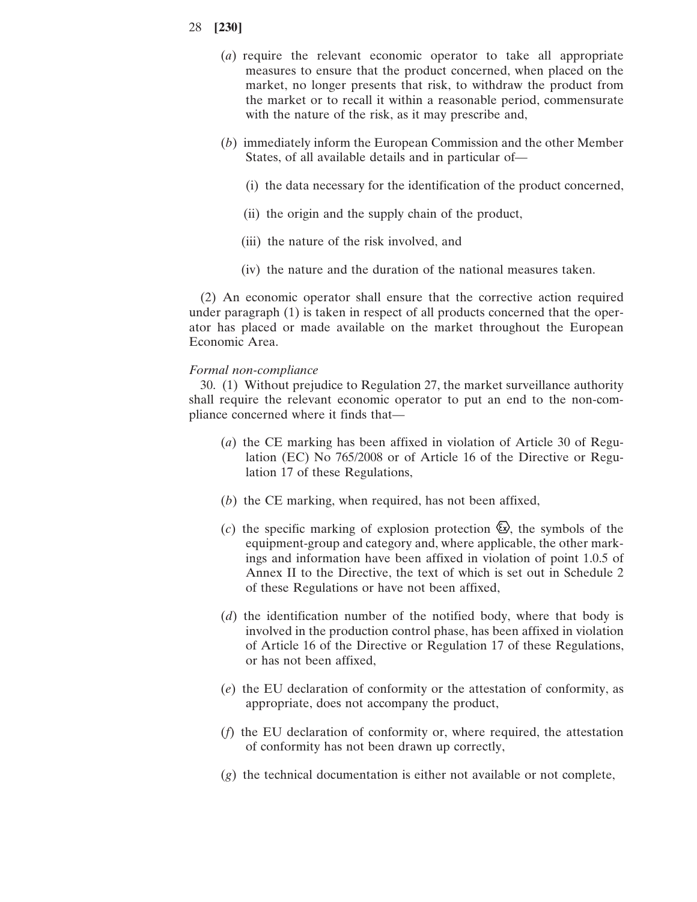(*a*) require the relevant economic operator to take all appropriate measures to ensure that the product concerned, when placed on the market, no longer presents that risk, to withdraw the product from the market or to recall it within a reasonable period, commensurate with the nature of the risk, as it may prescribe and,

(*b*) immediately inform the European Commission and the other Member States, of all available details and in particular of—

(i) the data necessary for the identification of the product concerned,

(ii) the origin and the supply chain of the product,

(iii) the nature of the risk involved, and

(iv) the nature and the duration of the national measures taken.

(2) An economic operator shall ensure that the corrective action required under paragraph (1) is taken in respect of all products concerned that the operator has placed or made available on the market throughout the European Economic Area.

*Formal non-compliance*

30. (1) Without prejudice to Regulation 27, the market surveillance authority shall require the relevant economic operator to put an end to the non-compliance concerned where it finds that—

(*a*) the CE marking has been affixed in violation of Article 30 of Regulation (EC) No 765/2008 or of Article 16 of the Directive or Regulation 17 of these Regulations,

(*b*) the CE marking, when required, has not been affixed,

(*c*) the specific marking of explosion protection Ex, the symbols of the equipment-group and category and, where applicable, the other markings and information have been affixed in violation of point 1.0.5 of Annex II to the Directive, the text of which is set out in Schedule 2 of these Regulations or have not been affixed,

(*d*) the identification number of the notified body, where that body is involved in the production control phase, has been affixed in violation of Article 16 of the Directive or Regulation 17 of these Regulations, or has not been affixed,

(*e*) the EU declaration of conformity or the attestation of conformity, as appropriate, does not accompany the product,

(*f*) the EU declaration of conformity or, where required, the attestation of conformity has not been drawn up correctly,

(*g*) the technical documentation is either not available or not complete,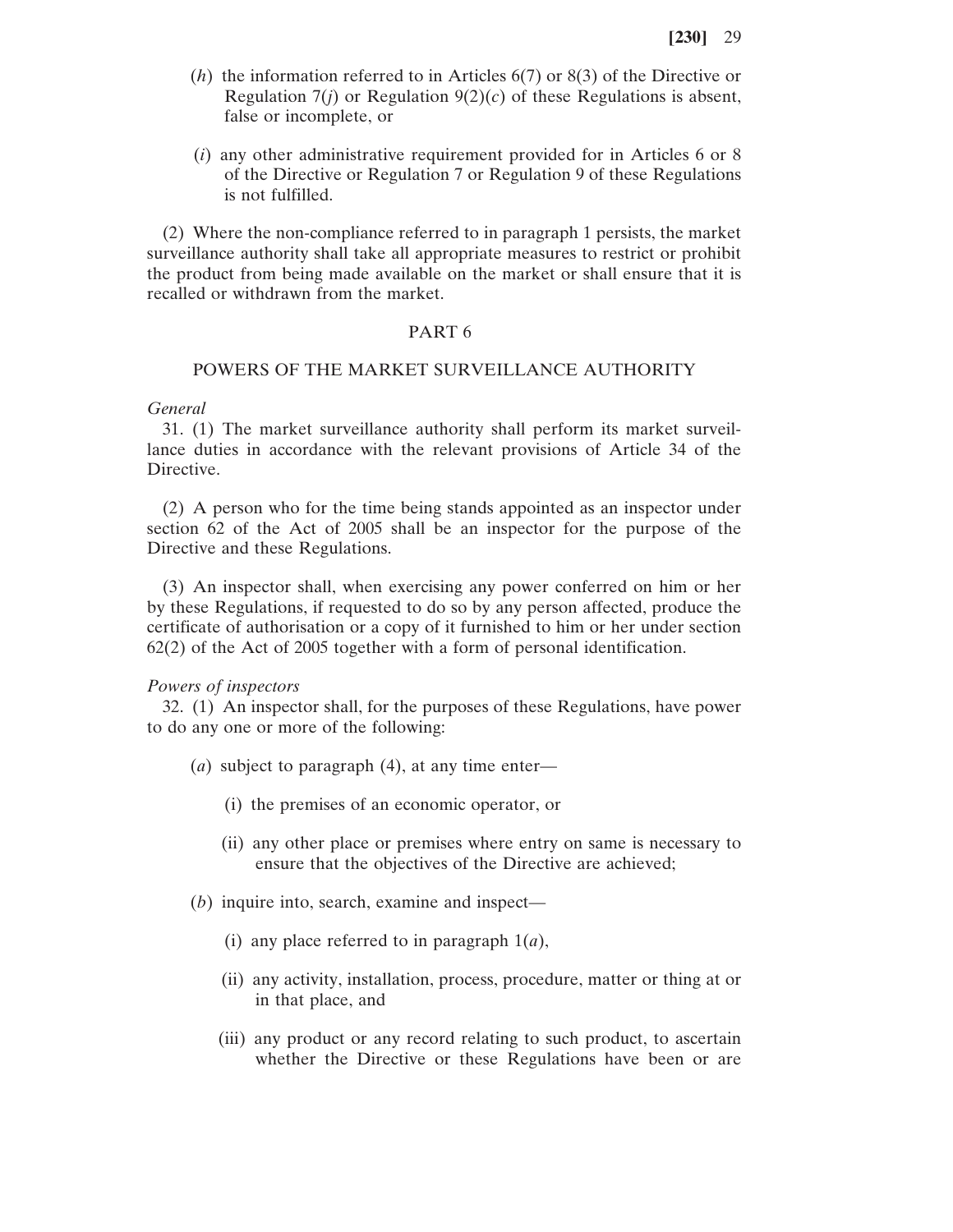(*h*) the information referred to in Articles 6(7) or 8(3) of the Directive or Regulation 7(*j*) or Regulation 9(2)(*c*) of these Regulations is absent, false or incomplete, or

(*i*) any other administrative requirement provided for in Articles 6 or 8 of the Directive or Regulation 7 or Regulation 9 of these Regulations is not fulfilled.

(2) Where the non-compliance referred to in paragraph 1 persists, the market surveillance authority shall take all appropriate measures to restrict or prohibit the product from being made available on the market or shall ensure that it is recalled or withdrawn from the market.

## PART 6

## POWERS OF THE MARKET SURVEILLANCE AUTHORITY

*General*

31. (1) The market surveillance authority shall perform its market surveillance duties in accordance with the relevant provisions of Article 34 of the Directive.

(2) A person who for the time being stands appointed as an inspector under section 62 of the Act of 2005 shall be an inspector for the purpose of the Directive and these Regulations.

(3) An inspector shall, when exercising any power conferred on him or her by these Regulations, if requested to do so by any person affected, produce the certificate of authorisation or a copy of it furnished to him or her under section 62(2) of the Act of 2005 together with a form of personal identification.

*Powers of inspectors*

32. (1) An inspector shall, for the purposes of these Regulations, have power to do any one or more of the following:

(*a*) subject to paragraph (4), at any time enter—

(i) the premises of an economic operator, or

(ii) any other place or premises where entry on same is necessary to ensure that the objectives of the Directive are achieved;

(*b*) inquire into, search, examine and inspect—

(i) any place referred to in paragraph 1(*a*),

(ii) any activity, installation, process, procedure, matter or thing at or in that place, and

(iii) any product or any record relating to such product, to ascertain whether the Directive or these Regulations have been or are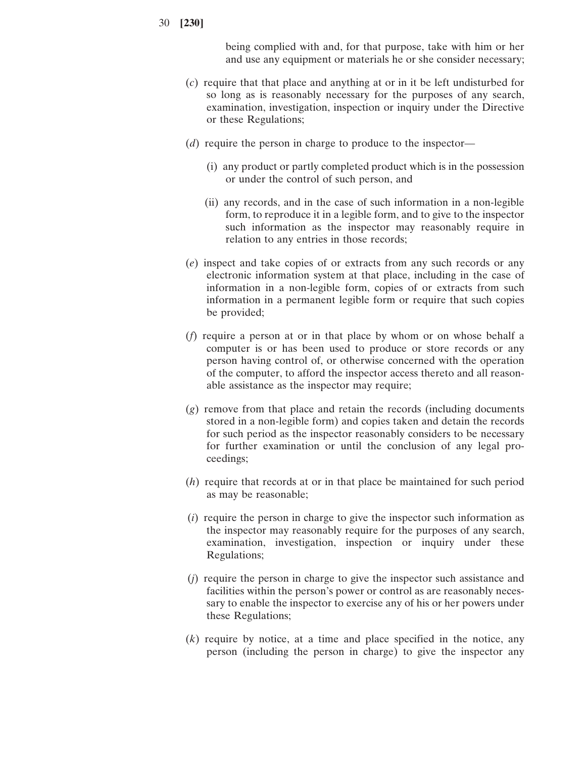being complied with and, for that purpose, take with him or her and use any equipment or materials he or she consider necessary;

(*c*) require that that place and anything at or in it be left undisturbed for so long as is reasonably necessary for the purposes of any search, examination, investigation, inspection or inquiry under the Directive or these Regulations;

(*d*) require the person in charge to produce to the inspector—

(i) any product or partly completed product which is in the possession or under the control of such person, and

(ii) any records, and in the case of such information in a non-legible form, to reproduce it in a legible form, and to give to the inspector such information as the inspector may reasonably require in relation to any entries in those records;

(*e*) inspect and take copies of or extracts from any such records or any electronic information system at that place, including in the case of information in a non-legible form, copies of or extracts from such information in a permanent legible form or require that such copies be provided;

(*f*) require a person at or in that place by whom or on whose behalf a computer is or has been used to produce or store records or any person having control of, or otherwise concerned with the operation of the computer, to afford the inspector access thereto and all reasonable assistance as the inspector may require;

(*g*) remove from that place and retain the records (including documents stored in a non-legible form) and copies taken and detain the records for such period as the inspector reasonably considers to be necessary for further examination or until the conclusion of any legal proceedings;

(*h*) require that records at or in that place be maintained for such period as may be reasonable;

(*i*) require the person in charge to give the inspector such information as the inspector may reasonably require for the purposes of any search, examination, investigation, inspection or inquiry under these Regulations;

(*j*) require the person in charge to give the inspector such assistance and facilities within the person's power or control as are reasonably necessary to enable the inspector to exercise any of his or her powers under these Regulations;

(*k*) require by notice, at a time and place specified in the notice, any person (including the person in charge) to give the inspector any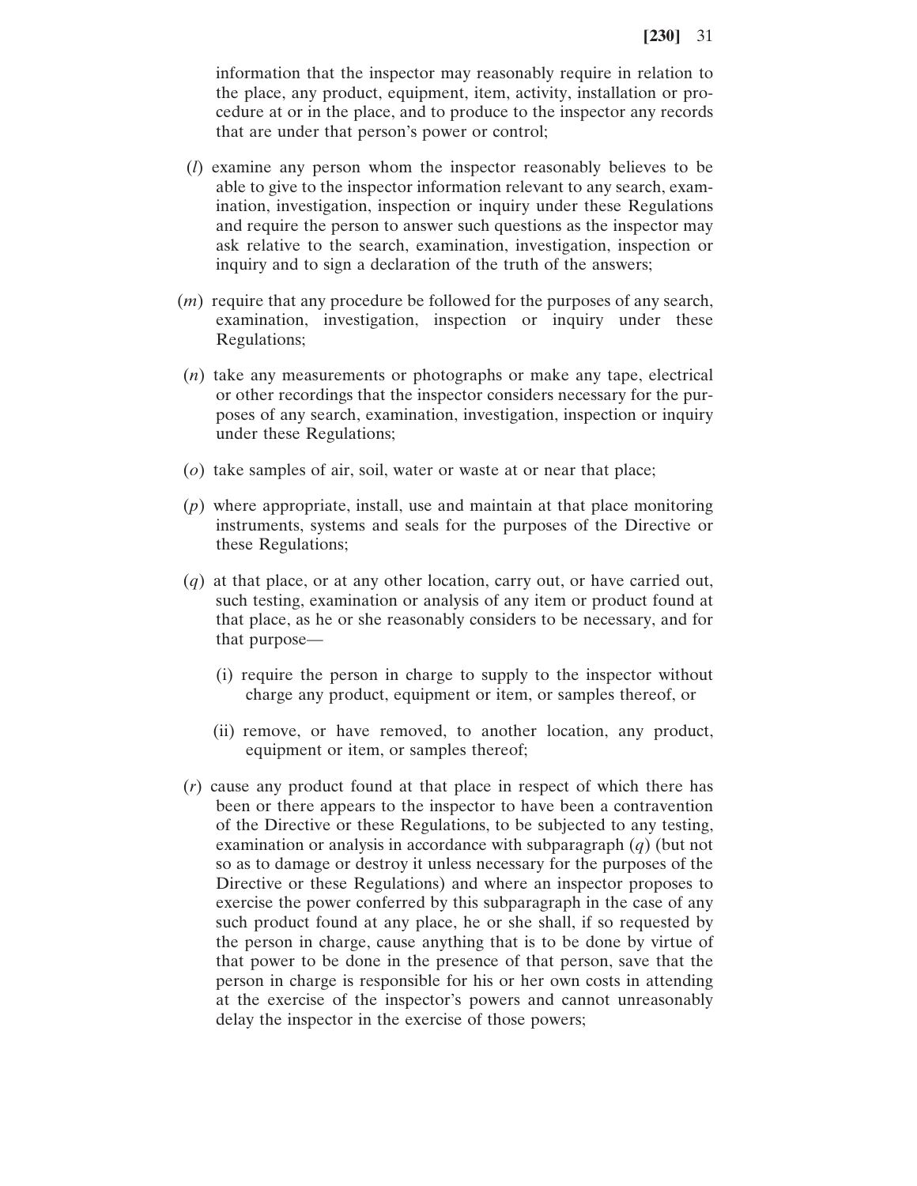information that the inspector may reasonably require in relation to the place, any product, equipment, item, activity, installation or procedure at or in the place, and to produce to the inspector any records that are under that person's power or control;

(*l*) examine any person whom the inspector reasonably believes to be able to give to the inspector information relevant to any search, examination, investigation, inspection or inquiry under these Regulations and require the person to answer such questions as the inspector may ask relative to the search, examination, investigation, inspection or inquiry and to sign a declaration of the truth of the answers;

(*m*) require that any procedure be followed for the purposes of any search, examination, investigation, inspection or inquiry under these Regulations;

(*n*) take any measurements or photographs or make any tape, electrical or other recordings that the inspector considers necessary for the purposes of any search, examination, investigation, inspection or inquiry under these Regulations;

(*o*) take samples of air, soil, water or waste at or near that place;

(*p*) where appropriate, install, use and maintain at that place monitoring instruments, systems and seals for the purposes of the Directive or these Regulations;

(*q*) at that place, or at any other location, carry out, or have carried out, such testing, examination or analysis of any item or product found at that place, as he or she reasonably considers to be necessary, and for that purpose—

(i) require the person in charge to supply to the inspector without charge any product, equipment or item, or samples thereof, or

(ii) remove, or have removed, to another location, any product, equipment or item, or samples thereof;

(*r*) cause any product found at that place in respect of which there has been or there appears to the inspector to have been a contravention of the Directive or these Regulations, to be subjected to any testing, examination or analysis in accordance with subparagraph (*q*) (but not so as to damage or destroy it unless necessary for the purposes of the Directive or these Regulations) and where an inspector proposes to exercise the power conferred by this subparagraph in the case of any such product found at any place, he or she shall, if so requested by the person in charge, cause anything that is to be done by virtue of that power to be done in the presence of that person, save that the person in charge is responsible for his or her own costs in attending at the exercise of the inspector's powers and cannot unreasonably delay the inspector in the exercise of those powers;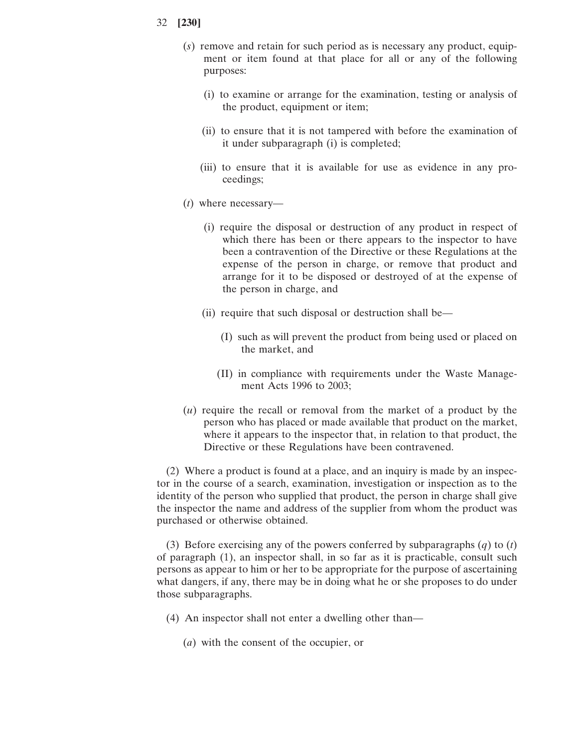(*s*) remove and retain for such period as is necessary any product, equipment or item found at that place for all or any of the following purposes:

(i) to examine or arrange for the examination, testing or analysis of the product, equipment or item;

(ii) to ensure that it is not tampered with before the examination of it under subparagraph (i) is completed;

(iii) to ensure that it is available for use as evidence in any proceedings;

(*t*) where necessary—

(i) require the disposal or destruction of any product in respect of which there has been or there appears to the inspector to have been a contravention of the Directive or these Regulations at the expense of the person in charge, or remove that product and arrange for it to be disposed or destroyed of at the expense of the person in charge, and

(ii) require that such disposal or destruction shall be—

(I) such as will prevent the product from being used or placed on the market, and

(II) in compliance with requirements under the Waste Management Acts 1996 to 2003;

(*u*) require the recall or removal from the market of a product by the person who has placed or made available that product on the market, where it appears to the inspector that, in relation to that product, the Directive or these Regulations have been contravened.

(2) Where a product is found at a place, and an inquiry is made by an inspector in the course of a search, examination, investigation or inspection as to the identity of the person who supplied that product, the person in charge shall give the inspector the name and address of the supplier from whom the product was purchased or otherwise obtained.

(3) Before exercising any of the powers conferred by subparagraphs (*q*) to (*t*) of paragraph (1), an inspector shall, in so far as it is practicable, consult such persons as appear to him or her to be appropriate for the purpose of ascertaining what dangers, if any, there may be in doing what he or she proposes to do under those subparagraphs.

(4) An inspector shall not enter a dwelling other than—

(*a*) with the consent of the occupier, or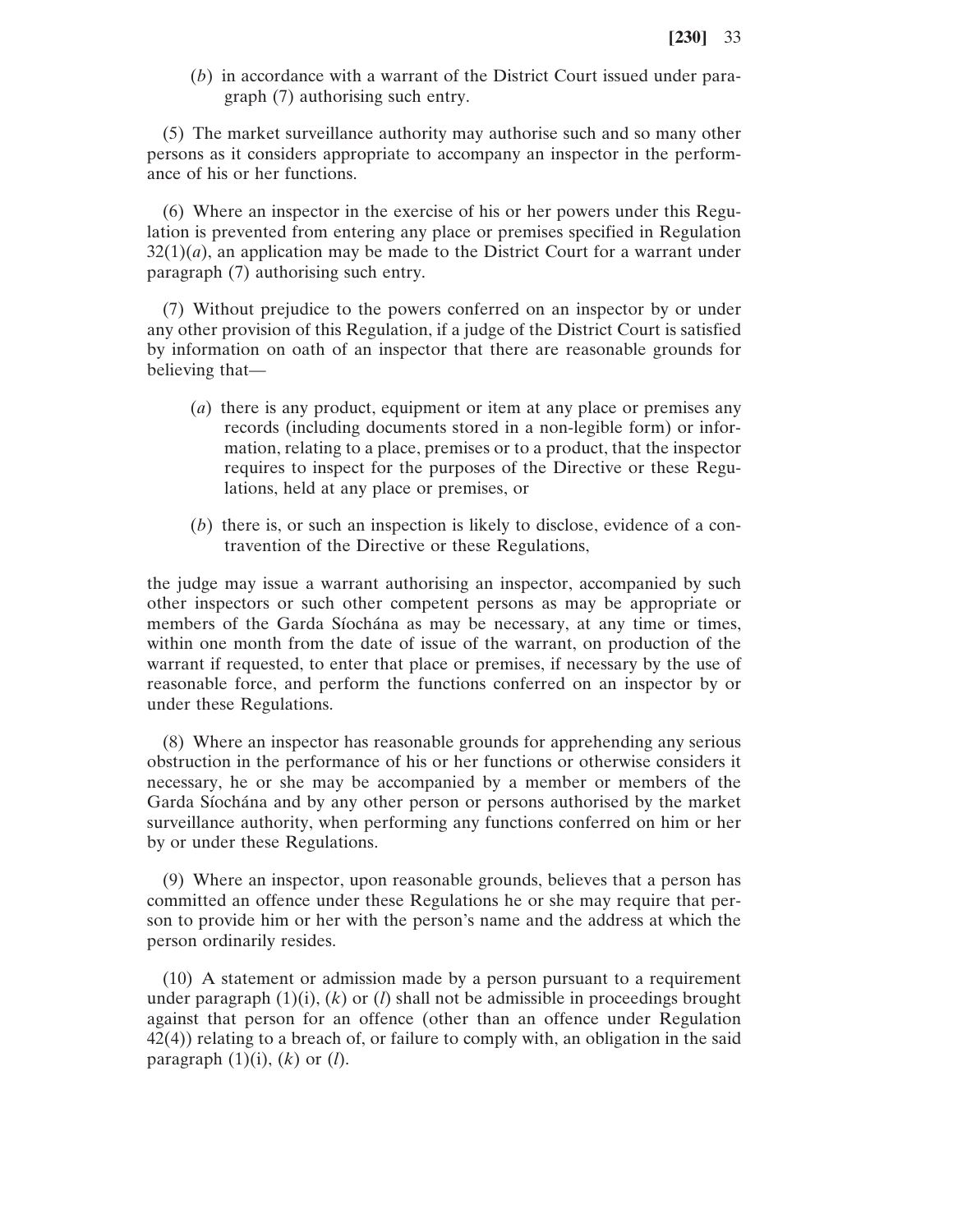(*b*) in accordance with a warrant of the District Court issued under paragraph (7) authorising such entry.

(5) The market surveillance authority may authorise such and so many other persons as it considers appropriate to accompany an inspector in the performance of his or her functions.

(6) Where an inspector in the exercise of his or her powers under this Regulation is prevented from entering any place or premises specified in Regulation 32(1)(*a*), an application may be made to the District Court for a warrant under paragraph (7) authorising such entry.

(7) Without prejudice to the powers conferred on an inspector by or under any other provision of this Regulation, if a judge of the District Court is satisfied by information on oath of an inspector that there are reasonable grounds for believing that—

(*a*) there is any product, equipment or item at any place or premises any records (including documents stored in a non-legible form) or information, relating to a place, premises or to a product, that the inspector requires to inspect for the purposes of the Directive or these Regulations, held at any place or premises, or

(*b*) there is, or such an inspection is likely to disclose, evidence of a contravention of the Directive or these Regulations,

the judge may issue a warrant authorising an inspector, accompanied by such other inspectors or such other competent persons as may be appropriate or members of the Garda Síochána as may be necessary, at any time or times, within one month from the date of issue of the warrant, on production of the warrant if requested, to enter that place or premises, if necessary by the use of reasonable force, and perform the functions conferred on an inspector by or under these Regulations.

(8) Where an inspector has reasonable grounds for apprehending any serious obstruction in the performance of his or her functions or otherwise considers it necessary, he or she may be accompanied by a member or members of the Garda Síochána and by any other person or persons authorised by the market surveillance authority, when performing any functions conferred on him or her by or under these Regulations.

(9) Where an inspector, upon reasonable grounds, believes that a person has committed an offence under these Regulations he or she may require that person to provide him or her with the person's name and the address at which the person ordinarily resides.

(10) A statement or admission made by a person pursuant to a requirement under paragraph (1)(i), (*k*) or (*l*) shall not be admissible in proceedings brought against that person for an offence (other than an offence under Regulation 42(4)) relating to a breach of, or failure to comply with, an obligation in the said paragraph (1)(i), (*k*) or (*l*).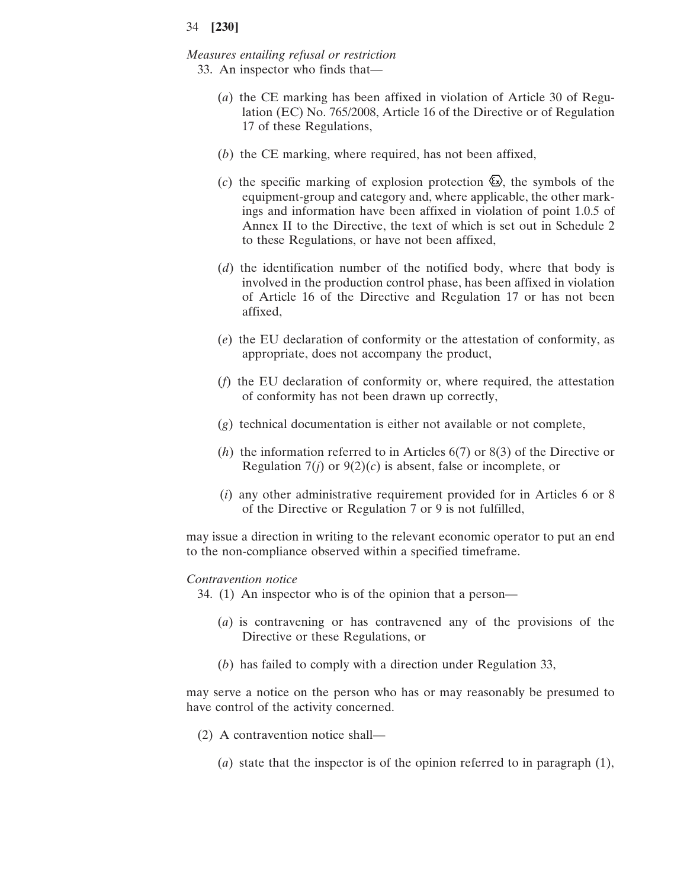*Measures entailing refusal or restriction*

33. An inspector who finds that—

(*a*) the CE marking has been affixed in violation of Article 30 of Regulation (EC) No. 765/2008, Article 16 of the Directive or of Regulation 17 of these Regulations,

(*b*) the CE marking, where required, has not been affixed,

(*c*) the specific marking of explosion protection Ex, the symbols of the equipment-group and category and, where applicable, the other markings and information have been affixed in violation of point 1.0.5 of Annex II to the Directive, the text of which is set out in Schedule 2 to these Regulations, or have not been affixed,

(*d*) the identification number of the notified body, where that body is involved in the production control phase, has been affixed in violation of Article 16 of the Directive and Regulation 17 or has not been affixed,

(*e*) the EU declaration of conformity or the attestation of conformity, as appropriate, does not accompany the product,

(*f*) the EU declaration of conformity or, where required, the attestation of conformity has not been drawn up correctly,

(*g*) technical documentation is either not available or not complete,

(*h*) the information referred to in Articles 6(7) or 8(3) of the Directive or Regulation 7(*j*) or 9(2)(*c*) is absent, false or incomplete, or

(*i*) any other administrative requirement provided for in Articles 6 or 8 of the Directive or Regulation 7 or 9 is not fulfilled,

may issue a direction in writing to the relevant economic operator to put an end to the non-compliance observed within a specified timeframe.

*Contravention notice*

34. (1) An inspector who is of the opinion that a person—

(*a*) is contravening or has contravened any of the provisions of the Directive or these Regulations, or

(*b*) has failed to comply with a direction under Regulation 33,

may serve a notice on the person who has or may reasonably be presumed to have control of the activity concerned.

(2) A contravention notice shall—

(*a*) state that the inspector is of the opinion referred to in paragraph (1),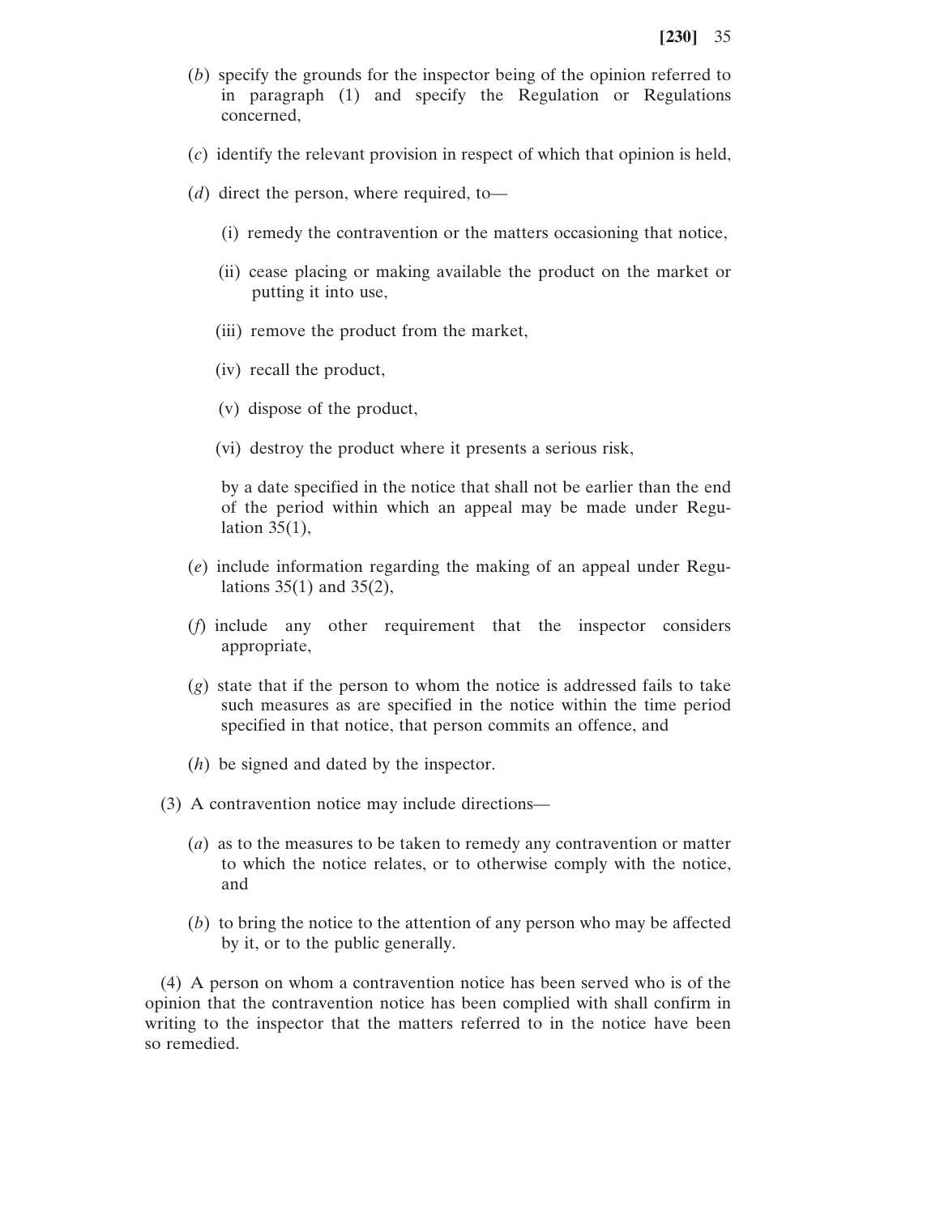(*b*) specify the grounds for the inspector being of the opinion referred to in paragraph (1) and specify the Regulation or Regulations concerned,

(*c*) identify the relevant provision in respect of which that opinion is held,

(*d*) direct the person, where required, to—

(i) remedy the contravention or the matters occasioning that notice,

(ii) cease placing or making available the product on the market or putting it into use,

(iii) remove the product from the market,

(iv) recall the product,

(v) dispose of the product,

(vi) destroy the product where it presents a serious risk,

by a date specified in the notice that shall not be earlier than the end of the period within which an appeal may be made under Regulation 35(1),

(*e*) include information regarding the making of an appeal under Regulations 35(1) and 35(2),

(*f*) include any other requirement that the inspector considers appropriate,

(*g*) state that if the person to whom the notice is addressed fails to take such measures as are specified in the notice within the time period specified in that notice, that person commits an offence, and

(*h*) be signed and dated by the inspector.

(3) A contravention notice may include directions—

(*a*) as to the measures to be taken to remedy any contravention or matter to which the notice relates, or to otherwise comply with the notice, and

(*b*) to bring the notice to the attention of any person who may be affected by it, or to the public generally.

(4) A person on whom a contravention notice has been served who is of the opinion that the contravention notice has been complied with shall confirm in writing to the inspector that the matters referred to in the notice have been so remedied.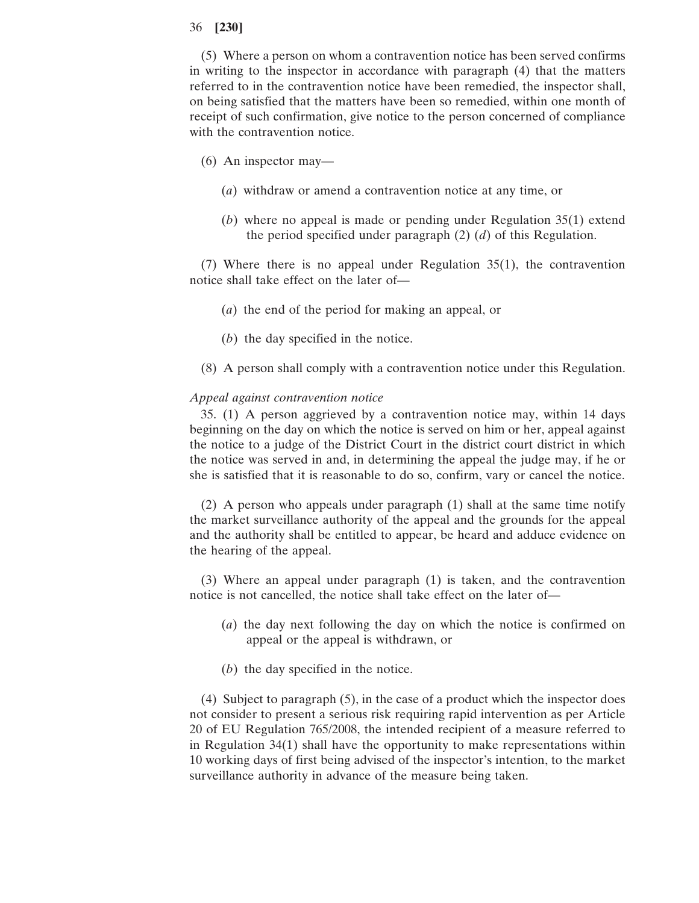(5) Where a person on whom a contravention notice has been served confirms in writing to the inspector in accordance with paragraph (4) that the matters referred to in the contravention notice have been remedied, the inspector shall, on being satisfied that the matters have been so remedied, within one month of receipt of such confirmation, give notice to the person concerned of compliance with the contravention notice.

(6) An inspector may—

(*a*) withdraw or amend a contravention notice at any time, or

(*b*) where no appeal is made or pending under Regulation 35(1) extend the period specified under paragraph (2) (*d*) of this Regulation.

(7) Where there is no appeal under Regulation 35(1), the contravention notice shall take effect on the later of—

(*a*) the end of the period for making an appeal, or

(*b*) the day specified in the notice.

(8) A person shall comply with a contravention notice under this Regulation.

*Appeal against contravention notice*

35. (1) A person aggrieved by a contravention notice may, within 14 days beginning on the day on which the notice is served on him or her, appeal against the notice to a judge of the District Court in the district court district in which the notice was served in and, in determining the appeal the judge may, if he or she is satisfied that it is reasonable to do so, confirm, vary or cancel the notice.

(2) A person who appeals under paragraph (1) shall at the same time notify the market surveillance authority of the appeal and the grounds for the appeal and the authority shall be entitled to appear, be heard and adduce evidence on the hearing of the appeal.

(3) Where an appeal under paragraph (1) is taken, and the contravention notice is not cancelled, the notice shall take effect on the later of—

(*a*) the day next following the day on which the notice is confirmed on appeal or the appeal is withdrawn, or

(*b*) the day specified in the notice.

(4) Subject to paragraph (5), in the case of a product which the inspector does not consider to present a serious risk requiring rapid intervention as per Article 20 of EU Regulation 765/2008, the intended recipient of a measure referred to in Regulation 34(1) shall have the opportunity to make representations within 10 working days of first being advised of the inspector's intention, to the market surveillance authority in advance of the measure being taken.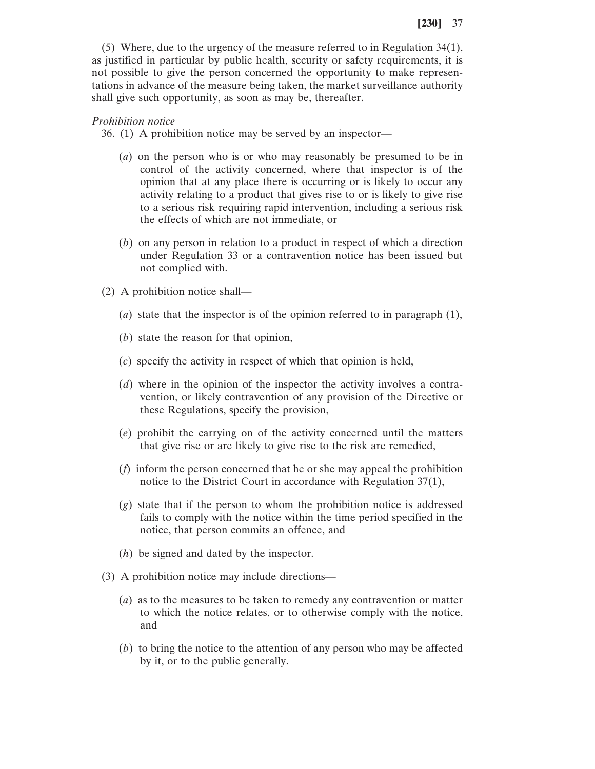(5) Where, due to the urgency of the measure referred to in Regulation 34(1), as justified in particular by public health, security or safety requirements, it is not possible to give the person concerned the opportunity to make representations in advance of the measure being taken, the market surveillance authority shall give such opportunity, as soon as may be, thereafter.

*Prohibition notice*

36. (1) A prohibition notice may be served by an inspector—

(*a*) on the person who is or who may reasonably be presumed to be in control of the activity concerned, where that inspector is of the opinion that at any place there is occurring or is likely to occur any activity relating to a product that gives rise to or is likely to give rise to a serious risk requiring rapid intervention, including a serious risk the effects of which are not immediate, or

(*b*) on any person in relation to a product in respect of which a direction under Regulation 33 or a contravention notice has been issued but not complied with.

(2) A prohibition notice shall—

(*a*) state that the inspector is of the opinion referred to in paragraph (1),

(*b*) state the reason for that opinion,

(*c*) specify the activity in respect of which that opinion is held,

(*d*) where in the opinion of the inspector the activity involves a contravention, or likely contravention of any provision of the Directive or these Regulations, specify the provision,

(*e*) prohibit the carrying on of the activity concerned until the matters that give rise or are likely to give rise to the risk are remedied,

(*f*) inform the person concerned that he or she may appeal the prohibition notice to the District Court in accordance with Regulation 37(1),

(*g*) state that if the person to whom the prohibition notice is addressed fails to comply with the notice within the time period specified in the notice, that person commits an offence, and

(*h*) be signed and dated by the inspector.

(3) A prohibition notice may include directions—

(*a*) as to the measures to be taken to remedy any contravention or matter to which the notice relates, or to otherwise comply with the notice, and

(*b*) to bring the notice to the attention of any person who may be affected by it, or to the public generally.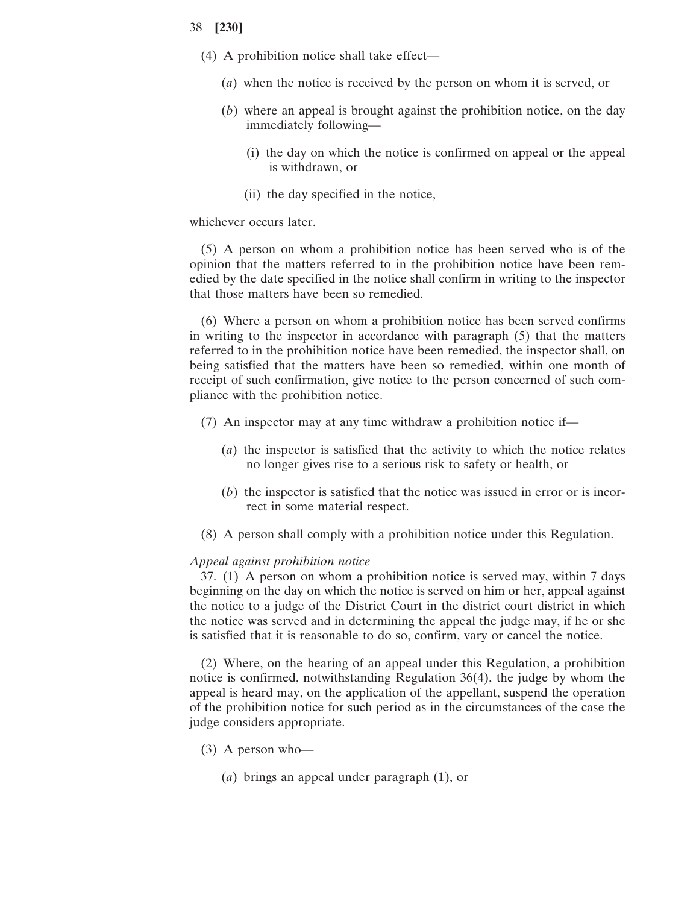(4) A prohibition notice shall take effect—

(*a*) when the notice is received by the person on whom it is served, or

(*b*) where an appeal is brought against the prohibition notice, on the day immediately following—

(i) the day on which the notice is confirmed on appeal or the appeal is withdrawn, or

(ii) the day specified in the notice,

whichever occurs later.

(5) A person on whom a prohibition notice has been served who is of the opinion that the matters referred to in the prohibition notice have been remedied by the date specified in the notice shall confirm in writing to the inspector that those matters have been so remedied.

(6) Where a person on whom a prohibition notice has been served confirms in writing to the inspector in accordance with paragraph (5) that the matters referred to in the prohibition notice have been remedied, the inspector shall, on being satisfied that the matters have been so remedied, within one month of receipt of such confirmation, give notice to the person concerned of such compliance with the prohibition notice.

(7) An inspector may at any time withdraw a prohibition notice if—

(*a*) the inspector is satisfied that the activity to which the notice relates no longer gives rise to a serious risk to safety or health, or

(*b*) the inspector is satisfied that the notice was issued in error or is incorrect in some material respect.

(8) A person shall comply with a prohibition notice under this Regulation.

*Appeal against prohibition notice*

37. (1) A person on whom a prohibition notice is served may, within 7 days beginning on the day on which the notice is served on him or her, appeal against the notice to a judge of the District Court in the district court district in which the notice was served and in determining the appeal the judge may, if he or she is satisfied that it is reasonable to do so, confirm, vary or cancel the notice.

(2) Where, on the hearing of an appeal under this Regulation, a prohibition notice is confirmed, notwithstanding Regulation 36(4), the judge by whom the appeal is heard may, on the application of the appellant, suspend the operation of the prohibition notice for such period as in the circumstances of the case the judge considers appropriate.

(3) A person who—

(*a*) brings an appeal under paragraph (1), or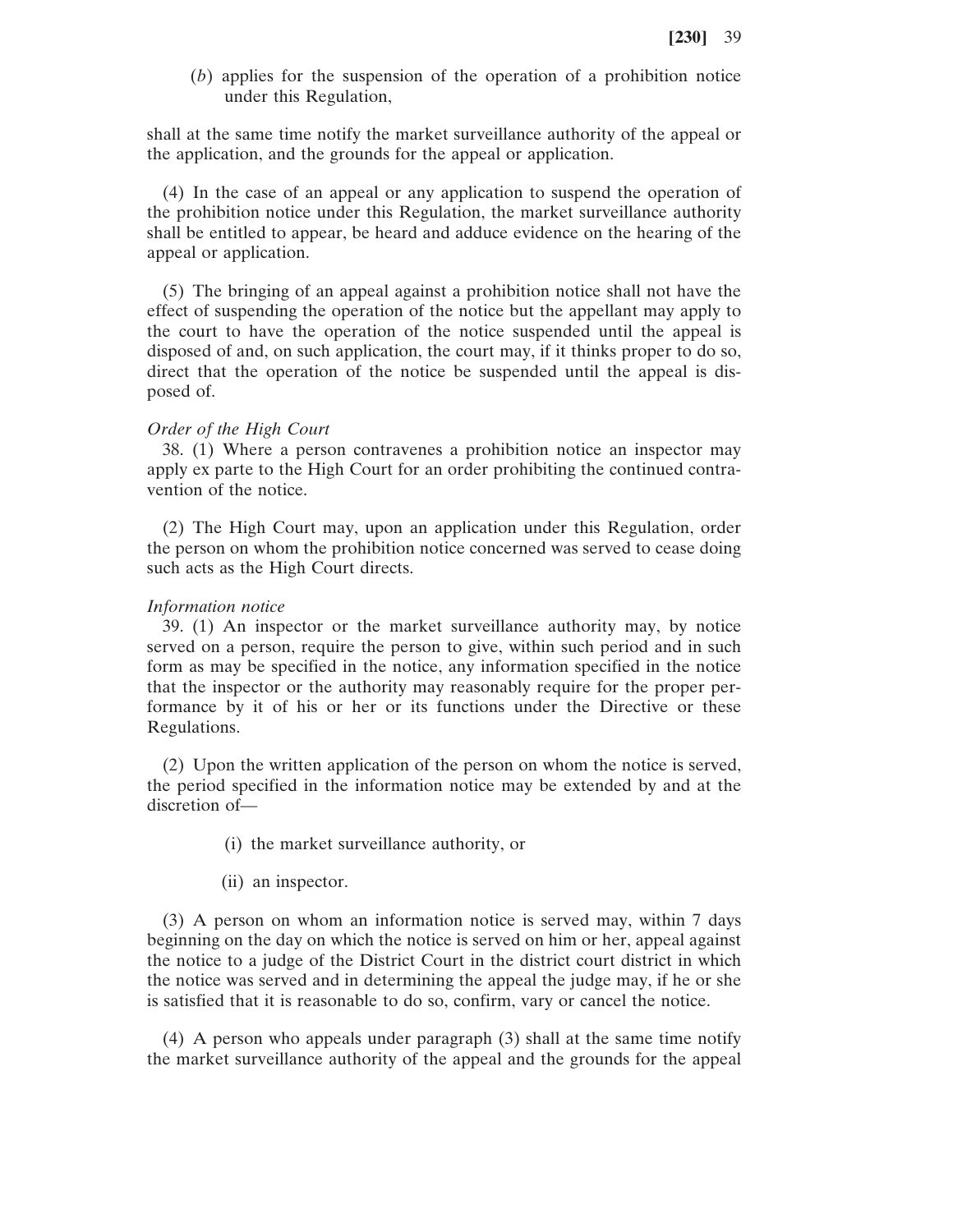(*b*) applies for the suspension of the operation of a prohibition notice under this Regulation,

shall at the same time notify the market surveillance authority of the appeal or the application, and the grounds for the appeal or application.

(4) In the case of an appeal or any application to suspend the operation of the prohibition notice under this Regulation, the market surveillance authority shall be entitled to appear, be heard and adduce evidence on the hearing of the appeal or application.

(5) The bringing of an appeal against a prohibition notice shall not have the effect of suspending the operation of the notice but the appellant may apply to the court to have the operation of the notice suspended until the appeal is disposed of and, on such application, the court may, if it thinks proper to do so, direct that the operation of the notice be suspended until the appeal is disposed of.

*Order of the High Court*

38. (1) Where a person contravenes a prohibition notice an inspector may apply ex parte to the High Court for an order prohibiting the continued contravention of the notice.

(2) The High Court may, upon an application under this Regulation, order the person on whom the prohibition notice concerned was served to cease doing such acts as the High Court directs.

*Information notice*

39. (1) An inspector or the market surveillance authority may, by notice served on a person, require the person to give, within such period and in such form as may be specified in the notice, any information specified in the notice that the inspector or the authority may reasonably require for the proper performance by it of his or her or its functions under the Directive or these Regulations.

(2) Upon the written application of the person on whom the notice is served, the period specified in the information notice may be extended by and at the discretion of—

(i) the market surveillance authority, or

(ii) an inspector.

(3) A person on whom an information notice is served may, within 7 days beginning on the day on which the notice is served on him or her, appeal against the notice to a judge of the District Court in the district court district in which the notice was served and in determining the appeal the judge may, if he or she is satisfied that it is reasonable to do so, confirm, vary or cancel the notice.

(4) A person who appeals under paragraph (3) shall at the same time notify the market surveillance authority of the appeal and the grounds for the appeal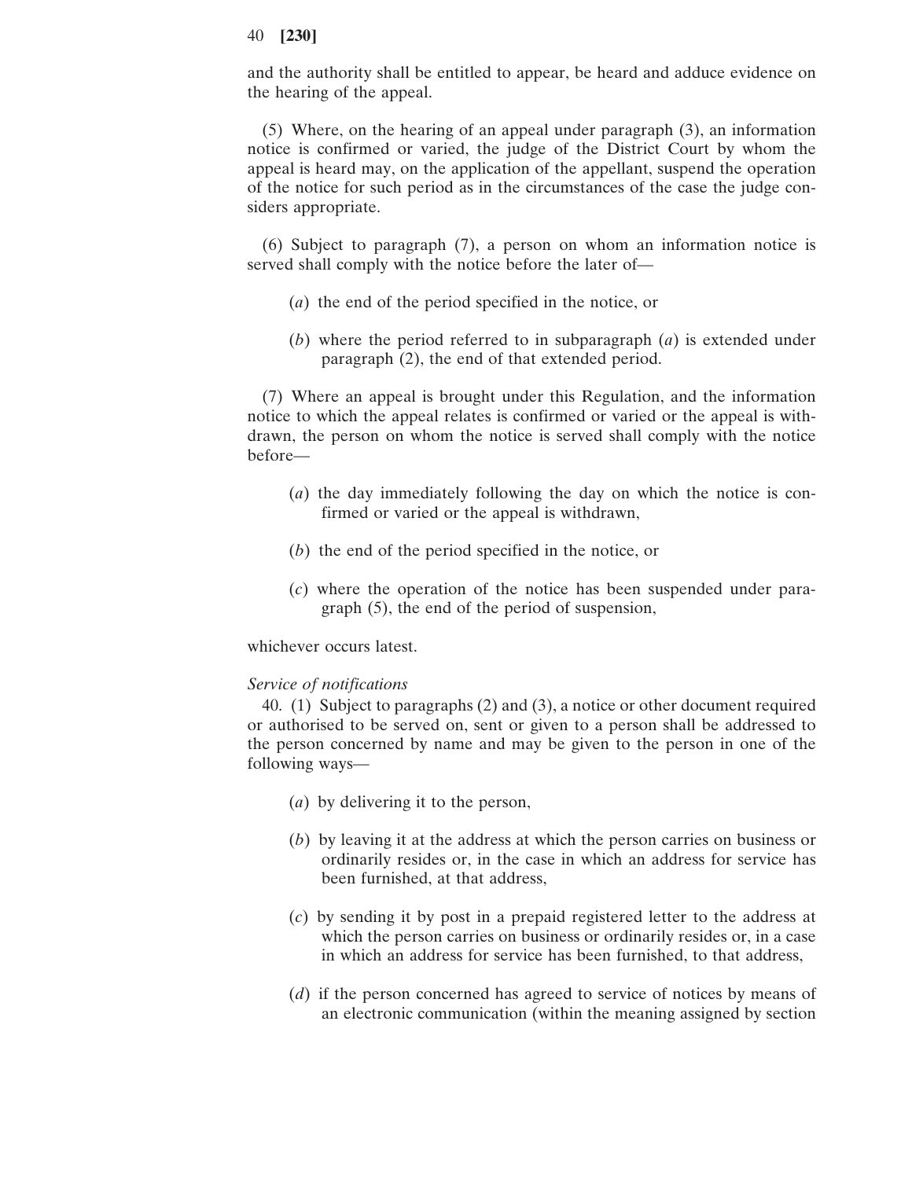and the authority shall be entitled to appear, be heard and adduce evidence on the hearing of the appeal.

(5) Where, on the hearing of an appeal under paragraph (3), an information notice is confirmed or varied, the judge of the District Court by whom the appeal is heard may, on the application of the appellant, suspend the operation of the notice for such period as in the circumstances of the case the judge considers appropriate.

(6) Subject to paragraph (7), a person on whom an information notice is served shall comply with the notice before the later of—

(*a*) the end of the period specified in the notice, or

(*b*) where the period referred to in subparagraph (*a*) is extended under paragraph (2), the end of that extended period.

(7) Where an appeal is brought under this Regulation, and the information notice to which the appeal relates is confirmed or varied or the appeal is withdrawn, the person on whom the notice is served shall comply with the notice before—

(*a*) the day immediately following the day on which the notice is confirmed or varied or the appeal is withdrawn,

(*b*) the end of the period specified in the notice, or

(*c*) where the operation of the notice has been suspended under paragraph (5), the end of the period of suspension,

whichever occurs latest.

*Service of notifications*

40. (1) Subject to paragraphs (2) and (3), a notice or other document required or authorised to be served on, sent or given to a person shall be addressed to the person concerned by name and may be given to the person in one of the following ways—

(*a*) by delivering it to the person,

(*b*) by leaving it at the address at which the person carries on business or ordinarily resides or, in the case in which an address for service has been furnished, at that address,

(*c*) by sending it by post in a prepaid registered letter to the address at which the person carries on business or ordinarily resides or, in a case in which an address for service has been furnished, to that address,

(*d*) if the person concerned has agreed to service of notices by means of an electronic communication (within the meaning assigned by section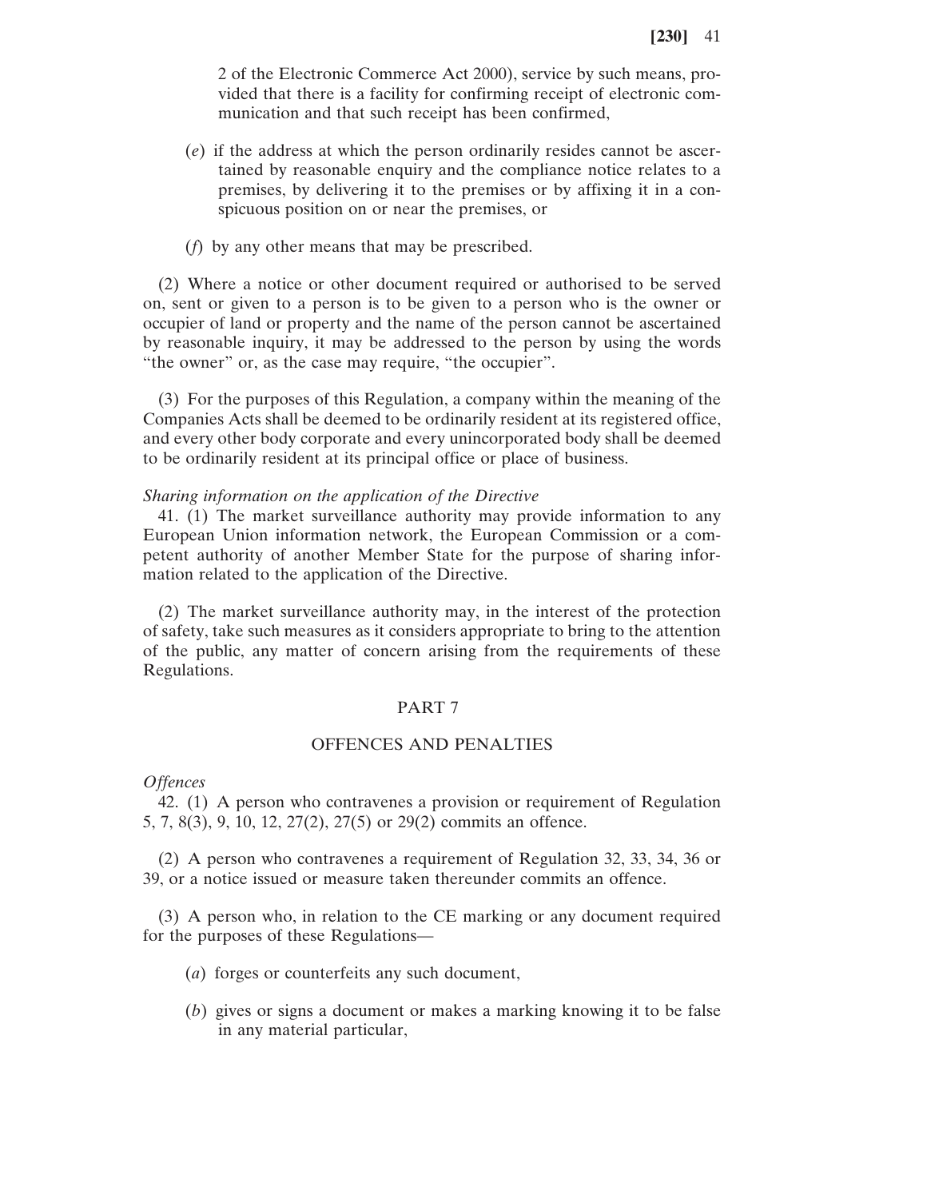2 of the Electronic Commerce Act 2000), service by such means, provided that there is a facility for confirming receipt of electronic communication and that such receipt has been confirmed,

(*e*) if the address at which the person ordinarily resides cannot be ascertained by reasonable enquiry and the compliance notice relates to a premises, by delivering it to the premises or by affixing it in a conspicuous position on or near the premises, or

(*f*) by any other means that may be prescribed.

(2) Where a notice or other document required or authorised to be served on, sent or given to a person is to be given to a person who is the owner or occupier of land or property and the name of the person cannot be ascertained by reasonable inquiry, it may be addressed to the person by using the words "the owner" or, as the case may require, "the occupier".

(3) For the purposes of this Regulation, a company within the meaning of the Companies Acts shall be deemed to be ordinarily resident at its registered office, and every other body corporate and every unincorporated body shall be deemed to be ordinarily resident at its principal office or place of business.

*Sharing information on the application of the Directive*

41. (1) The market surveillance authority may provide information to any European Union information network, the European Commission or a competent authority of another Member State for the purpose of sharing information related to the application of the Directive.

(2) The market surveillance authority may, in the interest of the protection of safety, take such measures as it considers appropriate to bring to the attention of the public, any matter of concern arising from the requirements of these Regulations.

## PART 7

## OFFENCES AND PENALTIES

*Offences*

42. (1) A person who contravenes a provision or requirement of Regulation 5, 7, 8(3), 9, 10, 12, 27(2), 27(5) or 29(2) commits an offence.

(2) A person who contravenes a requirement of Regulation 32, 33, 34, 36 or 39, or a notice issued or measure taken thereunder commits an offence.

(3) A person who, in relation to the CE marking or any document required for the purposes of these Regulations—

(*a*) forges or counterfeits any such document,

(*b*) gives or signs a document or makes a marking knowing it to be false in any material particular,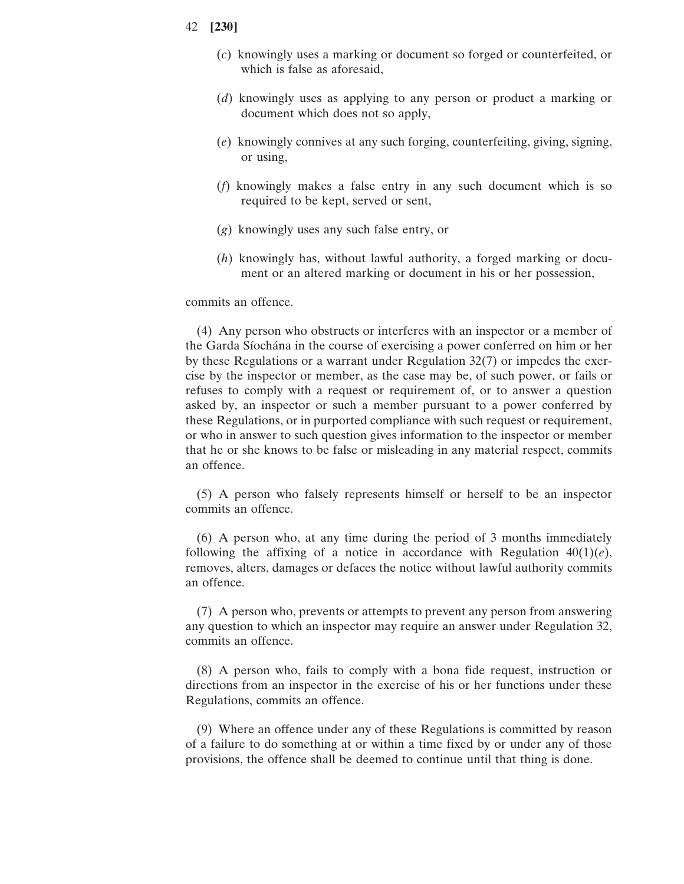(*c*) knowingly uses a marking or document so forged or counterfeited, or which is false as aforesaid,

(*d*) knowingly uses as applying to any person or product a marking or document which does not so apply,

(*e*) knowingly connives at any such forging, counterfeiting, giving, signing, or using,

(*f*) knowingly makes a false entry in any such document which is so required to be kept, served or sent,

(*g*) knowingly uses any such false entry, or

(*h*) knowingly has, without lawful authority, a forged marking or document or an altered marking or document in his or her possession,

commits an offence.

(4) Any person who obstructs or interferes with an inspector or a member of the Garda Síochána in the course of exercising a power conferred on him or her by these Regulations or a warrant under Regulation 32(7) or impedes the exercise by the inspector or member, as the case may be, of such power, or fails or refuses to comply with a request or requirement of, or to answer a question asked by, an inspector or such a member pursuant to a power conferred by these Regulations, or in purported compliance with such request or requirement, or who in answer to such question gives information to the inspector or member that he or she knows to be false or misleading in any material respect, commits an offence.

(5) A person who falsely represents himself or herself to be an inspector commits an offence.

(6) A person who, at any time during the period of 3 months immediately following the affixing of a notice in accordance with Regulation 40(1)(*e*), removes, alters, damages or defaces the notice without lawful authority commits an offence.

(7) A person who, prevents or attempts to prevent any person from answering any question to which an inspector may require an answer under Regulation 32, commits an offence.

(8) A person who, fails to comply with a bona fide request, instruction or directions from an inspector in the exercise of his or her functions under these Regulations, commits an offence.

(9) Where an offence under any of these Regulations is committed by reason of a failure to do something at or within a time fixed by or under any of those provisions, the offence shall be deemed to continue until that thing is done.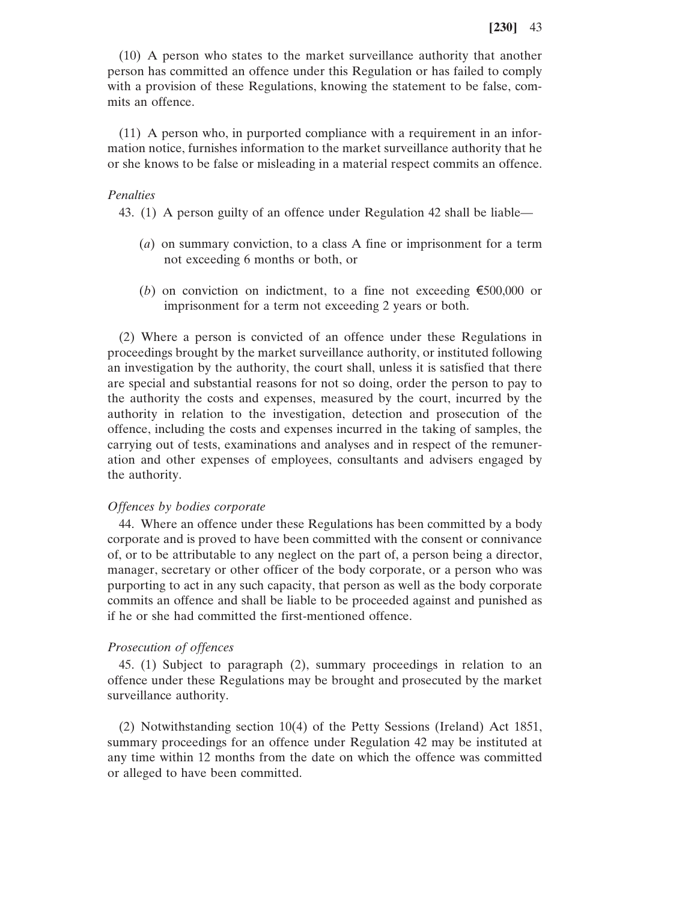(10) A person who states to the market surveillance authority that another person has committed an offence under this Regulation or has failed to comply with a provision of these Regulations, knowing the statement to be false, commits an offence.

(11) A person who, in purported compliance with a requirement in an information notice, furnishes information to the market surveillance authority that he or she knows to be false or misleading in a material respect commits an offence.

*Penalties*

43. (1) A person guilty of an offence under Regulation 42 shall be liable—

(*a*) on summary conviction, to a class A fine or imprisonment for a term not exceeding 6 months or both, or

(*b*) on conviction on indictment, to a fine not exceeding €500,000 or imprisonment for a term not exceeding 2 years or both.

(2) Where a person is convicted of an offence under these Regulations in proceedings brought by the market surveillance authority, or instituted following an investigation by the authority, the court shall, unless it is satisfied that there are special and substantial reasons for not so doing, order the person to pay to the authority the costs and expenses, measured by the court, incurred by the authority in relation to the investigation, detection and prosecution of the offence, including the costs and expenses incurred in the taking of samples, the carrying out of tests, examinations and analyses and in respect of the remuneration and other expenses of employees, consultants and advisers engaged by the authority.

*Offences by bodies corporate*

44. Where an offence under these Regulations has been committed by a body corporate and is proved to have been committed with the consent or connivance of, or to be attributable to any neglect on the part of, a person being a director, manager, secretary or other officer of the body corporate, or a person who was purporting to act in any such capacity, that person as well as the body corporate commits an offence and shall be liable to be proceeded against and punished as if he or she had committed the first-mentioned offence.

*Prosecution of offences*

45. (1) Subject to paragraph (2), summary proceedings in relation to an offence under these Regulations may be brought and prosecuted by the market surveillance authority.

(2) Notwithstanding section 10(4) of the Petty Sessions (Ireland) Act 1851, summary proceedings for an offence under Regulation 42 may be instituted at any time within 12 months from the date on which the offence was committed or alleged to have been committed.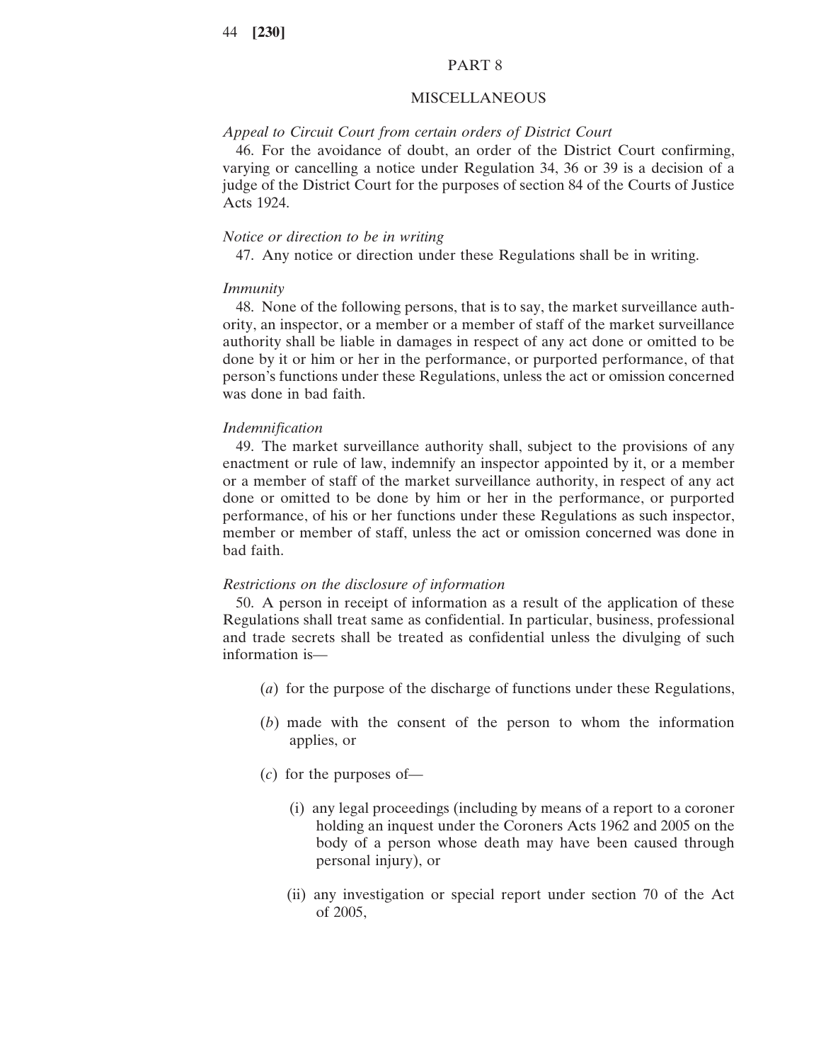## PART 8

## MISCELLANEOUS

*Appeal to Circuit Court from certain orders of District Court*

46. For the avoidance of doubt, an order of the District Court confirming, varying or cancelling a notice under Regulation 34, 36 or 39 is a decision of a judge of the District Court for the purposes of section 84 of the Courts of Justice Acts 1924.

*Notice or direction to be in writing*

47. Any notice or direction under these Regulations shall be in writing.

*Immunity*

48. None of the following persons, that is to say, the market surveillance authority, an inspector, or a member or a member of staff of the market surveillance authority shall be liable in damages in respect of any act done or omitted to be done by it or him or her in the performance, or purported performance, of that person's functions under these Regulations, unless the act or omission concerned was done in bad faith.

*Indemnification*

49. The market surveillance authority shall, subject to the provisions of any enactment or rule of law, indemnify an inspector appointed by it, or a member or a member of staff of the market surveillance authority, in respect of any act done or omitted to be done by him or her in the performance, or purported performance, of his or her functions under these Regulations as such inspector, member or member of staff, unless the act or omission concerned was done in bad faith.

*Restrictions on the disclosure of information*

50. A person in receipt of information as a result of the application of these Regulations shall treat same as confidential. In particular, business, professional and trade secrets shall be treated as confidential unless the divulging of such information is—

- (*a*) for the purpose of the discharge of functions under these Regulations,
- (*b*) made with the consent of the person to whom the information applies, or
- (*c*) for the purposes of—
  - (i) any legal proceedings (including by means of a report to a coroner holding an inquest under the Coroners Acts 1962 and 2005 on the body of a person whose death may have been caused through personal injury), or
  - (ii) any investigation or special report under section 70 of the Act of 2005,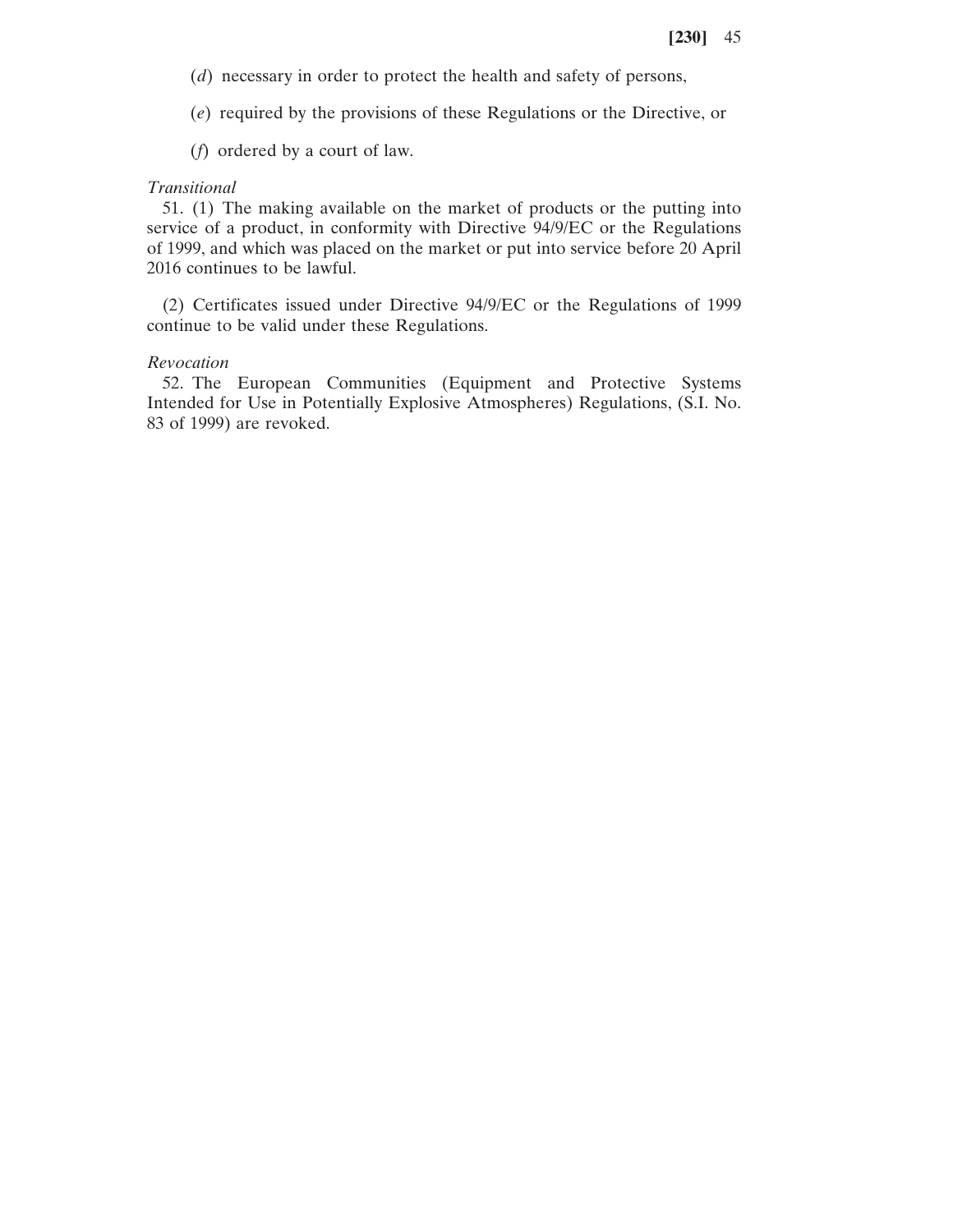(*d*) necessary in order to protect the health and safety of persons,

(*e*) required by the provisions of these Regulations or the Directive, or

(*f*) ordered by a court of law.

*Transitional*

51. (1) The making available on the market of products or the putting into service of a product, in conformity with Directive 94/9/EC or the Regulations of 1999, and which was placed on the market or put into service before 20 April 2016 continues to be lawful.

(2) Certificates issued under Directive 94/9/EC or the Regulations of 1999 continue to be valid under these Regulations.

*Revocation*

52. The European Communities (Equipment and Protective Systems Intended for Use in Potentially Explosive Atmospheres) Regulations, (S.I. No. 83 of 1999) are revoked.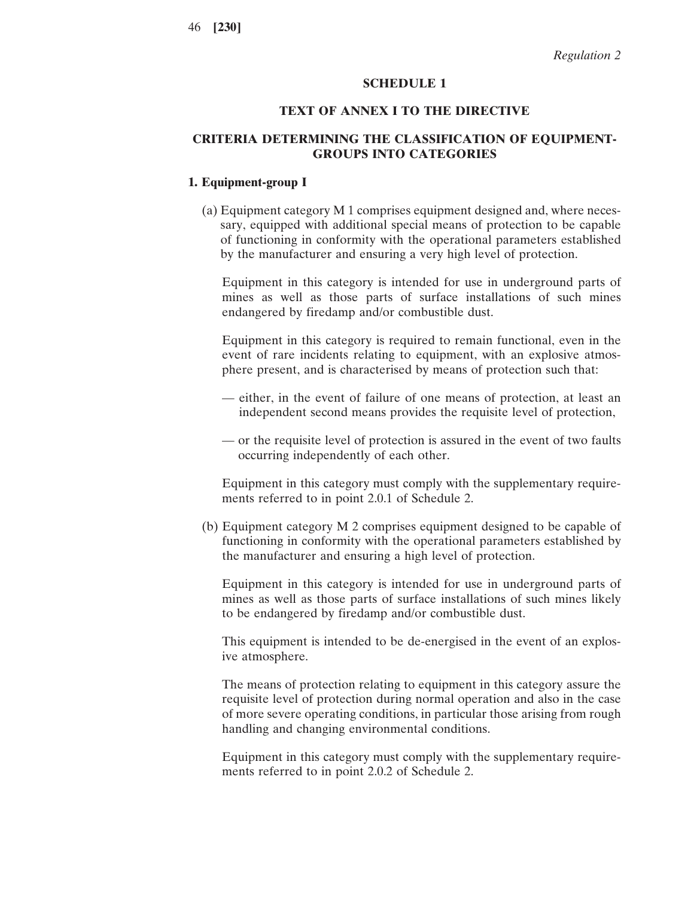*Regulation 2*

## SCHEDULE 1

## TEXT OF ANNEX I TO THE DIRECTIVE

## CRITERIA DETERMINING THE CLASSIFICATION OF EQUIPMENT-GROUPS INTO CATEGORIES

### 1. Equipment-group I

(a) Equipment category M 1 comprises equipment designed and, where necessary, equipped with additional special means of protection to be capable of functioning in conformity with the operational parameters established by the manufacturer and ensuring a very high level of protection.

Equipment in this category is intended for use in underground parts of mines as well as those parts of surface installations of such mines endangered by firedamp and/or combustible dust.

Equipment in this category is required to remain functional, even in the event of rare incidents relating to equipment, with an explosive atmosphere present, and is characterised by means of protection such that:

— either, in the event of failure of one means of protection, at least an independent second means provides the requisite level of protection,

— or the requisite level of protection is assured in the event of two faults occurring independently of each other.

Equipment in this category must comply with the supplementary requirements referred to in point 2.0.1 of Schedule 2.

(b) Equipment category M 2 comprises equipment designed to be capable of functioning in conformity with the operational parameters established by the manufacturer and ensuring a high level of protection.

Equipment in this category is intended for use in underground parts of mines as well as those parts of surface installations of such mines likely to be endangered by firedamp and/or combustible dust.

This equipment is intended to be de-energised in the event of an explosive atmosphere.

The means of protection relating to equipment in this category assure the requisite level of protection during normal operation and also in the case of more severe operating conditions, in particular those arising from rough handling and changing environmental conditions.

Equipment in this category must comply with the supplementary requirements referred to in point 2.0.2 of Schedule 2.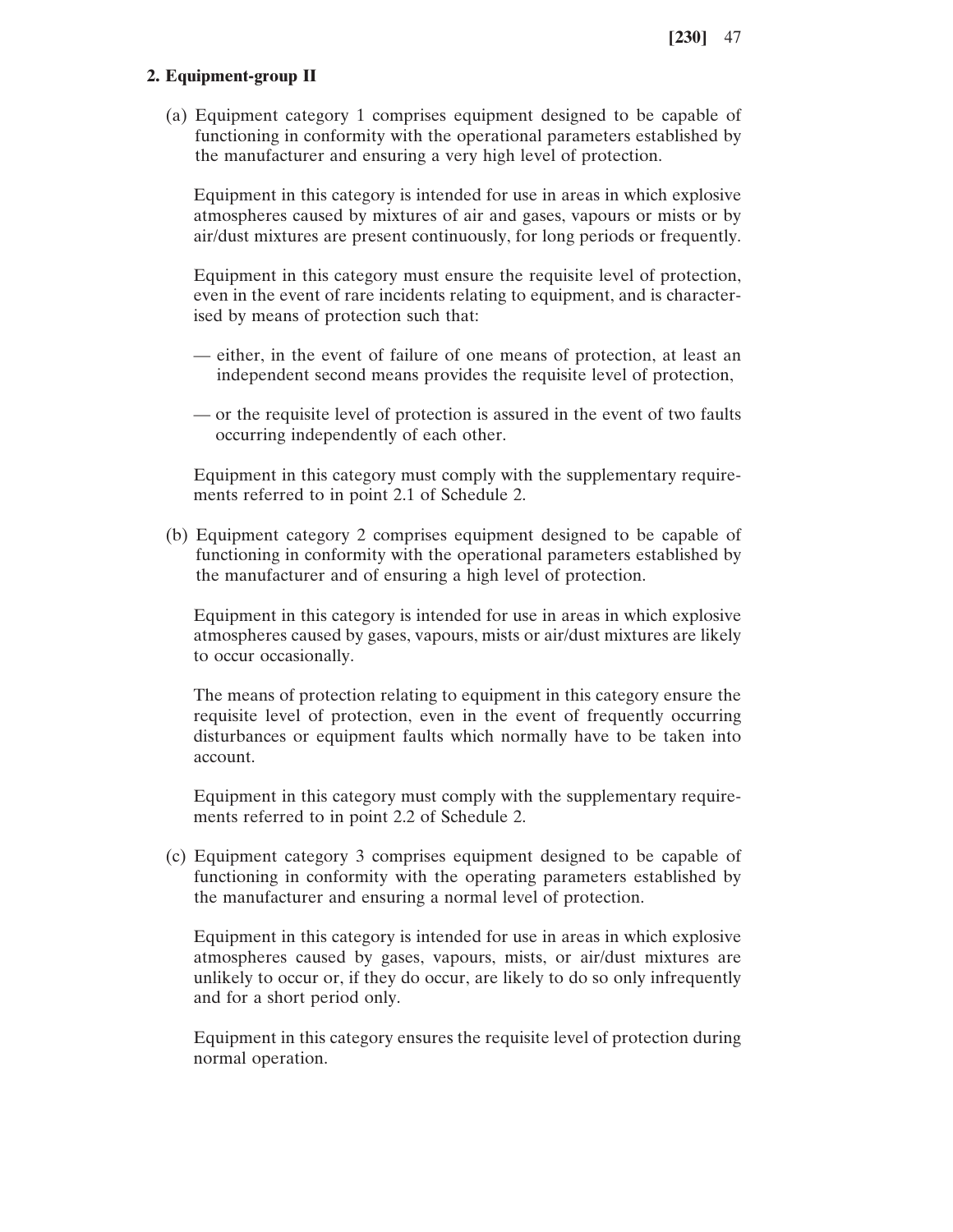## 2. Equipment-group II

(a) Equipment category 1 comprises equipment designed to be capable of functioning in conformity with the operational parameters established by the manufacturer and ensuring a very high level of protection.

Equipment in this category is intended for use in areas in which explosive atmospheres caused by mixtures of air and gases, vapours or mists or by air/dust mixtures are present continuously, for long periods or frequently.

Equipment in this category must ensure the requisite level of protection, even in the event of rare incidents relating to equipment, and is characterised by means of protection such that:

- either, in the event of failure of one means of protection, at least an independent second means provides the requisite level of protection,
- or the requisite level of protection is assured in the event of two faults occurring independently of each other.

Equipment in this category must comply with the supplementary requirements referred to in point 2.1 of Schedule 2.

(b) Equipment category 2 comprises equipment designed to be capable of functioning in conformity with the operational parameters established by the manufacturer and of ensuring a high level of protection.

Equipment in this category is intended for use in areas in which explosive atmospheres caused by gases, vapours, mists or air/dust mixtures are likely to occur occasionally.

The means of protection relating to equipment in this category ensure the requisite level of protection, even in the event of frequently occurring disturbances or equipment faults which normally have to be taken into account.

Equipment in this category must comply with the supplementary requirements referred to in point 2.2 of Schedule 2.

(c) Equipment category 3 comprises equipment designed to be capable of functioning in conformity with the operating parameters established by the manufacturer and ensuring a normal level of protection.

Equipment in this category is intended for use in areas in which explosive atmospheres caused by gases, vapours, mists, or air/dust mixtures are unlikely to occur or, if they do occur, are likely to do so only infrequently and for a short period only.

Equipment in this category ensures the requisite level of protection during normal operation.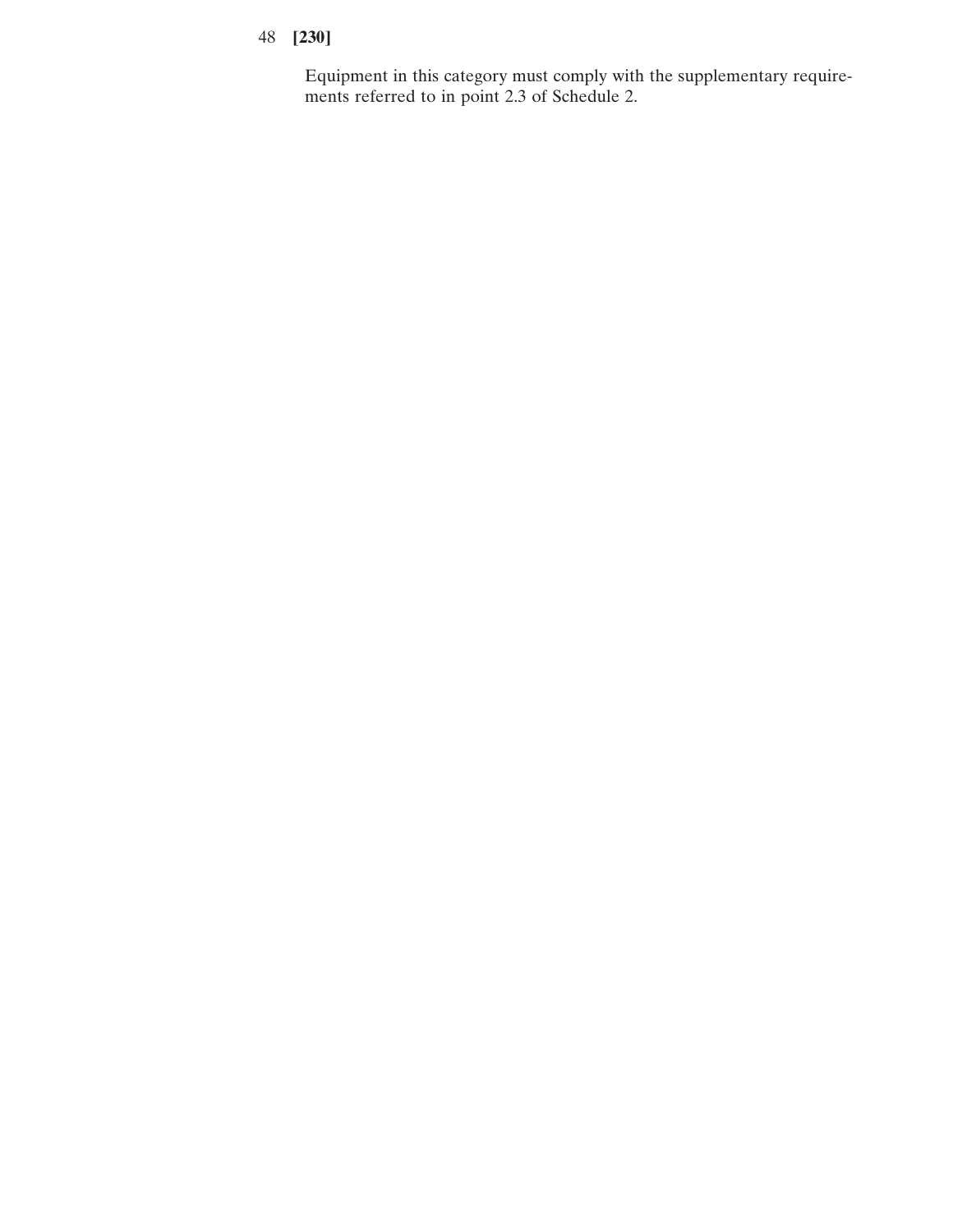Equipment in this category must comply with the supplementary requirements referred to in point 2.3 of Schedule 2.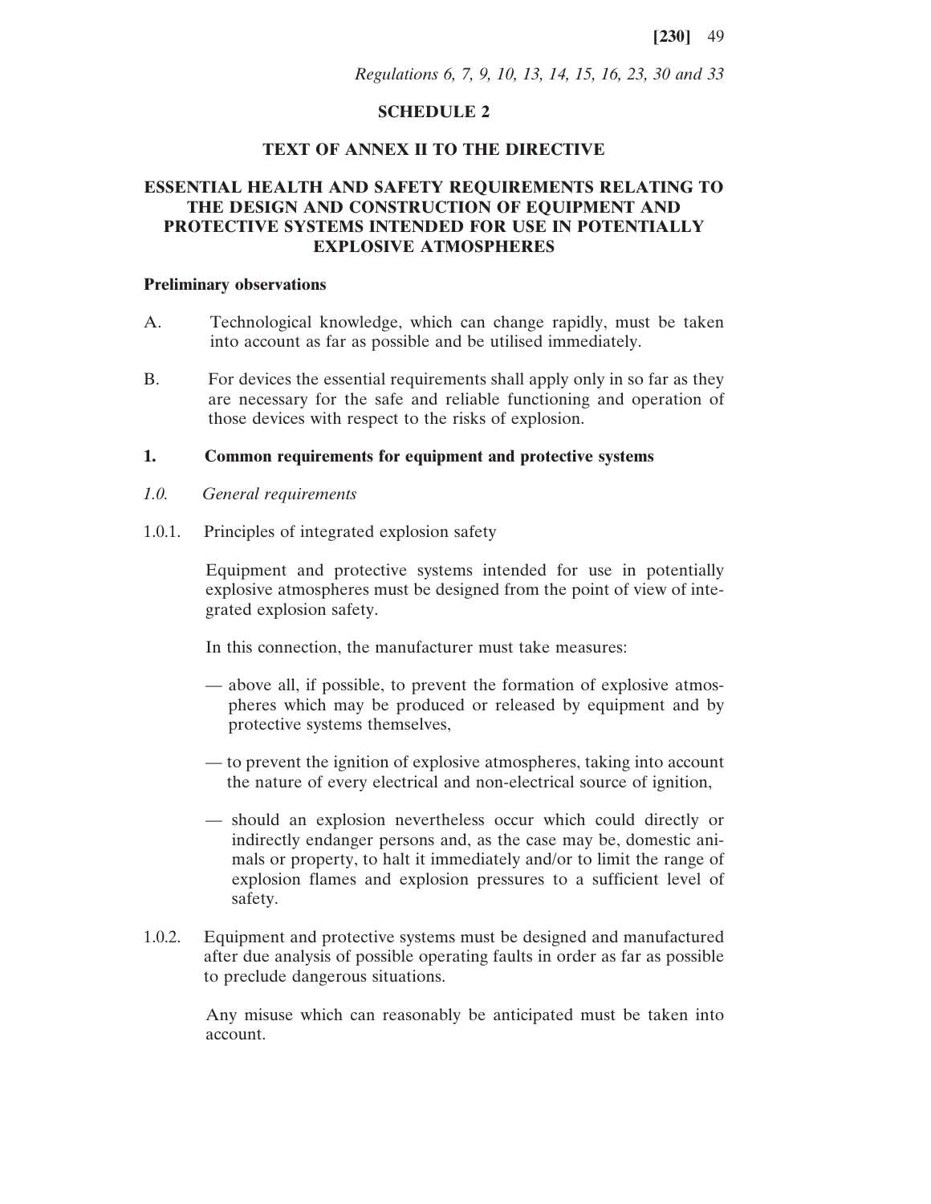*Regulations 6, 7, 9, 10, 13, 14, 15, 16, 23, 30 and 33*

## SCHEDULE 2

## TEXT OF ANNEX II TO THE DIRECTIVE

## ESSENTIAL HEALTH AND SAFETY REQUIREMENTS RELATING TO THE DESIGN AND CONSTRUCTION OF EQUIPMENT AND PROTECTIVE SYSTEMS INTENDED FOR USE IN POTENTIALLY EXPLOSIVE ATMOSPHERES

**Preliminary observations**

A. Technological knowledge, which can change rapidly, must be taken into account as far as possible and be utilised immediately.

B. For devices the essential requirements shall apply only in so far as they are necessary for the safe and reliable functioning and operation of those devices with respect to the risks of explosion.

### 1. Common requirements for equipment and protective systems

*1.0. General requirements*

1.0.1. Principles of integrated explosion safety

Equipment and protective systems intended for use in potentially explosive atmospheres must be designed from the point of view of integrated explosion safety.

In this connection, the manufacturer must take measures:

— above all, if possible, to prevent the formation of explosive atmospheres which may be produced or released by equipment and by protective systems themselves,

— to prevent the ignition of explosive atmospheres, taking into account the nature of every electrical and non-electrical source of ignition,

— should an explosion nevertheless occur which could directly or indirectly endanger persons and, as the case may be, domestic animals or property, to halt it immediately and/or to limit the range of explosion flames and explosion pressures to a sufficient level of safety.

1.0.2. Equipment and protective systems must be designed and manufactured after due analysis of possible operating faults in order as far as possible to preclude dangerous situations.

Any misuse which can reasonably be anticipated must be taken into account.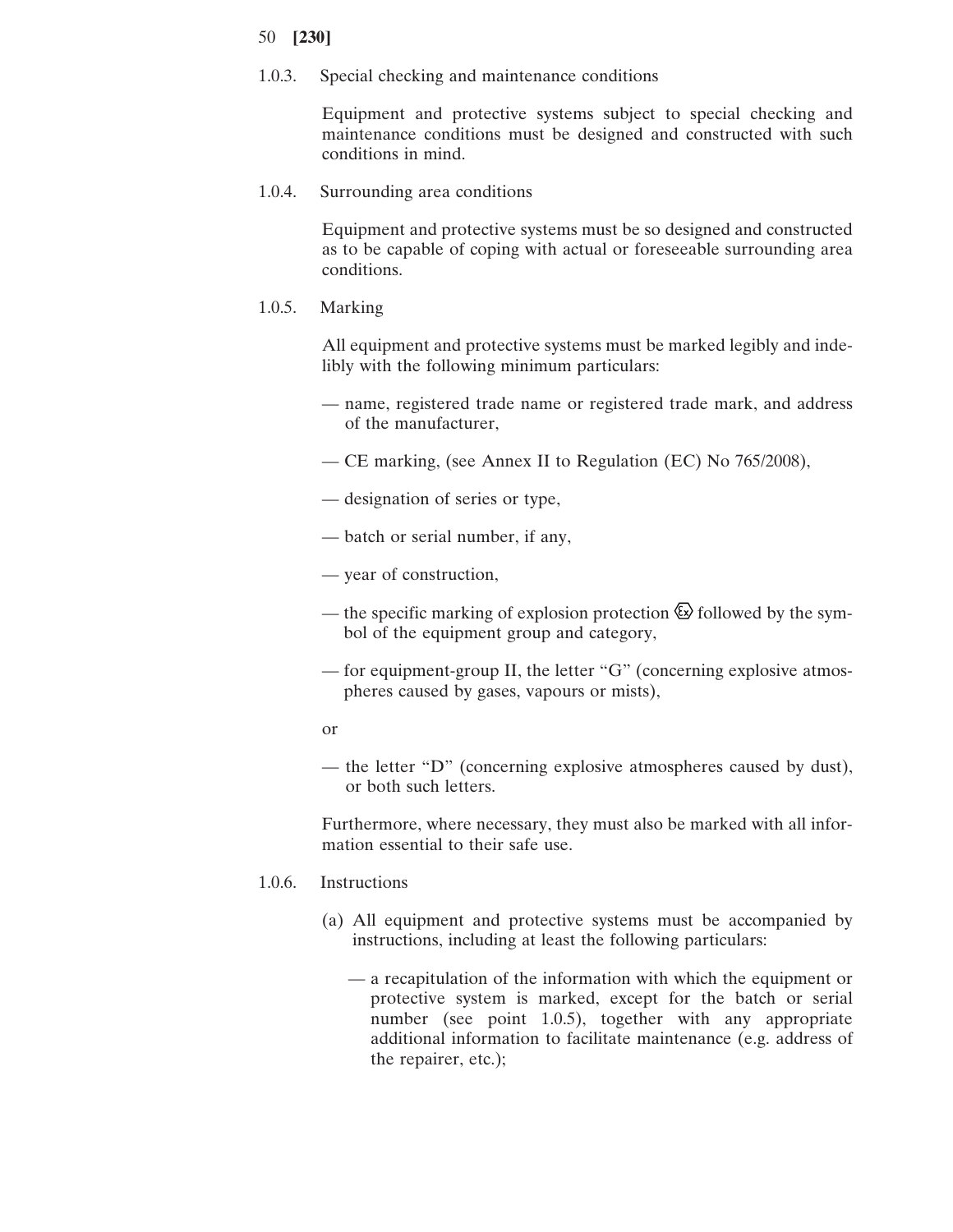1.0.3. Special checking and maintenance conditions

Equipment and protective systems subject to special checking and maintenance conditions must be designed and constructed with such conditions in mind.

1.0.4. Surrounding area conditions

Equipment and protective systems must be so designed and constructed as to be capable of coping with actual or foreseeable surrounding area conditions.

1.0.5. Marking

All equipment and protective systems must be marked legibly and indelibly with the following minimum particulars:

— name, registered trade name or registered trade mark, and address of the manufacturer,

— CE marking, (see Annex II to Regulation (EC) No 765/2008),

— designation of series or type,

— batch or serial number, if any,

— year of construction,

— the specific marking of explosion protection Ⓔⓧ followed by the symbol of the equipment group and category,

— for equipment-group II, the letter "G" (concerning explosive atmospheres caused by gases, vapours or mists),

or

— the letter "D" (concerning explosive atmospheres caused by dust), or both such letters.

Furthermore, where necessary, they must also be marked with all information essential to their safe use.

1.0.6. Instructions

(a) All equipment and protective systems must be accompanied by instructions, including at least the following particulars:

— a recapitulation of the information with which the equipment or protective system is marked, except for the batch or serial number (see point 1.0.5), together with any appropriate additional information to facilitate maintenance (e.g. address of the repairer, etc.);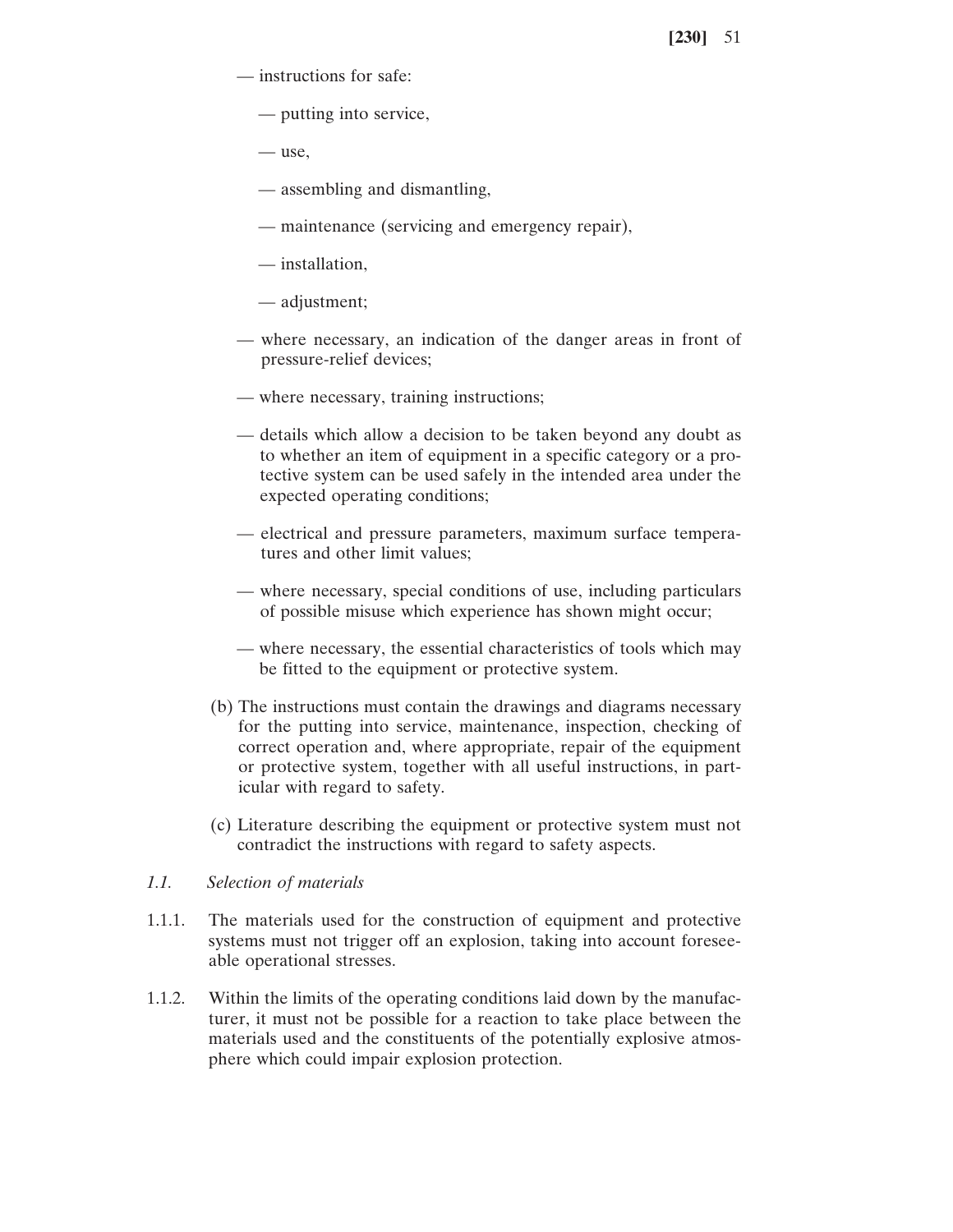— instructions for safe:

  — putting into service,

  — use,

  — assembling and dismantling,

  — maintenance (servicing and emergency repair),

  — installation,

  — adjustment;

— where necessary, an indication of the danger areas in front of pressure-relief devices;

— where necessary, training instructions;

— details which allow a decision to be taken beyond any doubt as to whether an item of equipment in a specific category or a protective system can be used safely in the intended area under the expected operating conditions;

— electrical and pressure parameters, maximum surface temperatures and other limit values;

— where necessary, special conditions of use, including particulars of possible misuse which experience has shown might occur;

— where necessary, the essential characteristics of tools which may be fitted to the equipment or protective system.

(b) The instructions must contain the drawings and diagrams necessary for the putting into service, maintenance, inspection, checking of correct operation and, where appropriate, repair of the equipment or protective system, together with all useful instructions, in particular with regard to safety.

(c) Literature describing the equipment or protective system must not contradict the instructions with regard to safety aspects.

*1.1. Selection of materials*

1.1.1. The materials used for the construction of equipment and protective systems must not trigger off an explosion, taking into account foreseeable operational stresses.

1.1.2. Within the limits of the operating conditions laid down by the manufacturer, it must not be possible for a reaction to take place between the materials used and the constituents of the potentially explosive atmosphere which could impair explosion protection.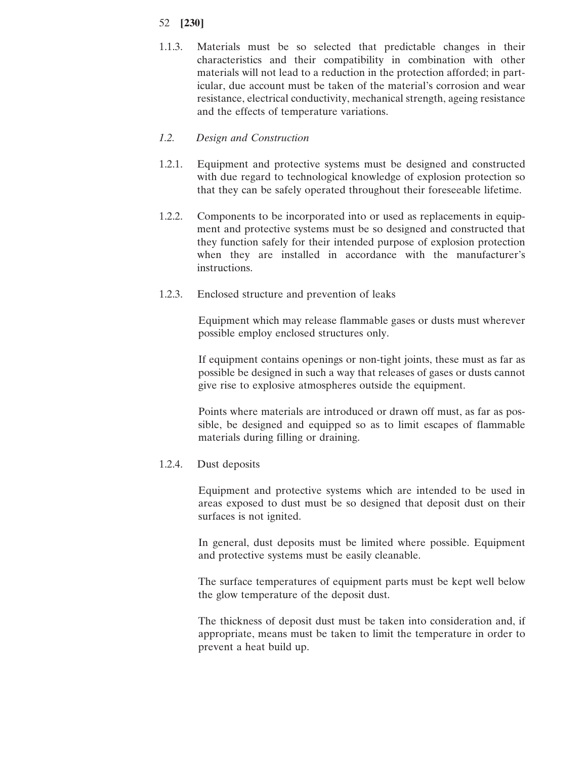1.1.3. Materials must be so selected that predictable changes in their characteristics and their compatibility in combination with other materials will not lead to a reduction in the protection afforded; in particular, due account must be taken of the material's corrosion and wear resistance, electrical conductivity, mechanical strength, ageing resistance and the effects of temperature variations.

*1.2. Design and Construction*

1.2.1. Equipment and protective systems must be designed and constructed with due regard to technological knowledge of explosion protection so that they can be safely operated throughout their foreseeable lifetime.

1.2.2. Components to be incorporated into or used as replacements in equipment and protective systems must be so designed and constructed that they function safely for their intended purpose of explosion protection when they are installed in accordance with the manufacturer's instructions.

1.2.3. Enclosed structure and prevention of leaks

Equipment which may release flammable gases or dusts must wherever possible employ enclosed structures only.

If equipment contains openings or non-tight joints, these must as far as possible be designed in such a way that releases of gases or dusts cannot give rise to explosive atmospheres outside the equipment.

Points where materials are introduced or drawn off must, as far as possible, be designed and equipped so as to limit escapes of flammable materials during filling or draining.

1.2.4. Dust deposits

Equipment and protective systems which are intended to be used in areas exposed to dust must be so designed that deposit dust on their surfaces is not ignited.

In general, dust deposits must be limited where possible. Equipment and protective systems must be easily cleanable.

The surface temperatures of equipment parts must be kept well below the glow temperature of the deposit dust.

The thickness of deposit dust must be taken into consideration and, if appropriate, means must be taken to limit the temperature in order to prevent a heat build up.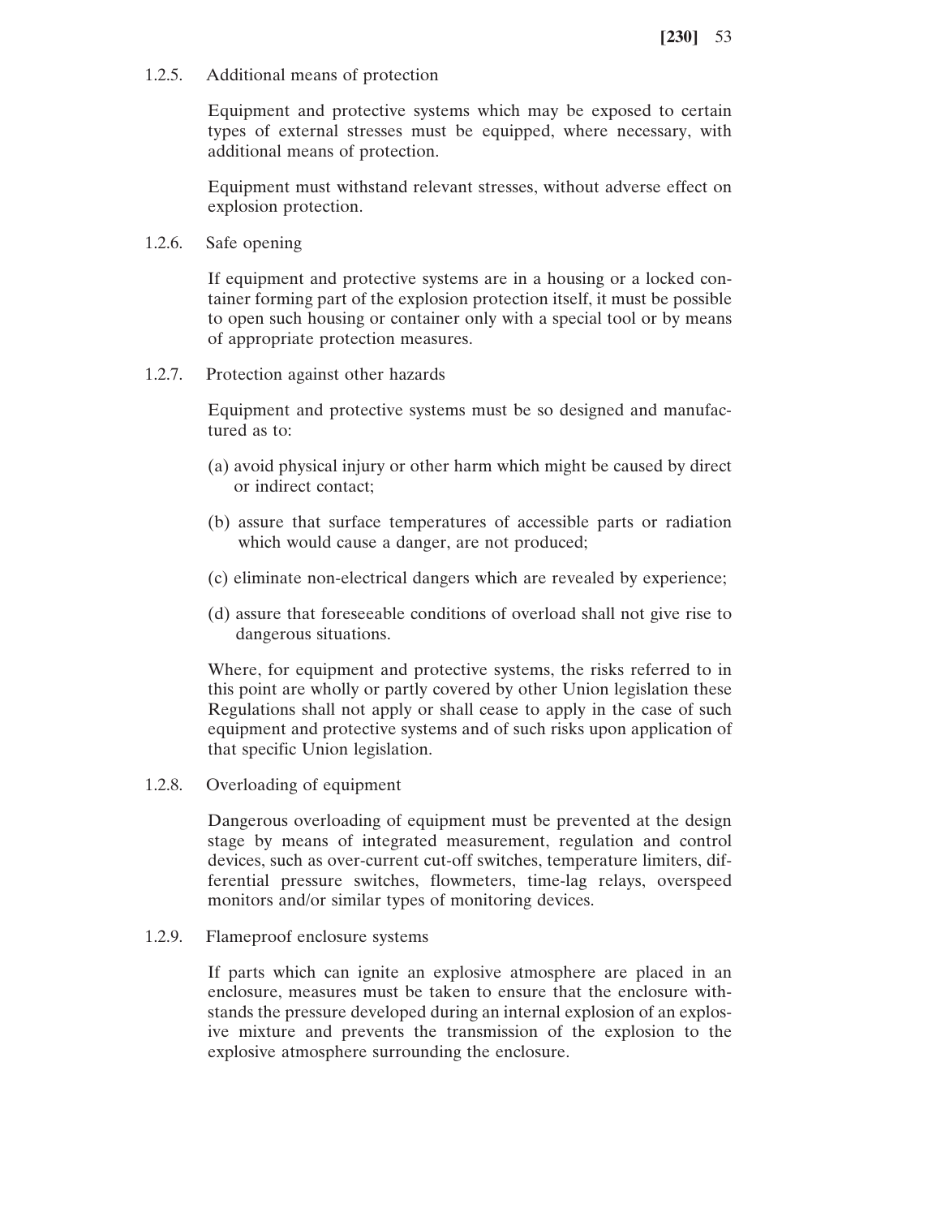1.2.5. Additional means of protection

Equipment and protective systems which may be exposed to certain types of external stresses must be equipped, where necessary, with additional means of protection.

Equipment must withstand relevant stresses, without adverse effect on explosion protection.

1.2.6. Safe opening

If equipment and protective systems are in a housing or a locked container forming part of the explosion protection itself, it must be possible to open such housing or container only with a special tool or by means of appropriate protection measures.

1.2.7. Protection against other hazards

Equipment and protective systems must be so designed and manufactured as to:

(a) avoid physical injury or other harm which might be caused by direct or indirect contact;

(b) assure that surface temperatures of accessible parts or radiation which would cause a danger, are not produced;

(c) eliminate non-electrical dangers which are revealed by experience;

(d) assure that foreseeable conditions of overload shall not give rise to dangerous situations.

Where, for equipment and protective systems, the risks referred to in this point are wholly or partly covered by other Union legislation these Regulations shall not apply or shall cease to apply in the case of such equipment and protective systems and of such risks upon application of that specific Union legislation.

1.2.8. Overloading of equipment

Dangerous overloading of equipment must be prevented at the design stage by means of integrated measurement, regulation and control devices, such as over-current cut-off switches, temperature limiters, differential pressure switches, flowmeters, time-lag relays, overspeed monitors and/or similar types of monitoring devices.

1.2.9. Flameproof enclosure systems

If parts which can ignite an explosive atmosphere are placed in an enclosure, measures must be taken to ensure that the enclosure withstands the pressure developed during an internal explosion of an explosive mixture and prevents the transmission of the explosion to the explosive atmosphere surrounding the enclosure.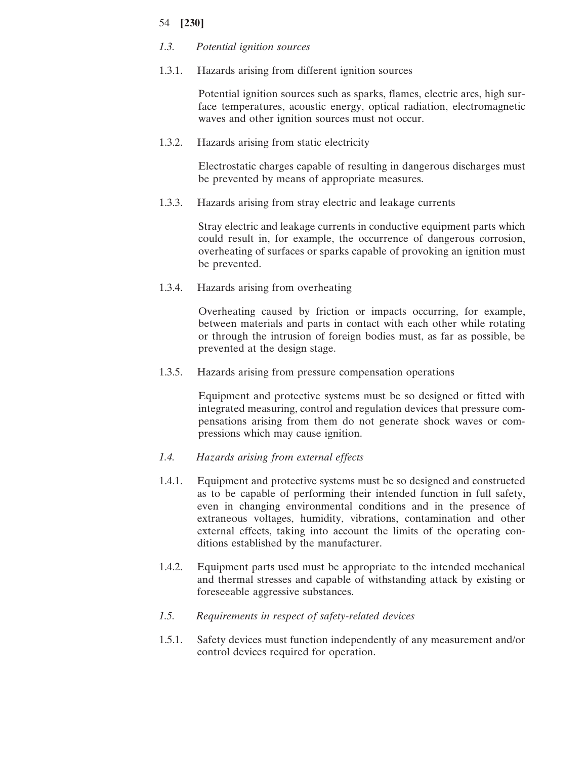*1.3. Potential ignition sources*

1.3.1. Hazards arising from different ignition sources

Potential ignition sources such as sparks, flames, electric arcs, high surface temperatures, acoustic energy, optical radiation, electromagnetic waves and other ignition sources must not occur.

1.3.2. Hazards arising from static electricity

Electrostatic charges capable of resulting in dangerous discharges must be prevented by means of appropriate measures.

1.3.3. Hazards arising from stray electric and leakage currents

Stray electric and leakage currents in conductive equipment parts which could result in, for example, the occurrence of dangerous corrosion, overheating of surfaces or sparks capable of provoking an ignition must be prevented.

1.3.4. Hazards arising from overheating

Overheating caused by friction or impacts occurring, for example, between materials and parts in contact with each other while rotating or through the intrusion of foreign bodies must, as far as possible, be prevented at the design stage.

1.3.5. Hazards arising from pressure compensation operations

Equipment and protective systems must be so designed or fitted with integrated measuring, control and regulation devices that pressure compensations arising from them do not generate shock waves or compressions which may cause ignition.

*1.4. Hazards arising from external effects*

1.4.1. Equipment and protective systems must be so designed and constructed as to be capable of performing their intended function in full safety, even in changing environmental conditions and in the presence of extraneous voltages, humidity, vibrations, contamination and other external effects, taking into account the limits of the operating conditions established by the manufacturer.

1.4.2. Equipment parts used must be appropriate to the intended mechanical and thermal stresses and capable of withstanding attack by existing or foreseeable aggressive substances.

*1.5. Requirements in respect of safety-related devices*

1.5.1. Safety devices must function independently of any measurement and/or control devices required for operation.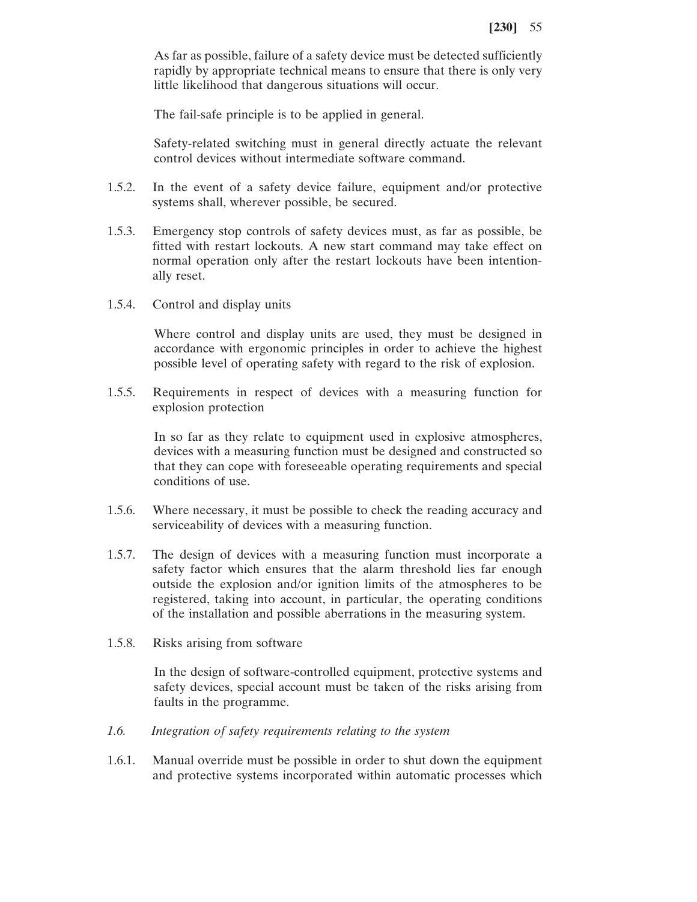As far as possible, failure of a safety device must be detected sufficiently rapidly by appropriate technical means to ensure that there is only very little likelihood that dangerous situations will occur.

The fail-safe principle is to be applied in general.

Safety-related switching must in general directly actuate the relevant control devices without intermediate software command.

1.5.2. In the event of a safety device failure, equipment and/or protective systems shall, wherever possible, be secured.

1.5.3. Emergency stop controls of safety devices must, as far as possible, be fitted with restart lockouts. A new start command may take effect on normal operation only after the restart lockouts have been intentionally reset.

1.5.4. Control and display units

Where control and display units are used, they must be designed in accordance with ergonomic principles in order to achieve the highest possible level of operating safety with regard to the risk of explosion.

1.5.5. Requirements in respect of devices with a measuring function for explosion protection

In so far as they relate to equipment used in explosive atmospheres, devices with a measuring function must be designed and constructed so that they can cope with foreseeable operating requirements and special conditions of use.

1.5.6. Where necessary, it must be possible to check the reading accuracy and serviceability of devices with a measuring function.

1.5.7. The design of devices with a measuring function must incorporate a safety factor which ensures that the alarm threshold lies far enough outside the explosion and/or ignition limits of the atmospheres to be registered, taking into account, in particular, the operating conditions of the installation and possible aberrations in the measuring system.

1.5.8. Risks arising from software

In the design of software-controlled equipment, protective systems and safety devices, special account must be taken of the risks arising from faults in the programme.

*1.6. Integration of safety requirements relating to the system*

1.6.1. Manual override must be possible in order to shut down the equipment and protective systems incorporated within automatic processes which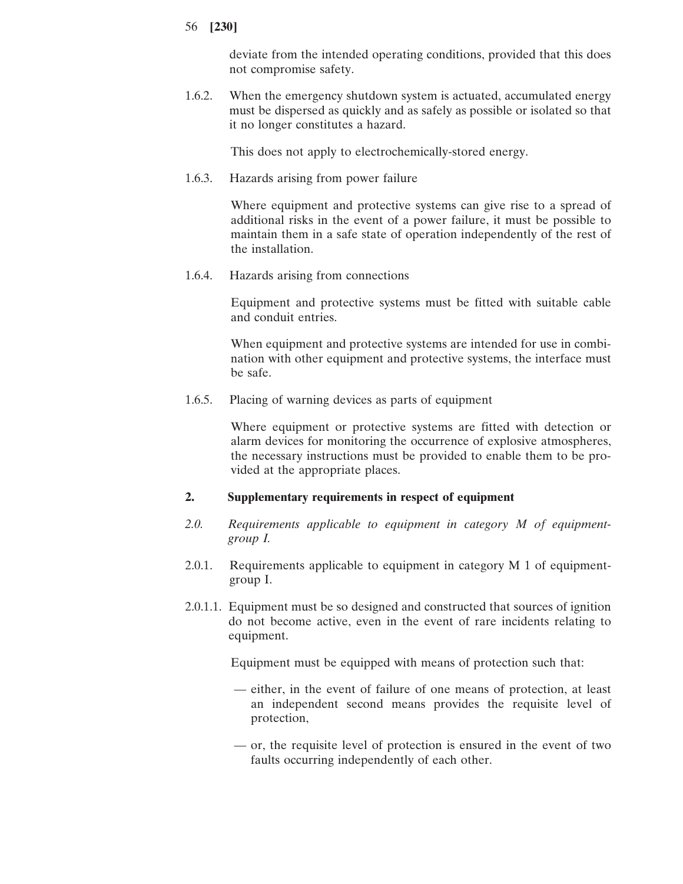deviate from the intended operating conditions, provided that this does not compromise safety.

1.6.2. When the emergency shutdown system is actuated, accumulated energy must be dispersed as quickly and as safely as possible or isolated so that it no longer constitutes a hazard.

This does not apply to electrochemically-stored energy.

1.6.3. Hazards arising from power failure

Where equipment and protective systems can give rise to a spread of additional risks in the event of a power failure, it must be possible to maintain them in a safe state of operation independently of the rest of the installation.

1.6.4. Hazards arising from connections

Equipment and protective systems must be fitted with suitable cable and conduit entries.

When equipment and protective systems are intended for use in combination with other equipment and protective systems, the interface must be safe.

1.6.5. Placing of warning devices as parts of equipment

Where equipment or protective systems are fitted with detection or alarm devices for monitoring the occurrence of explosive atmospheres, the necessary instructions must be provided to enable them to be provided at the appropriate places.

## 2. Supplementary requirements in respect of equipment

*2.0. Requirements applicable to equipment in category M of equipment-group I.*

2.0.1. Requirements applicable to equipment in category M 1 of equipment-group I.

2.0.1.1. Equipment must be so designed and constructed that sources of ignition do not become active, even in the event of rare incidents relating to equipment.

Equipment must be equipped with means of protection such that:

- either, in the event of failure of one means of protection, at least an independent second means provides the requisite level of protection,
- or, the requisite level of protection is ensured in the event of two faults occurring independently of each other.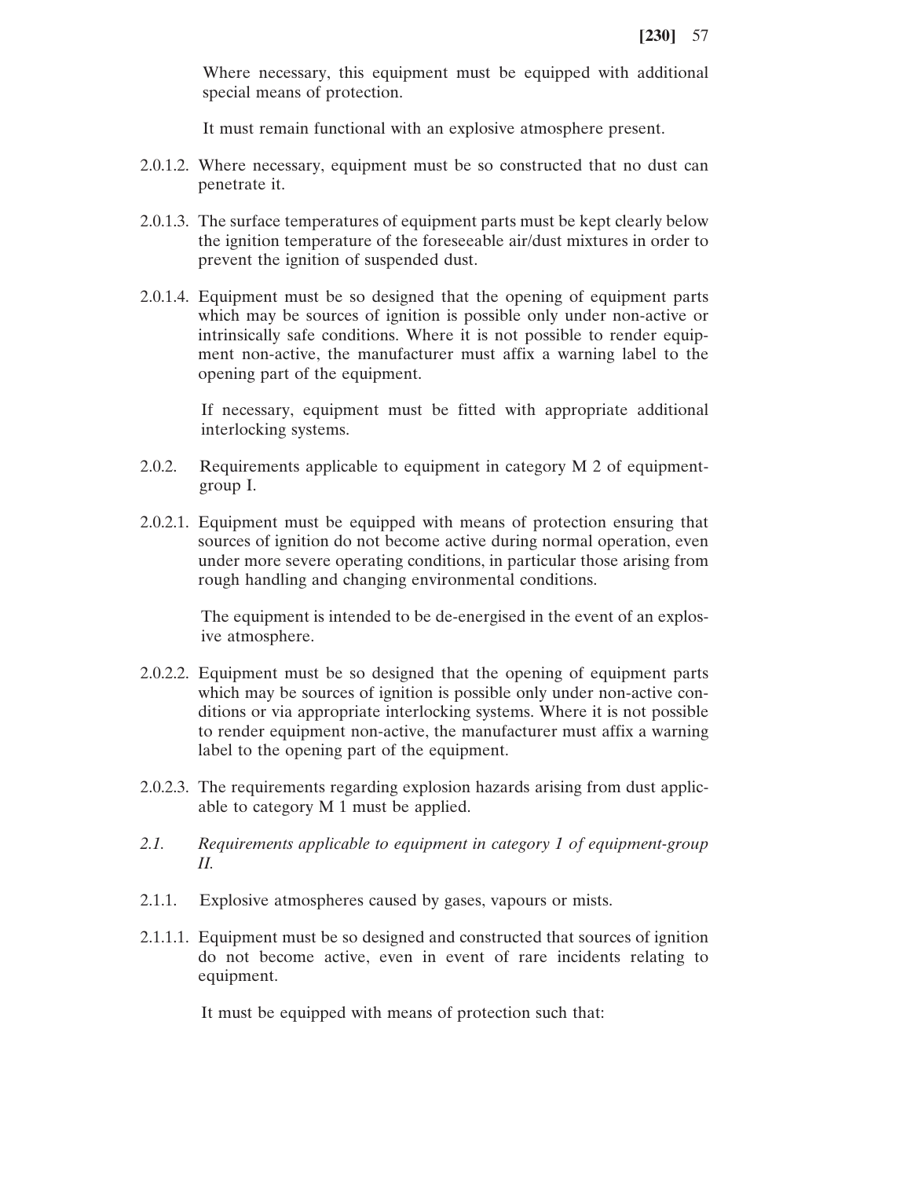Where necessary, this equipment must be equipped with additional special means of protection.

It must remain functional with an explosive atmosphere present.

2.0.1.2. Where necessary, equipment must be so constructed that no dust can penetrate it.

2.0.1.3. The surface temperatures of equipment parts must be kept clearly below the ignition temperature of the foreseeable air/dust mixtures in order to prevent the ignition of suspended dust.

2.0.1.4. Equipment must be so designed that the opening of equipment parts which may be sources of ignition is possible only under non-active or intrinsically safe conditions. Where it is not possible to render equipment non-active, the manufacturer must affix a warning label to the opening part of the equipment.

If necessary, equipment must be fitted with appropriate additional interlocking systems.

2.0.2. Requirements applicable to equipment in category M 2 of equipment-group I.

2.0.2.1. Equipment must be equipped with means of protection ensuring that sources of ignition do not become active during normal operation, even under more severe operating conditions, in particular those arising from rough handling and changing environmental conditions.

The equipment is intended to be de-energised in the event of an explosive atmosphere.

2.0.2.2. Equipment must be so designed that the opening of equipment parts which may be sources of ignition is possible only under non-active conditions or via appropriate interlocking systems. Where it is not possible to render equipment non-active, the manufacturer must affix a warning label to the opening part of the equipment.

2.0.2.3. The requirements regarding explosion hazards arising from dust applicable to category M 1 must be applied.

*2.1. Requirements applicable to equipment in category 1 of equipment-group II.*

2.1.1. Explosive atmospheres caused by gases, vapours or mists.

2.1.1.1. Equipment must be so designed and constructed that sources of ignition do not become active, even in event of rare incidents relating to equipment.

It must be equipped with means of protection such that: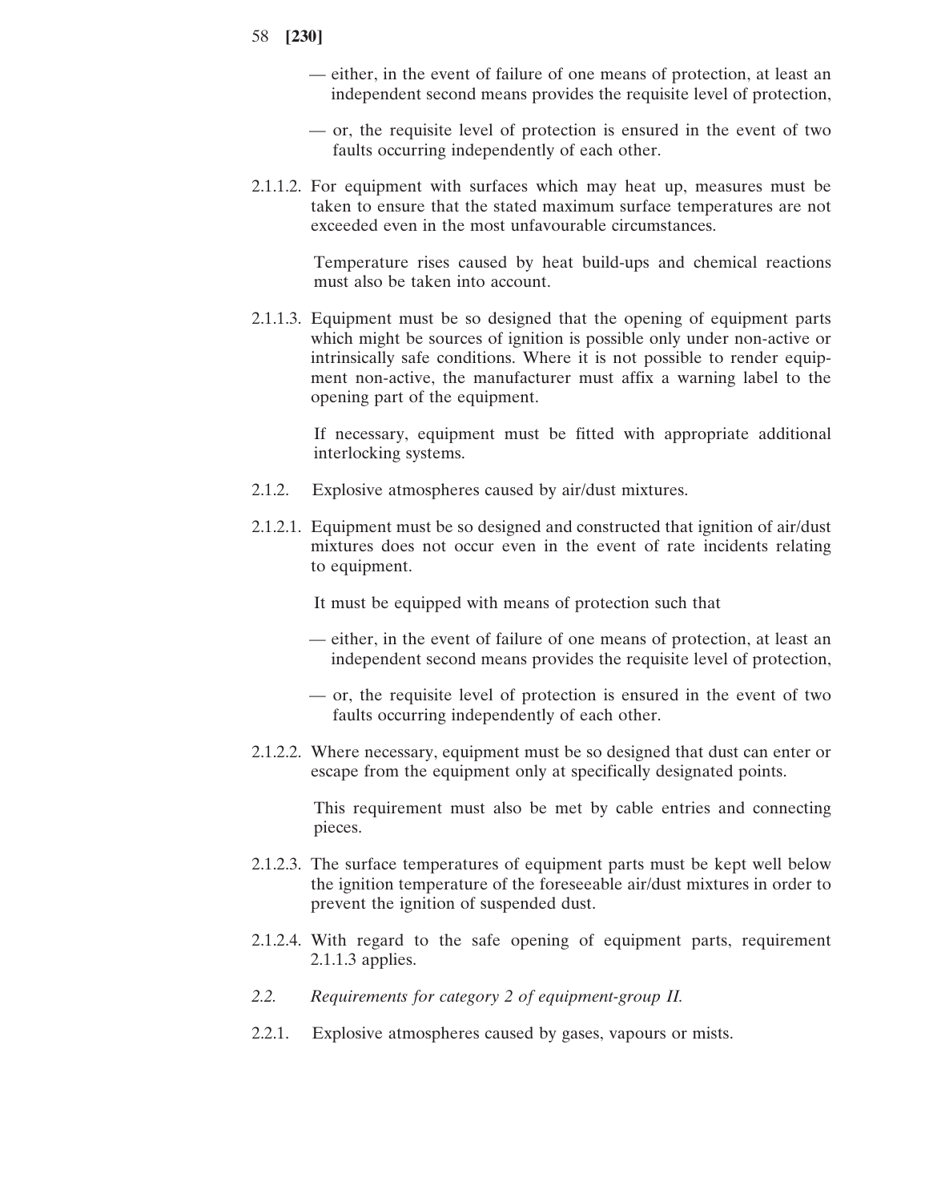— either, in the event of failure of one means of protection, at least an independent second means provides the requisite level of protection,

— or, the requisite level of protection is ensured in the event of two faults occurring independently of each other.

2.1.1.2. For equipment with surfaces which may heat up, measures must be taken to ensure that the stated maximum surface temperatures are not exceeded even in the most unfavourable circumstances.

Temperature rises caused by heat build-ups and chemical reactions must also be taken into account.

2.1.1.3. Equipment must be so designed that the opening of equipment parts which might be sources of ignition is possible only under non-active or intrinsically safe conditions. Where it is not possible to render equipment non-active, the manufacturer must affix a warning label to the opening part of the equipment.

If necessary, equipment must be fitted with appropriate additional interlocking systems.

2.1.2. Explosive atmospheres caused by air/dust mixtures.

2.1.2.1. Equipment must be so designed and constructed that ignition of air/dust mixtures does not occur even in the event of rate incidents relating to equipment.

It must be equipped with means of protection such that

— either, in the event of failure of one means of protection, at least an independent second means provides the requisite level of protection,

— or, the requisite level of protection is ensured in the event of two faults occurring independently of each other.

2.1.2.2. Where necessary, equipment must be so designed that dust can enter or escape from the equipment only at specifically designated points.

This requirement must also be met by cable entries and connecting pieces.

2.1.2.3. The surface temperatures of equipment parts must be kept well below the ignition temperature of the foreseeable air/dust mixtures in order to prevent the ignition of suspended dust.

2.1.2.4. With regard to the safe opening of equipment parts, requirement 2.1.1.3 applies.

*2.2. Requirements for category 2 of equipment-group II.*

2.2.1. Explosive atmospheres caused by gases, vapours or mists.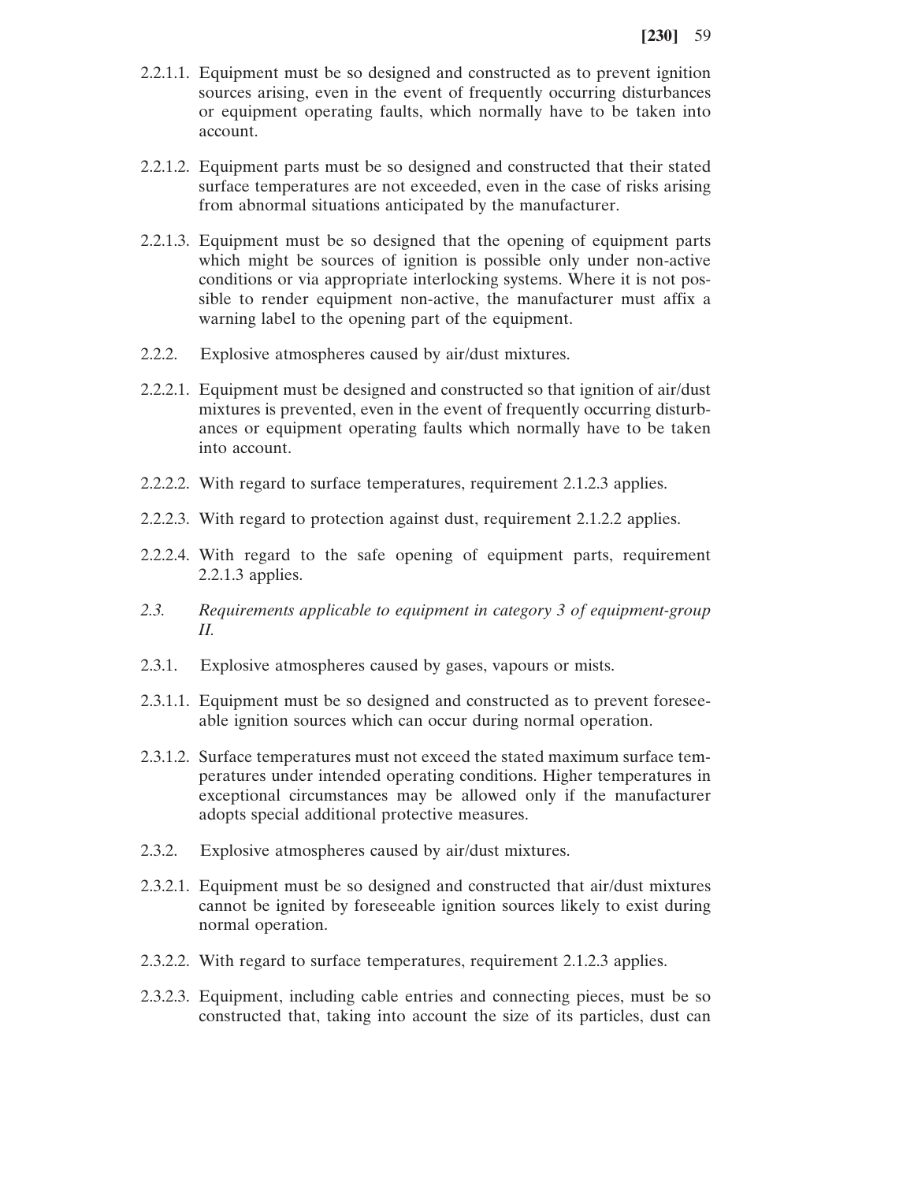2.2.1.1. Equipment must be so designed and constructed as to prevent ignition sources arising, even in the event of frequently occurring disturbances or equipment operating faults, which normally have to be taken into account.

2.2.1.2. Equipment parts must be so designed and constructed that their stated surface temperatures are not exceeded, even in the case of risks arising from abnormal situations anticipated by the manufacturer.

2.2.1.3. Equipment must be so designed that the opening of equipment parts which might be sources of ignition is possible only under non-active conditions or via appropriate interlocking systems. Where it is not possible to render equipment non-active, the manufacturer must affix a warning label to the opening part of the equipment.

2.2.2. Explosive atmospheres caused by air/dust mixtures.

2.2.2.1. Equipment must be designed and constructed so that ignition of air/dust mixtures is prevented, even in the event of frequently occurring disturbances or equipment operating faults which normally have to be taken into account.

2.2.2.2. With regard to surface temperatures, requirement 2.1.2.3 applies.

2.2.2.3. With regard to protection against dust, requirement 2.1.2.2 applies.

2.2.2.4. With regard to the safe opening of equipment parts, requirement 2.2.1.3 applies.

*2.3. Requirements applicable to equipment in category 3 of equipment-group II.*

2.3.1. Explosive atmospheres caused by gases, vapours or mists.

2.3.1.1. Equipment must be so designed and constructed as to prevent foreseeable ignition sources which can occur during normal operation.

2.3.1.2. Surface temperatures must not exceed the stated maximum surface temperatures under intended operating conditions. Higher temperatures in exceptional circumstances may be allowed only if the manufacturer adopts special additional protective measures.

2.3.2. Explosive atmospheres caused by air/dust mixtures.

2.3.2.1. Equipment must be so designed and constructed that air/dust mixtures cannot be ignited by foreseeable ignition sources likely to exist during normal operation.

2.3.2.2. With regard to surface temperatures, requirement 2.1.2.3 applies.

2.3.2.3. Equipment, including cable entries and connecting pieces, must be so constructed that, taking into account the size of its particles, dust can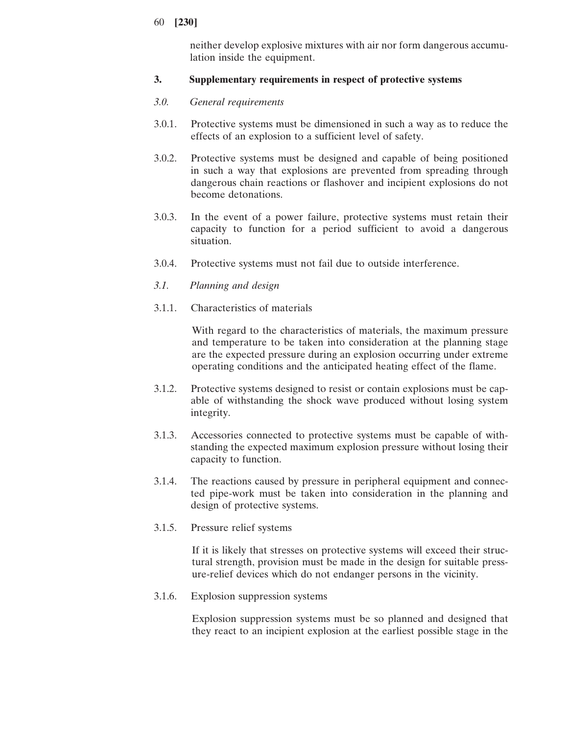neither develop explosive mixtures with air nor form dangerous accumulation inside the equipment.

## 3. Supplementary requirements in respect of protective systems

### *3.0. General requirements*

3.0.1. Protective systems must be dimensioned in such a way as to reduce the effects of an explosion to a sufficient level of safety.

3.0.2. Protective systems must be designed and capable of being positioned in such a way that explosions are prevented from spreading through dangerous chain reactions or flashover and incipient explosions do not become detonations.

3.0.3. In the event of a power failure, protective systems must retain their capacity to function for a period sufficient to avoid a dangerous situation.

3.0.4. Protective systems must not fail due to outside interference.

### *3.1. Planning and design*

3.1.1. Characteristics of materials

With regard to the characteristics of materials, the maximum pressure and temperature to be taken into consideration at the planning stage are the expected pressure during an explosion occurring under extreme operating conditions and the anticipated heating effect of the flame.

3.1.2. Protective systems designed to resist or contain explosions must be capable of withstanding the shock wave produced without losing system integrity.

3.1.3. Accessories connected to protective systems must be capable of withstanding the expected maximum explosion pressure without losing their capacity to function.

3.1.4. The reactions caused by pressure in peripheral equipment and connected pipe-work must be taken into consideration in the planning and design of protective systems.

3.1.5. Pressure relief systems

If it is likely that stresses on protective systems will exceed their structural strength, provision must be made in the design for suitable pressure-relief devices which do not endanger persons in the vicinity.

3.1.6. Explosion suppression systems

Explosion suppression systems must be so planned and designed that they react to an incipient explosion at the earliest possible stage in the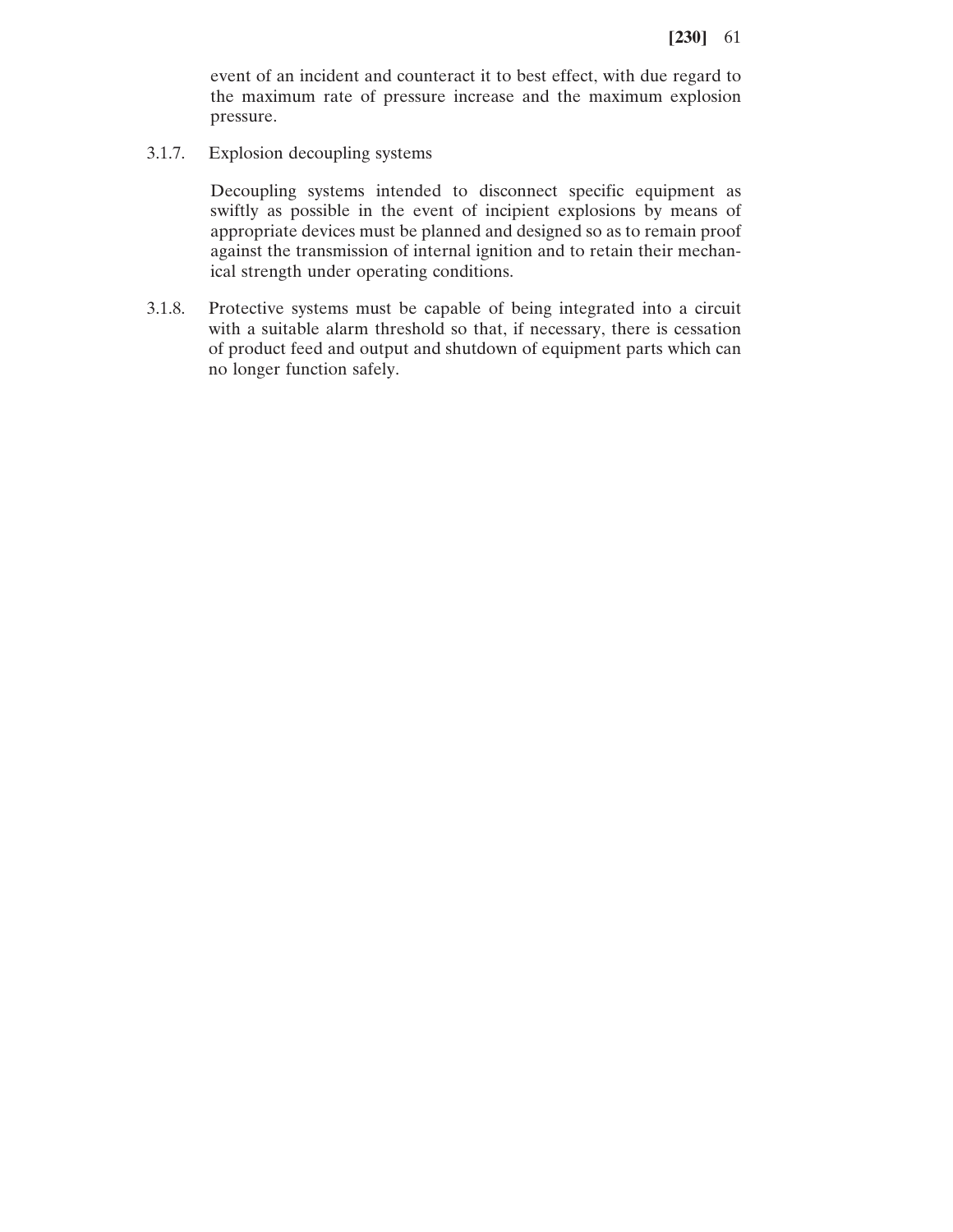event of an incident and counteract it to best effect, with due regard to the maximum rate of pressure increase and the maximum explosion pressure.

3.1.7. Explosion decoupling systems

Decoupling systems intended to disconnect specific equipment as swiftly as possible in the event of incipient explosions by means of appropriate devices must be planned and designed so as to remain proof against the transmission of internal ignition and to retain their mechanical strength under operating conditions.

3.1.8. Protective systems must be capable of being integrated into a circuit with a suitable alarm threshold so that, if necessary, there is cessation of product feed and output and shutdown of equipment parts which can no longer function safely.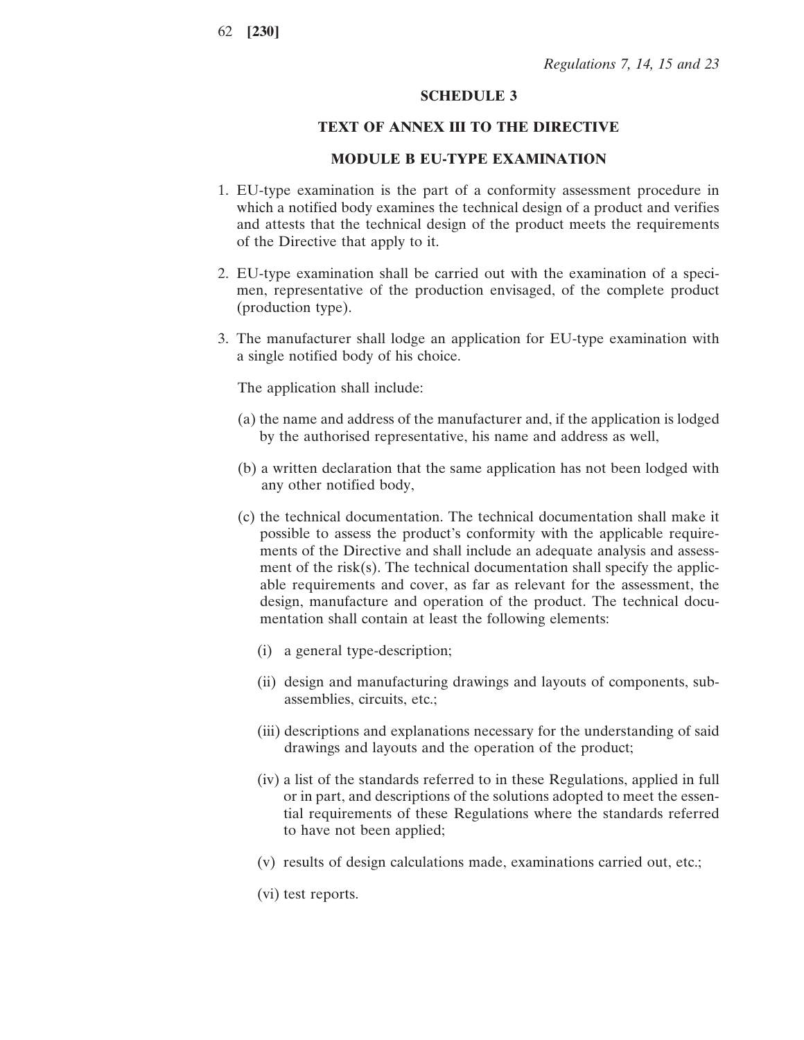*Regulations 7, 14, 15 and 23*

## SCHEDULE 3

## TEXT OF ANNEX III TO THE DIRECTIVE

### MODULE B EU-TYPE EXAMINATION

1. EU-type examination is the part of a conformity assessment procedure in which a notified body examines the technical design of a product and verifies and attests that the technical design of the product meets the requirements of the Directive that apply to it.

2. EU-type examination shall be carried out with the examination of a specimen, representative of the production envisaged, of the complete product (production type).

3. The manufacturer shall lodge an application for EU-type examination with a single notified body of his choice.

   The application shall include:

   (a) the name and address of the manufacturer and, if the application is lodged by the authorised representative, his name and address as well,

   (b) a written declaration that the same application has not been lodged with any other notified body,

   (c) the technical documentation. The technical documentation shall make it possible to assess the product's conformity with the applicable requirements of the Directive and shall include an adequate analysis and assessment of the risk(s). The technical documentation shall specify the applicable requirements and cover, as far as relevant for the assessment, the design, manufacture and operation of the product. The technical documentation shall contain at least the following elements:

      (i) a general type-description;

      (ii) design and manufacturing drawings and layouts of components, sub-assemblies, circuits, etc.;

      (iii) descriptions and explanations necessary for the understanding of said drawings and layouts and the operation of the product;

      (iv) a list of the standards referred to in these Regulations, applied in full or in part, and descriptions of the solutions adopted to meet the essential requirements of these Regulations where the standards referred to have not been applied;

      (v) results of design calculations made, examinations carried out, etc.;

      (vi) test reports.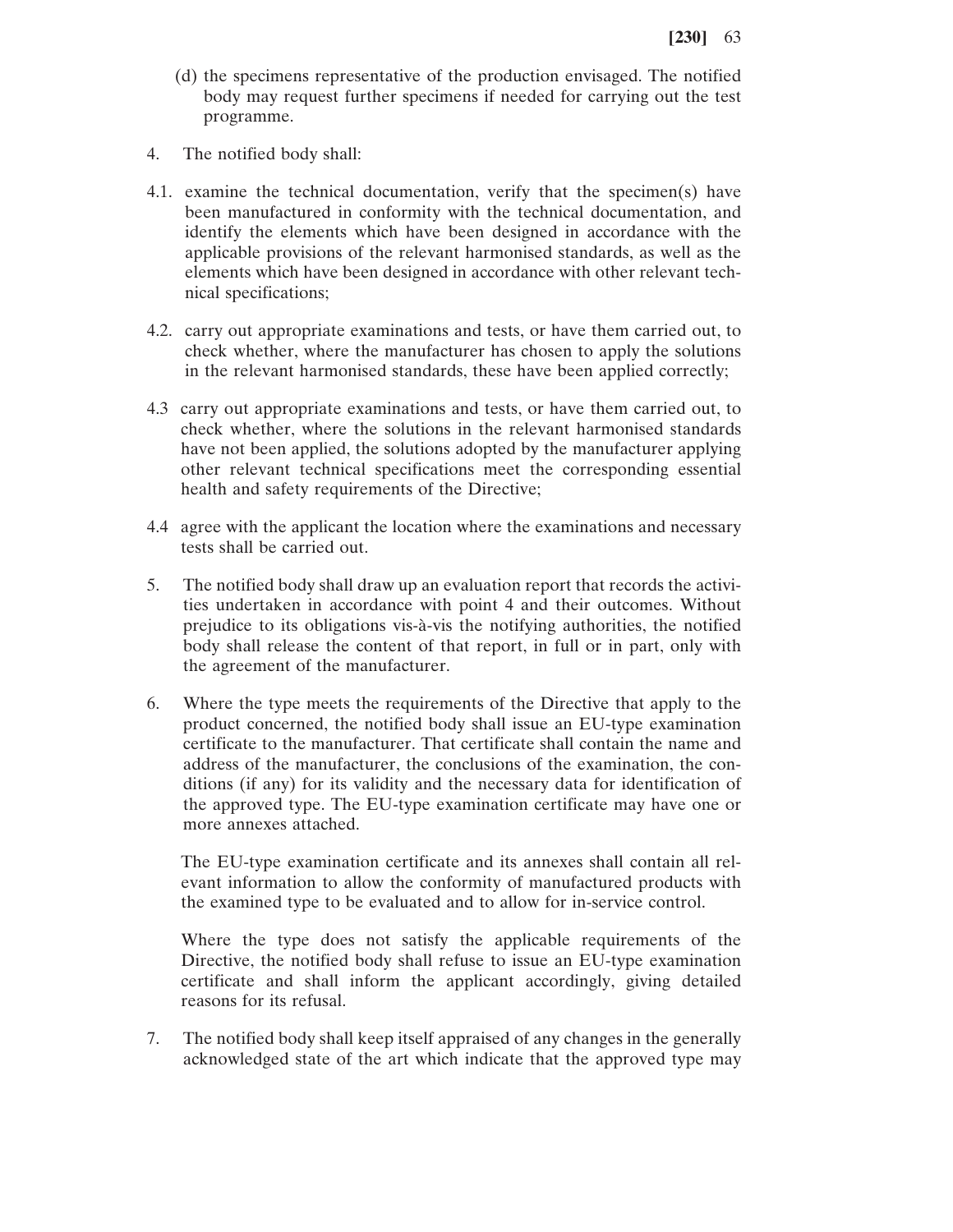(d) the specimens representative of the production envisaged. The notified body may request further specimens if needed for carrying out the test programme.

4. The notified body shall:

4.1. examine the technical documentation, verify that the specimen(s) have been manufactured in conformity with the technical documentation, and identify the elements which have been designed in accordance with the applicable provisions of the relevant harmonised standards, as well as the elements which have been designed in accordance with other relevant technical specifications;

4.2. carry out appropriate examinations and tests, or have them carried out, to check whether, where the manufacturer has chosen to apply the solutions in the relevant harmonised standards, these have been applied correctly;

4.3 carry out appropriate examinations and tests, or have them carried out, to check whether, where the solutions in the relevant harmonised standards have not been applied, the solutions adopted by the manufacturer applying other relevant technical specifications meet the corresponding essential health and safety requirements of the Directive;

4.4 agree with the applicant the location where the examinations and necessary tests shall be carried out.

5. The notified body shall draw up an evaluation report that records the activities undertaken in accordance with point 4 and their outcomes. Without prejudice to its obligations vis-à-vis the notifying authorities, the notified body shall release the content of that report, in full or in part, only with the agreement of the manufacturer.

6. Where the type meets the requirements of the Directive that apply to the product concerned, the notified body shall issue an EU-type examination certificate to the manufacturer. That certificate shall contain the name and address of the manufacturer, the conclusions of the examination, the conditions (if any) for its validity and the necessary data for identification of the approved type. The EU-type examination certificate may have one or more annexes attached.

   The EU-type examination certificate and its annexes shall contain all relevant information to allow the conformity of manufactured products with the examined type to be evaluated and to allow for in-service control.

   Where the type does not satisfy the applicable requirements of the Directive, the notified body shall refuse to issue an EU-type examination certificate and shall inform the applicant accordingly, giving detailed reasons for its refusal.

7. The notified body shall keep itself appraised of any changes in the generally acknowledged state of the art which indicate that the approved type may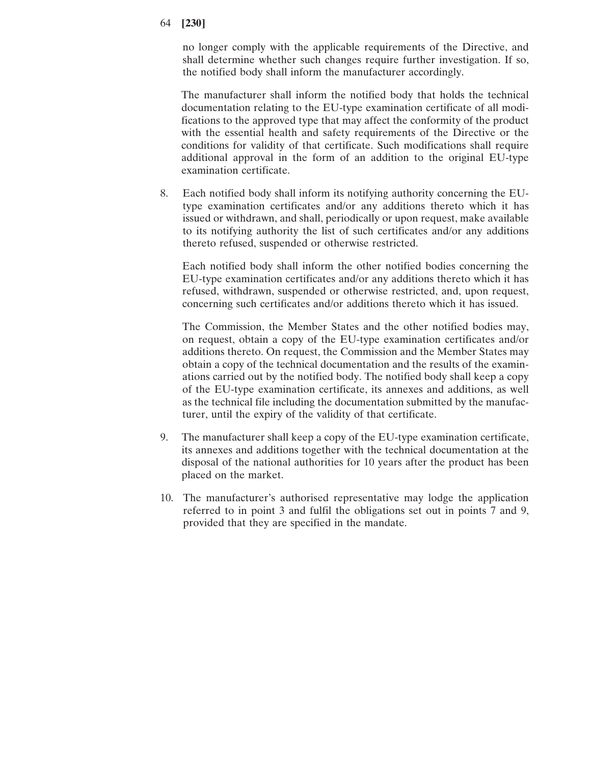no longer comply with the applicable requirements of the Directive, and shall determine whether such changes require further investigation. If so, the notified body shall inform the manufacturer accordingly.

The manufacturer shall inform the notified body that holds the technical documentation relating to the EU-type examination certificate of all modifications to the approved type that may affect the conformity of the product with the essential health and safety requirements of the Directive or the conditions for validity of that certificate. Such modifications shall require additional approval in the form of an addition to the original EU-type examination certificate.

8. Each notified body shall inform its notifying authority concerning the EU-type examination certificates and/or any additions thereto which it has issued or withdrawn, and shall, periodically or upon request, make available to its notifying authority the list of such certificates and/or any additions thereto refused, suspended or otherwise restricted.

   Each notified body shall inform the other notified bodies concerning the EU-type examination certificates and/or any additions thereto which it has refused, withdrawn, suspended or otherwise restricted, and, upon request, concerning such certificates and/or additions thereto which it has issued.

   The Commission, the Member States and the other notified bodies may, on request, obtain a copy of the EU-type examination certificates and/or additions thereto. On request, the Commission and the Member States may obtain a copy of the technical documentation and the results of the examinations carried out by the notified body. The notified body shall keep a copy of the EU-type examination certificate, its annexes and additions, as well as the technical file including the documentation submitted by the manufacturer, until the expiry of the validity of that certificate.

9. The manufacturer shall keep a copy of the EU-type examination certificate, its annexes and additions together with the technical documentation at the disposal of the national authorities for 10 years after the product has been placed on the market.

10. The manufacturer's authorised representative may lodge the application referred to in point 3 and fulfil the obligations set out in points 7 and 9, provided that they are specified in the mandate.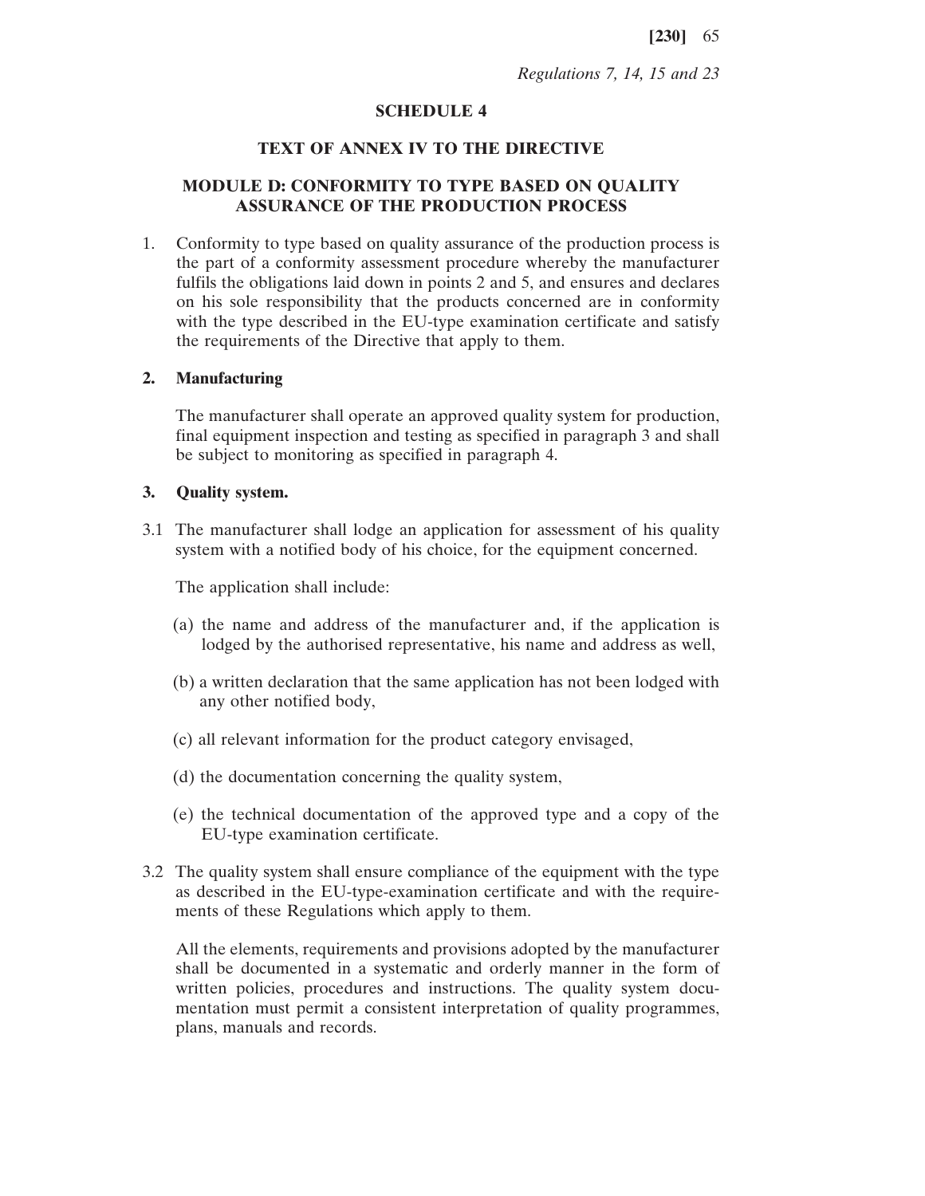*Regulations 7, 14, 15 and 23*

## SCHEDULE 4

## TEXT OF ANNEX IV TO THE DIRECTIVE

## MODULE D: CONFORMITY TO TYPE BASED ON QUALITY ASSURANCE OF THE PRODUCTION PROCESS

1. Conformity to type based on quality assurance of the production process is the part of a conformity assessment procedure whereby the manufacturer fulfils the obligations laid down in points 2 and 5, and ensures and declares on his sole responsibility that the products concerned are in conformity with the type described in the EU-type examination certificate and satisfy the requirements of the Directive that apply to them.

**2. Manufacturing**

The manufacturer shall operate an approved quality system for production, final equipment inspection and testing as specified in paragraph 3 and shall be subject to monitoring as specified in paragraph 4.

**3. Quality system.**

3.1 The manufacturer shall lodge an application for assessment of his quality system with a notified body of his choice, for the equipment concerned.

The application shall include:

(a) the name and address of the manufacturer and, if the application is lodged by the authorised representative, his name and address as well,

(b) a written declaration that the same application has not been lodged with any other notified body,

(c) all relevant information for the product category envisaged,

(d) the documentation concerning the quality system,

(e) the technical documentation of the approved type and a copy of the EU-type examination certificate.

3.2 The quality system shall ensure compliance of the equipment with the type as described in the EU-type-examination certificate and with the requirements of these Regulations which apply to them.

All the elements, requirements and provisions adopted by the manufacturer shall be documented in a systematic and orderly manner in the form of written policies, procedures and instructions. The quality system documentation must permit a consistent interpretation of quality programmes, plans, manuals and records.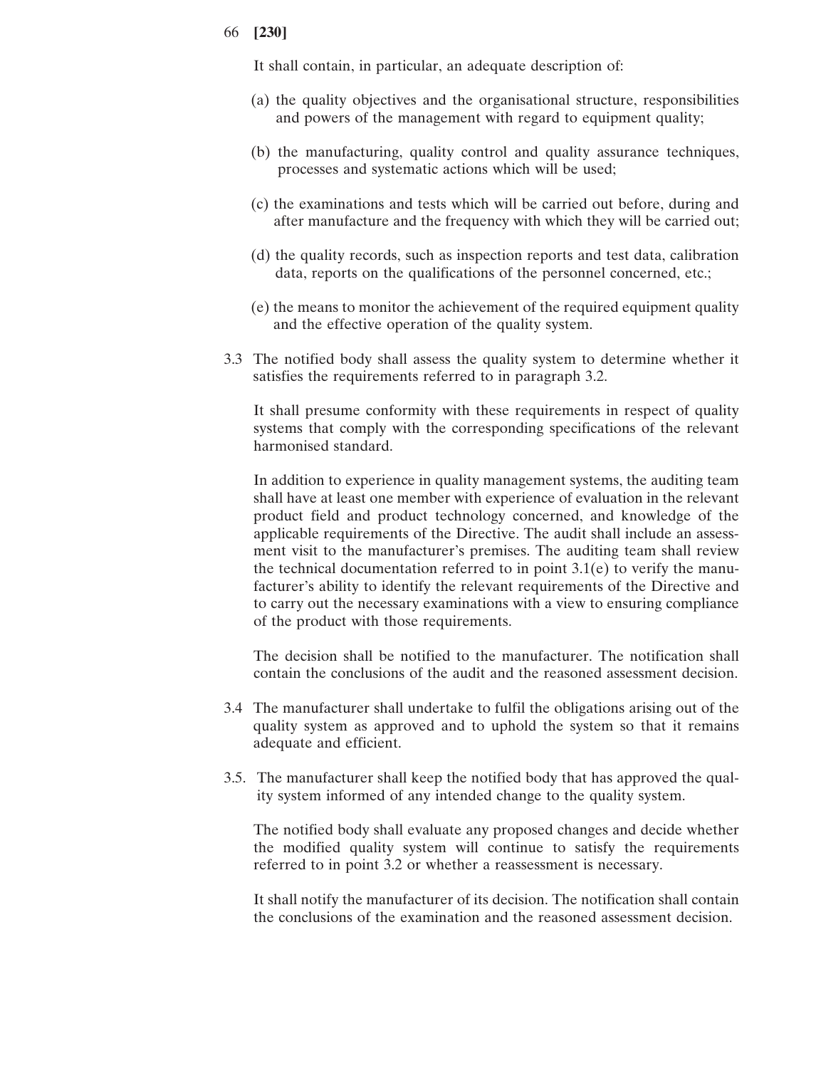It shall contain, in particular, an adequate description of:

(a) the quality objectives and the organisational structure, responsibilities and powers of the management with regard to equipment quality;

(b) the manufacturing, quality control and quality assurance techniques, processes and systematic actions which will be used;

(c) the examinations and tests which will be carried out before, during and after manufacture and the frequency with which they will be carried out;

(d) the quality records, such as inspection reports and test data, calibration data, reports on the qualifications of the personnel concerned, etc.;

(e) the means to monitor the achievement of the required equipment quality and the effective operation of the quality system.

3.3 The notified body shall assess the quality system to determine whether it satisfies the requirements referred to in paragraph 3.2.

It shall presume conformity with these requirements in respect of quality systems that comply with the corresponding specifications of the relevant harmonised standard.

In addition to experience in quality management systems, the auditing team shall have at least one member with experience of evaluation in the relevant product field and product technology concerned, and knowledge of the applicable requirements of the Directive. The audit shall include an assessment visit to the manufacturer's premises. The auditing team shall review the technical documentation referred to in point 3.1(e) to verify the manufacturer's ability to identify the relevant requirements of the Directive and to carry out the necessary examinations with a view to ensuring compliance of the product with those requirements.

The decision shall be notified to the manufacturer. The notification shall contain the conclusions of the audit and the reasoned assessment decision.

3.4 The manufacturer shall undertake to fulfil the obligations arising out of the quality system as approved and to uphold the system so that it remains adequate and efficient.

3.5. The manufacturer shall keep the notified body that has approved the quality system informed of any intended change to the quality system.

The notified body shall evaluate any proposed changes and decide whether the modified quality system will continue to satisfy the requirements referred to in point 3.2 or whether a reassessment is necessary.

It shall notify the manufacturer of its decision. The notification shall contain the conclusions of the examination and the reasoned assessment decision.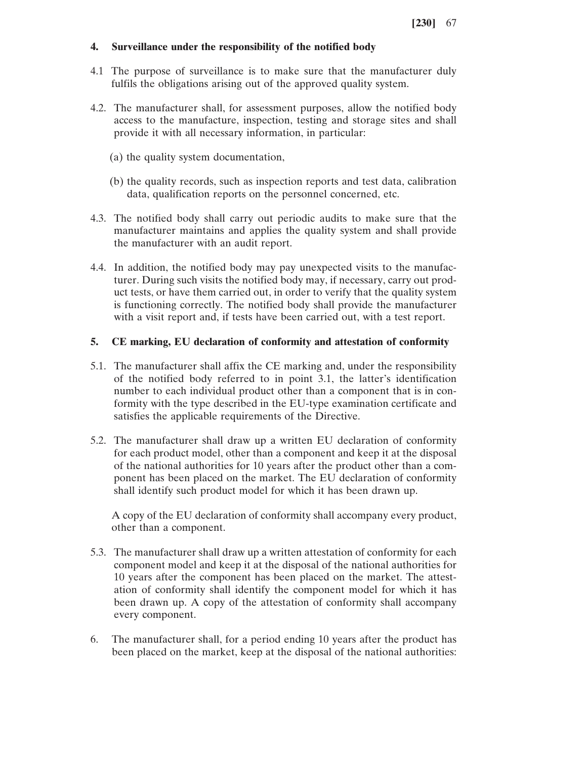## 4. Surveillance under the responsibility of the notified body

4.1 The purpose of surveillance is to make sure that the manufacturer duly fulfils the obligations arising out of the approved quality system.

4.2. The manufacturer shall, for assessment purposes, allow the notified body access to the manufacture, inspection, testing and storage sites and shall provide it with all necessary information, in particular:

(a) the quality system documentation,

(b) the quality records, such as inspection reports and test data, calibration data, qualification reports on the personnel concerned, etc.

4.3. The notified body shall carry out periodic audits to make sure that the manufacturer maintains and applies the quality system and shall provide the manufacturer with an audit report.

4.4. In addition, the notified body may pay unexpected visits to the manufacturer. During such visits the notified body may, if necessary, carry out product tests, or have them carried out, in order to verify that the quality system is functioning correctly. The notified body shall provide the manufacturer with a visit report and, if tests have been carried out, with a test report.

## 5. CE marking, EU declaration of conformity and attestation of conformity

5.1. The manufacturer shall affix the CE marking and, under the responsibility of the notified body referred to in point 3.1, the latter's identification number to each individual product other than a component that is in conformity with the type described in the EU-type examination certificate and satisfies the applicable requirements of the Directive.

5.2. The manufacturer shall draw up a written EU declaration of conformity for each product model, other than a component and keep it at the disposal of the national authorities for 10 years after the product other than a component has been placed on the market. The EU declaration of conformity shall identify such product model for which it has been drawn up.

A copy of the EU declaration of conformity shall accompany every product, other than a component.

5.3. The manufacturer shall draw up a written attestation of conformity for each component model and keep it at the disposal of the national authorities for 10 years after the component has been placed on the market. The attestation of conformity shall identify the component model for which it has been drawn up. A copy of the attestation of conformity shall accompany every component.

6. The manufacturer shall, for a period ending 10 years after the product has been placed on the market, keep at the disposal of the national authorities: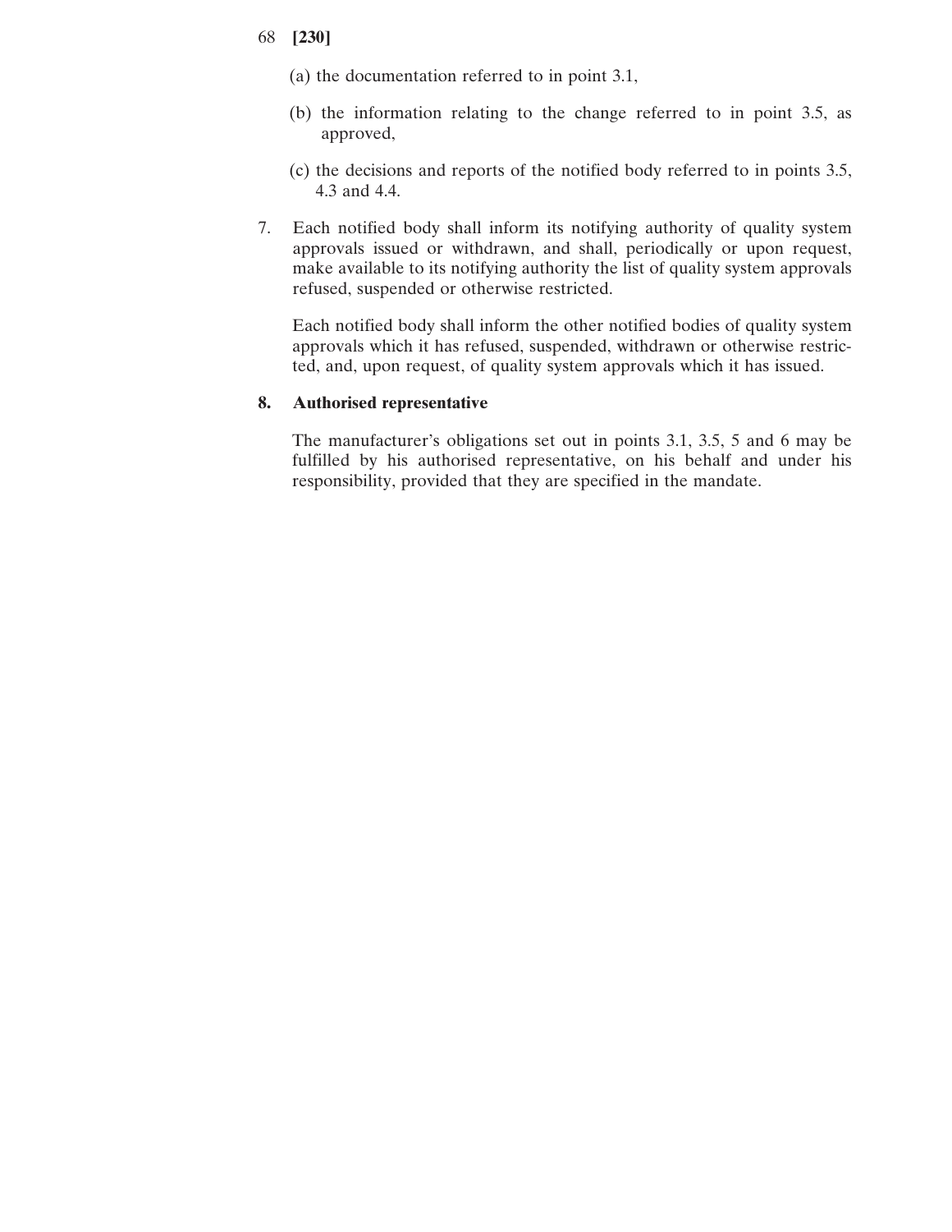(a) the documentation referred to in point 3.1,

(b) the information relating to the change referred to in point 3.5, as approved,

(c) the decisions and reports of the notified body referred to in points 3.5, 4.3 and 4.4.

7. Each notified body shall inform its notifying authority of quality system approvals issued or withdrawn, and shall, periodically or upon request, make available to its notifying authority the list of quality system approvals refused, suspended or otherwise restricted.

   Each notified body shall inform the other notified bodies of quality system approvals which it has refused, suspended, withdrawn or otherwise restricted, and, upon request, of quality system approvals which it has issued.

**8. Authorised representative**

The manufacturer's obligations set out in points 3.1, 3.5, 5 and 6 may be fulfilled by his authorised representative, on his behalf and under his responsibility, provided that they are specified in the mandate.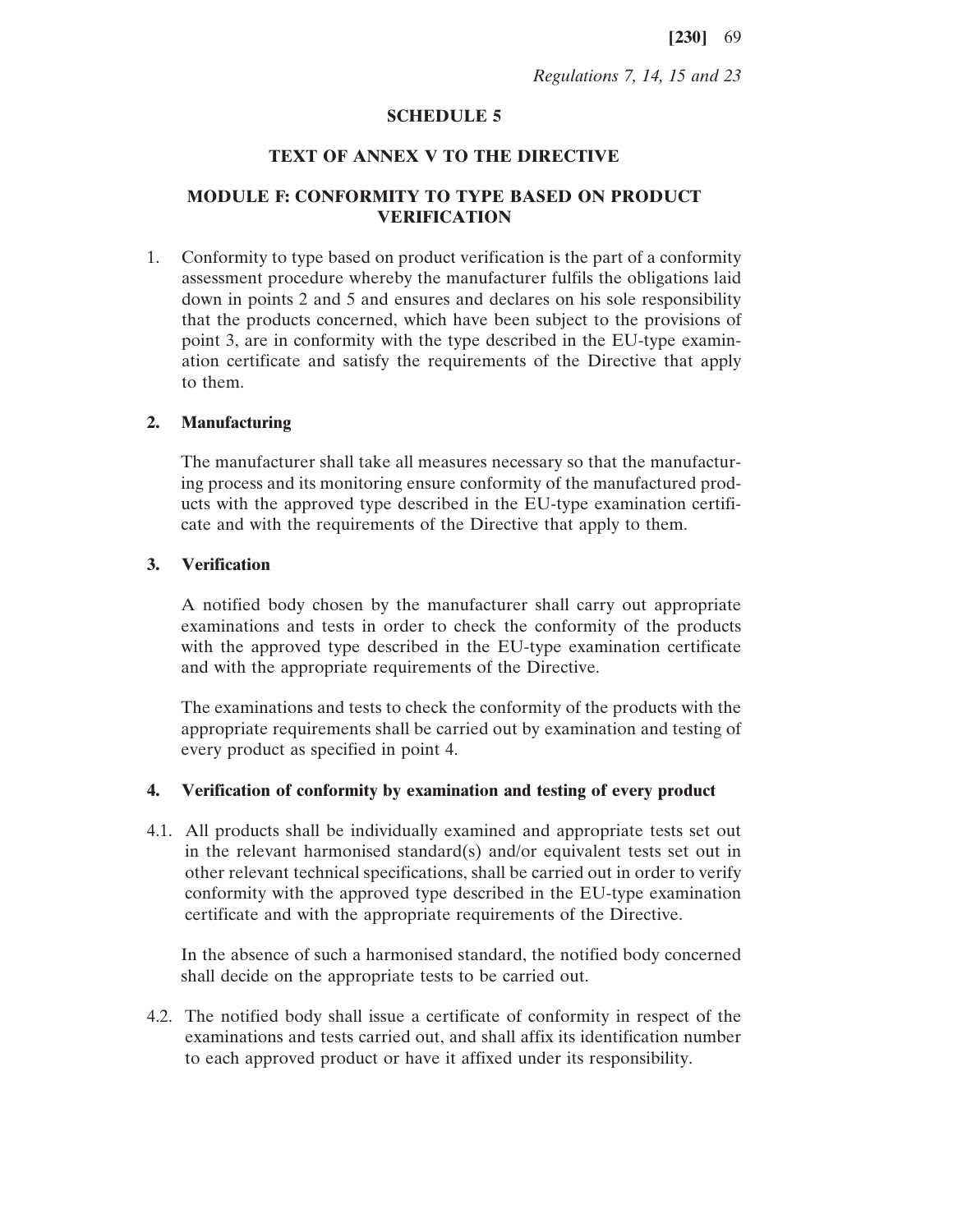*Regulations 7, 14, 15 and 23*

## SCHEDULE 5

## TEXT OF ANNEX V TO THE DIRECTIVE

## MODULE F: CONFORMITY TO TYPE BASED ON PRODUCT VERIFICATION

1. Conformity to type based on product verification is the part of a conformity assessment procedure whereby the manufacturer fulfils the obligations laid down in points 2 and 5 and ensures and declares on his sole responsibility that the products concerned, which have been subject to the provisions of point 3, are in conformity with the type described in the EU-type examination certificate and satisfy the requirements of the Directive that apply to them.

2. **Manufacturing**

   The manufacturer shall take all measures necessary so that the manufacturing process and its monitoring ensure conformity of the manufactured products with the approved type described in the EU-type examination certificate and with the requirements of the Directive that apply to them.

3. **Verification**

   A notified body chosen by the manufacturer shall carry out appropriate examinations and tests in order to check the conformity of the products with the approved type described in the EU-type examination certificate and with the appropriate requirements of the Directive.

   The examinations and tests to check the conformity of the products with the appropriate requirements shall be carried out by examination and testing of every product as specified in point 4.

4. **Verification of conformity by examination and testing of every product**

4.1. All products shall be individually examined and appropriate tests set out in the relevant harmonised standard(s) and/or equivalent tests set out in other relevant technical specifications, shall be carried out in order to verify conformity with the approved type described in the EU-type examination certificate and with the appropriate requirements of the Directive.

   In the absence of such a harmonised standard, the notified body concerned shall decide on the appropriate tests to be carried out.

4.2. The notified body shall issue a certificate of conformity in respect of the examinations and tests carried out, and shall affix its identification number to each approved product or have it affixed under its responsibility.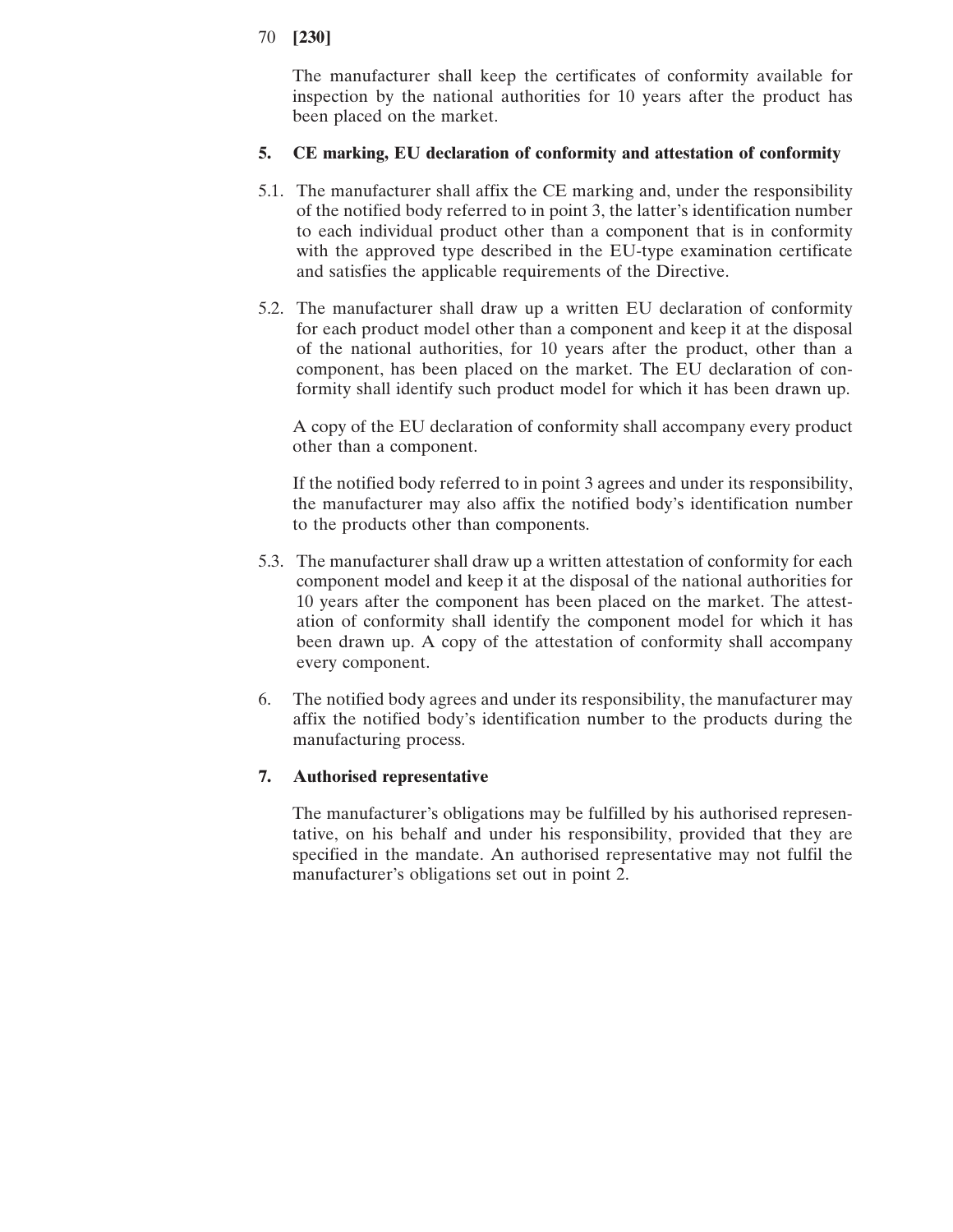The manufacturer shall keep the certificates of conformity available for inspection by the national authorities for 10 years after the product has been placed on the market.

**5. CE marking, EU declaration of conformity and attestation of conformity**

5.1. The manufacturer shall affix the CE marking and, under the responsibility of the notified body referred to in point 3, the latter's identification number to each individual product other than a component that is in conformity with the approved type described in the EU-type examination certificate and satisfies the applicable requirements of the Directive.

5.2. The manufacturer shall draw up a written EU declaration of conformity for each product model other than a component and keep it at the disposal of the national authorities, for 10 years after the product, other than a component, has been placed on the market. The EU declaration of conformity shall identify such product model for which it has been drawn up.

A copy of the EU declaration of conformity shall accompany every product other than a component.

If the notified body referred to in point 3 agrees and under its responsibility, the manufacturer may also affix the notified body's identification number to the products other than components.

5.3. The manufacturer shall draw up a written attestation of conformity for each component model and keep it at the disposal of the national authorities for 10 years after the component has been placed on the market. The attestation of conformity shall identify the component model for which it has been drawn up. A copy of the attestation of conformity shall accompany every component.

6. The notified body agrees and under its responsibility, the manufacturer may affix the notified body's identification number to the products during the manufacturing process.

**7. Authorised representative**

The manufacturer's obligations may be fulfilled by his authorised representative, on his behalf and under his responsibility, provided that they are specified in the mandate. An authorised representative may not fulfil the manufacturer's obligations set out in point 2.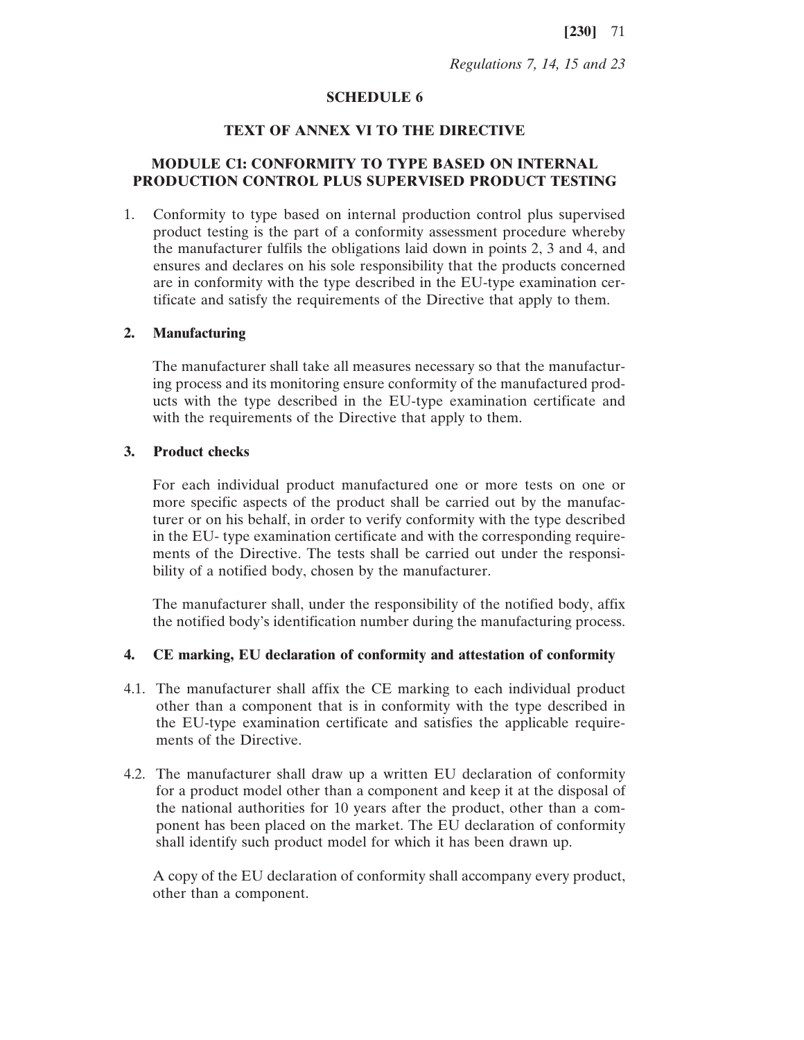*Regulations 7, 14, 15 and 23*

## SCHEDULE 6

## TEXT OF ANNEX VI TO THE DIRECTIVE

## MODULE C1: CONFORMITY TO TYPE BASED ON INTERNAL PRODUCTION CONTROL PLUS SUPERVISED PRODUCT TESTING

1. Conformity to type based on internal production control plus supervised product testing is the part of a conformity assessment procedure whereby the manufacturer fulfils the obligations laid down in points 2, 3 and 4, and ensures and declares on his sole responsibility that the products concerned are in conformity with the type described in the EU-type examination certificate and satisfy the requirements of the Directive that apply to them.

**2. Manufacturing**

The manufacturer shall take all measures necessary so that the manufacturing process and its monitoring ensure conformity of the manufactured products with the type described in the EU-type examination certificate and with the requirements of the Directive that apply to them.

**3. Product checks**

For each individual product manufactured one or more tests on one or more specific aspects of the product shall be carried out by the manufacturer or on his behalf, in order to verify conformity with the type described in the EU- type examination certificate and with the corresponding requirements of the Directive. The tests shall be carried out under the responsibility of a notified body, chosen by the manufacturer.

The manufacturer shall, under the responsibility of the notified body, affix the notified body's identification number during the manufacturing process.

**4. CE marking, EU declaration of conformity and attestation of conformity**

4.1. The manufacturer shall affix the CE marking to each individual product other than a component that is in conformity with the type described in the EU-type examination certificate and satisfies the applicable requirements of the Directive.

4.2. The manufacturer shall draw up a written EU declaration of conformity for a product model other than a component and keep it at the disposal of the national authorities for 10 years after the product, other than a component has been placed on the market. The EU declaration of conformity shall identify such product model for which it has been drawn up.

A copy of the EU declaration of conformity shall accompany every product, other than a component.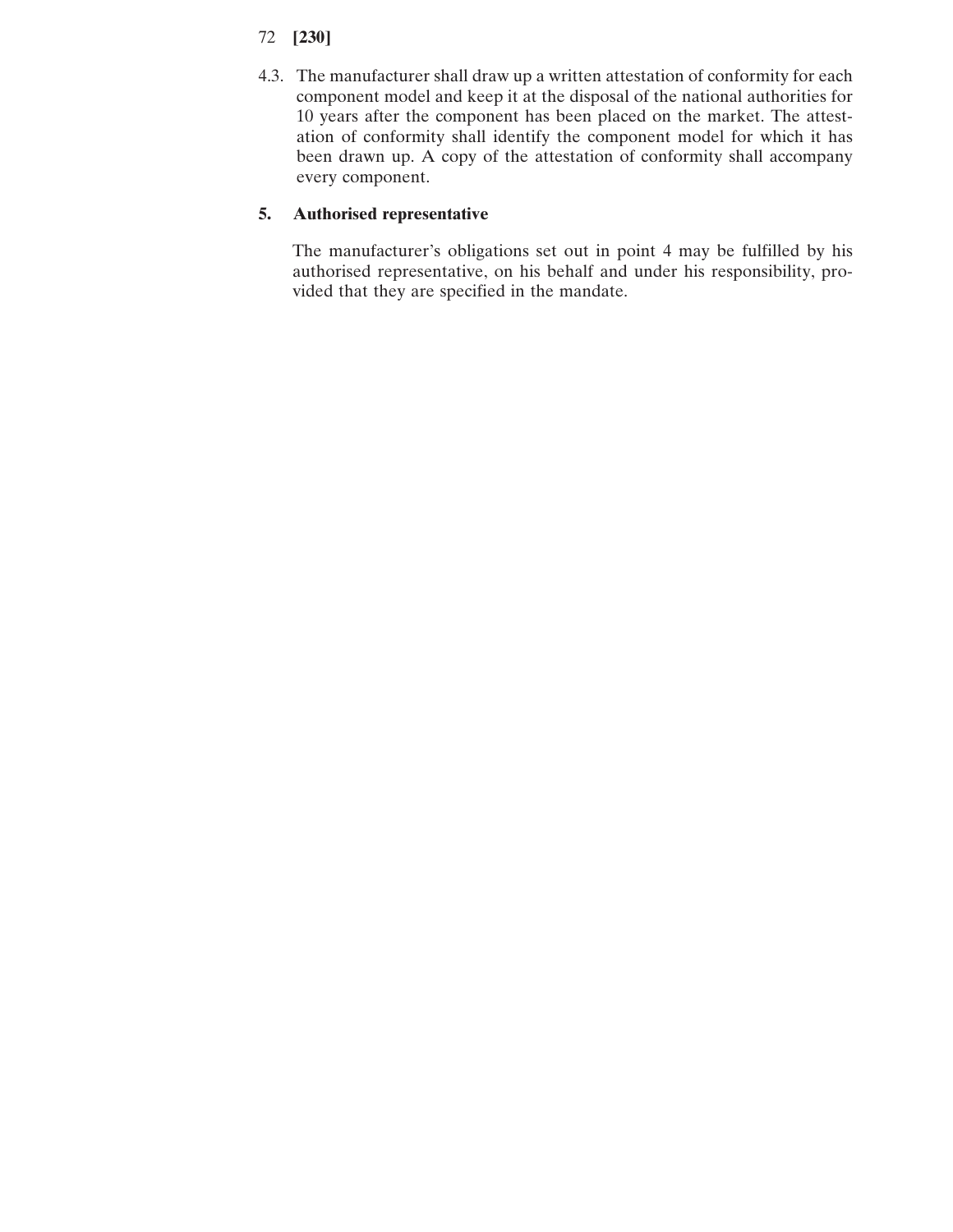4.3. The manufacturer shall draw up a written attestation of conformity for each component model and keep it at the disposal of the national authorities for 10 years after the component has been placed on the market. The attestation of conformity shall identify the component model for which it has been drawn up. A copy of the attestation of conformity shall accompany every component.

## 5. Authorised representative

The manufacturer's obligations set out in point 4 may be fulfilled by his authorised representative, on his behalf and under his responsibility, provided that they are specified in the mandate.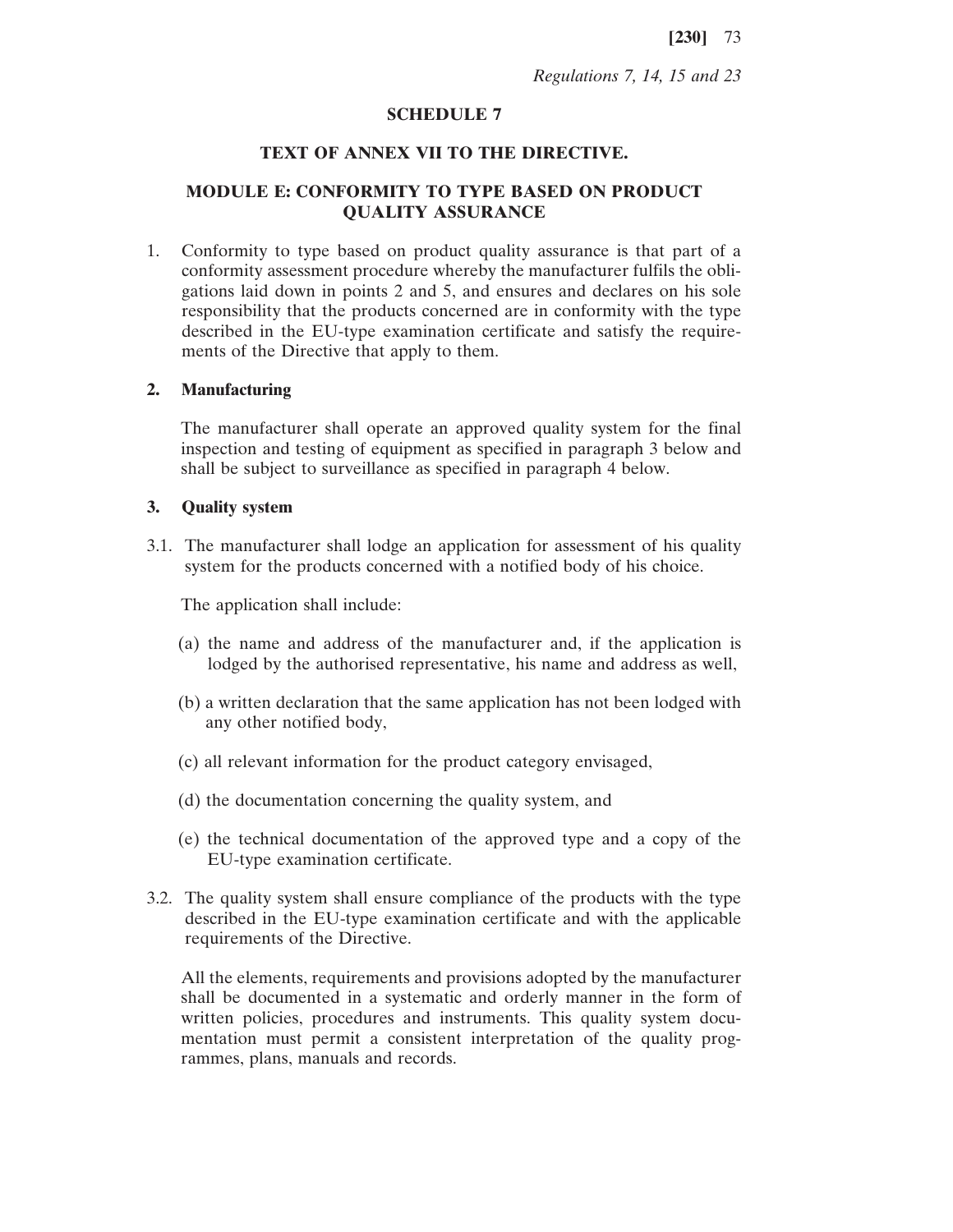*Regulations 7, 14, 15 and 23*

# SCHEDULE 7

## TEXT OF ANNEX VII TO THE DIRECTIVE.

## MODULE E: CONFORMITY TO TYPE BASED ON PRODUCT QUALITY ASSURANCE

1. Conformity to type based on product quality assurance is that part of a conformity assessment procedure whereby the manufacturer fulfils the obligations laid down in points 2 and 5, and ensures and declares on his sole responsibility that the products concerned are in conformity with the type described in the EU-type examination certificate and satisfy the requirements of the Directive that apply to them.

**2. Manufacturing**

The manufacturer shall operate an approved quality system for the final inspection and testing of equipment as specified in paragraph 3 below and shall be subject to surveillance as specified in paragraph 4 below.

**3. Quality system**

3.1. The manufacturer shall lodge an application for assessment of his quality system for the products concerned with a notified body of his choice.

The application shall include:

(a) the name and address of the manufacturer and, if the application is lodged by the authorised representative, his name and address as well,

(b) a written declaration that the same application has not been lodged with any other notified body,

(c) all relevant information for the product category envisaged,

(d) the documentation concerning the quality system, and

(e) the technical documentation of the approved type and a copy of the EU-type examination certificate.

3.2. The quality system shall ensure compliance of the products with the type described in the EU-type examination certificate and with the applicable requirements of the Directive.

All the elements, requirements and provisions adopted by the manufacturer shall be documented in a systematic and orderly manner in the form of written policies, procedures and instruments. This quality system documentation must permit a consistent interpretation of the quality programmes, plans, manuals and records.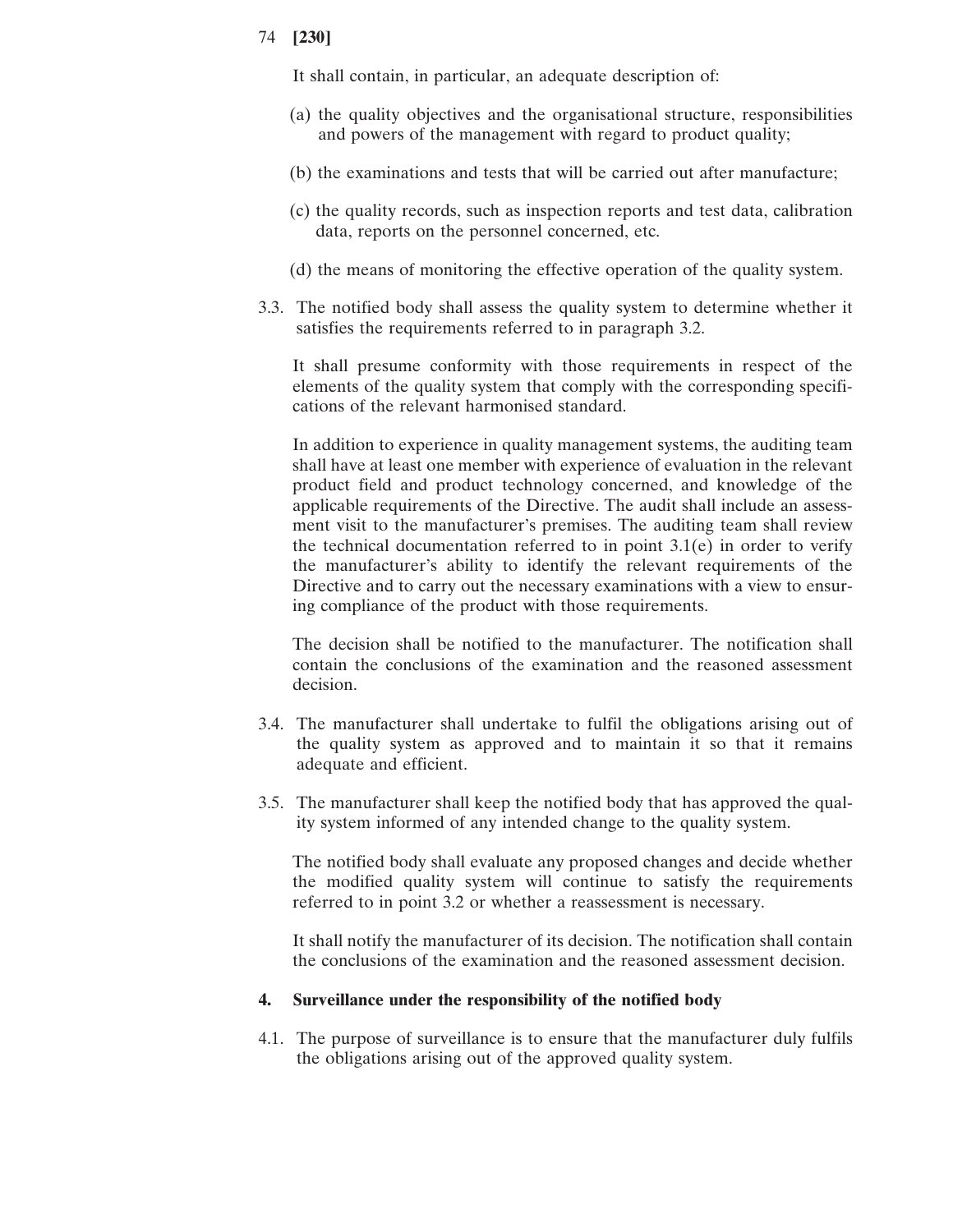It shall contain, in particular, an adequate description of:

(a) the quality objectives and the organisational structure, responsibilities and powers of the management with regard to product quality;

(b) the examinations and tests that will be carried out after manufacture;

(c) the quality records, such as inspection reports and test data, calibration data, reports on the personnel concerned, etc.

(d) the means of monitoring the effective operation of the quality system.

3.3. The notified body shall assess the quality system to determine whether it satisfies the requirements referred to in paragraph 3.2.

It shall presume conformity with those requirements in respect of the elements of the quality system that comply with the corresponding specifications of the relevant harmonised standard.

In addition to experience in quality management systems, the auditing team shall have at least one member with experience of evaluation in the relevant product field and product technology concerned, and knowledge of the applicable requirements of the Directive. The audit shall include an assessment visit to the manufacturer's premises. The auditing team shall review the technical documentation referred to in point 3.1(e) in order to verify the manufacturer's ability to identify the relevant requirements of the Directive and to carry out the necessary examinations with a view to ensuring compliance of the product with those requirements.

The decision shall be notified to the manufacturer. The notification shall contain the conclusions of the examination and the reasoned assessment decision.

3.4. The manufacturer shall undertake to fulfil the obligations arising out of the quality system as approved and to maintain it so that it remains adequate and efficient.

3.5. The manufacturer shall keep the notified body that has approved the quality system informed of any intended change to the quality system.

The notified body shall evaluate any proposed changes and decide whether the modified quality system will continue to satisfy the requirements referred to in point 3.2 or whether a reassessment is necessary.

It shall notify the manufacturer of its decision. The notification shall contain the conclusions of the examination and the reasoned assessment decision.

**4. Surveillance under the responsibility of the notified body**

4.1. The purpose of surveillance is to ensure that the manufacturer duly fulfils the obligations arising out of the approved quality system.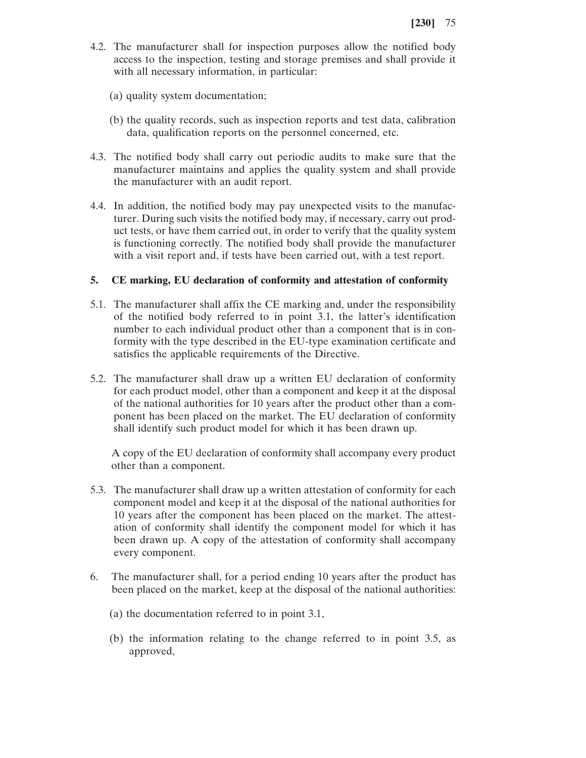4.2. The manufacturer shall for inspection purposes allow the notified body access to the inspection, testing and storage premises and shall provide it with all necessary information, in particular:

(a) quality system documentation;

(b) the quality records, such as inspection reports and test data, calibration data, qualification reports on the personnel concerned, etc.

4.3. The notified body shall carry out periodic audits to make sure that the manufacturer maintains and applies the quality system and shall provide the manufacturer with an audit report.

4.4. In addition, the notified body may pay unexpected visits to the manufacturer. During such visits the notified body may, if necessary, carry out product tests, or have them carried out, in order to verify that the quality system is functioning correctly. The notified body shall provide the manufacturer with a visit report and, if tests have been carried out, with a test report.

**5. CE marking, EU declaration of conformity and attestation of conformity**

5.1. The manufacturer shall affix the CE marking and, under the responsibility of the notified body referred to in point 3.1, the latter's identification number to each individual product other than a component that is in conformity with the type described in the EU-type examination certificate and satisfies the applicable requirements of the Directive.

5.2. The manufacturer shall draw up a written EU declaration of conformity for each product model, other than a component and keep it at the disposal of the national authorities for 10 years after the product other than a component has been placed on the market. The EU declaration of conformity shall identify such product model for which it has been drawn up.

A copy of the EU declaration of conformity shall accompany every product other than a component.

5.3. The manufacturer shall draw up a written attestation of conformity for each component model and keep it at the disposal of the national authorities for 10 years after the component has been placed on the market. The attestation of conformity shall identify the component model for which it has been drawn up. A copy of the attestation of conformity shall accompany every component.

6. The manufacturer shall, for a period ending 10 years after the product has been placed on the market, keep at the disposal of the national authorities:

(a) the documentation referred to in point 3.1,

(b) the information relating to the change referred to in point 3.5, as approved,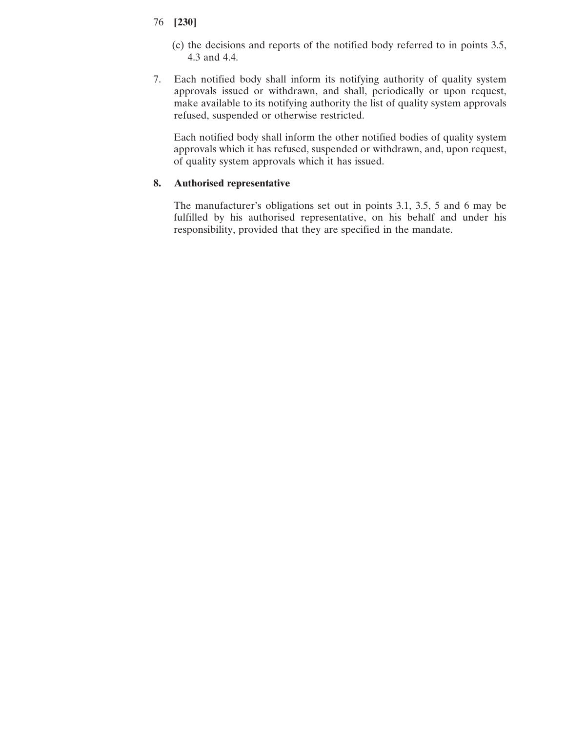(c) the decisions and reports of the notified body referred to in points 3.5, 4.3 and 4.4.

7. Each notified body shall inform its notifying authority of quality system approvals issued or withdrawn, and shall, periodically or upon request, make available to its notifying authority the list of quality system approvals refused, suspended or otherwise restricted.

   Each notified body shall inform the other notified bodies of quality system approvals which it has refused, suspended or withdrawn, and, upon request, of quality system approvals which it has issued.

**8. Authorised representative**

The manufacturer's obligations set out in points 3.1, 3.5, 5 and 6 may be fulfilled by his authorised representative, on his behalf and under his responsibility, provided that they are specified in the mandate.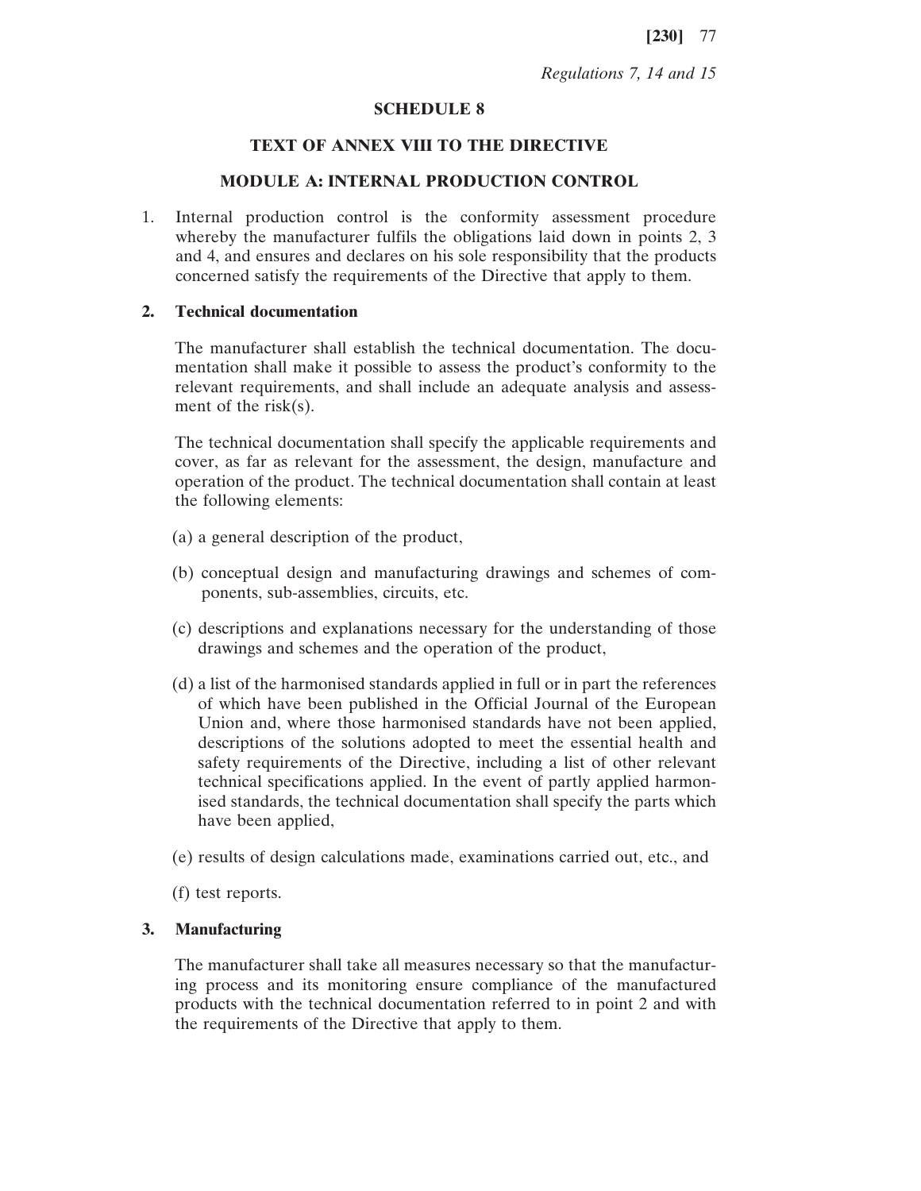*Regulations 7, 14 and 15*

## SCHEDULE 8

## TEXT OF ANNEX VIII TO THE DIRECTIVE

## MODULE A: INTERNAL PRODUCTION CONTROL

1. Internal production control is the conformity assessment procedure whereby the manufacturer fulfils the obligations laid down in points 2, 3 and 4, and ensures and declares on his sole responsibility that the products concerned satisfy the requirements of the Directive that apply to them.

**2. Technical documentation**

The manufacturer shall establish the technical documentation. The documentation shall make it possible to assess the product's conformity to the relevant requirements, and shall include an adequate analysis and assessment of the risk(s).

The technical documentation shall specify the applicable requirements and cover, as far as relevant for the assessment, the design, manufacture and operation of the product. The technical documentation shall contain at least the following elements:

(a) a general description of the product,

(b) conceptual design and manufacturing drawings and schemes of components, sub-assemblies, circuits, etc.

(c) descriptions and explanations necessary for the understanding of those drawings and schemes and the operation of the product,

(d) a list of the harmonised standards applied in full or in part the references of which have been published in the Official Journal of the European Union and, where those harmonised standards have not been applied, descriptions of the solutions adopted to meet the essential health and safety requirements of the Directive, including a list of other relevant technical specifications applied. In the event of partly applied harmonised standards, the technical documentation shall specify the parts which have been applied,

(e) results of design calculations made, examinations carried out, etc., and

(f) test reports.

**3. Manufacturing**

The manufacturer shall take all measures necessary so that the manufacturing process and its monitoring ensure compliance of the manufactured products with the technical documentation referred to in point 2 and with the requirements of the Directive that apply to them.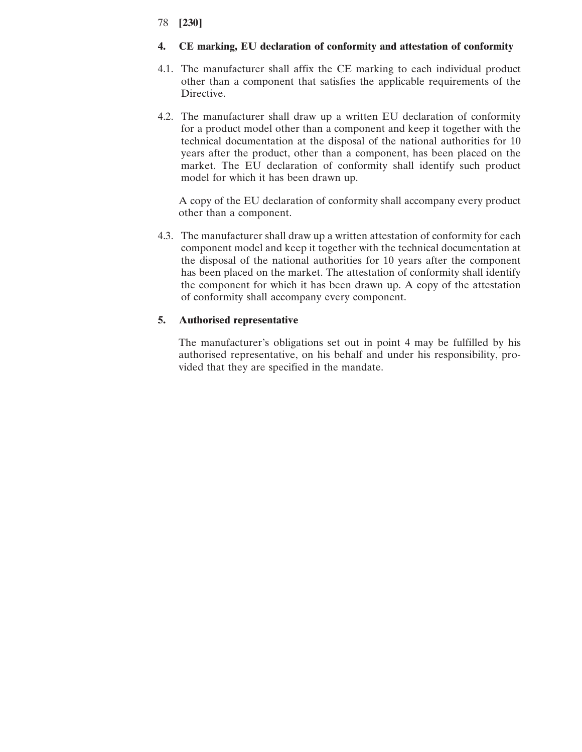## 4. CE marking, EU declaration of conformity and attestation of conformity

4.1. The manufacturer shall affix the CE marking to each individual product other than a component that satisfies the applicable requirements of the Directive.

4.2. The manufacturer shall draw up a written EU declaration of conformity for a product model other than a component and keep it together with the technical documentation at the disposal of the national authorities for 10 years after the product, other than a component, has been placed on the market. The EU declaration of conformity shall identify such product model for which it has been drawn up.

A copy of the EU declaration of conformity shall accompany every product other than a component.

4.3. The manufacturer shall draw up a written attestation of conformity for each component model and keep it together with the technical documentation at the disposal of the national authorities for 10 years after the component has been placed on the market. The attestation of conformity shall identify the component for which it has been drawn up. A copy of the attestation of conformity shall accompany every component.

## 5. Authorised representative

The manufacturer's obligations set out in point 4 may be fulfilled by his authorised representative, on his behalf and under his responsibility, provided that they are specified in the mandate.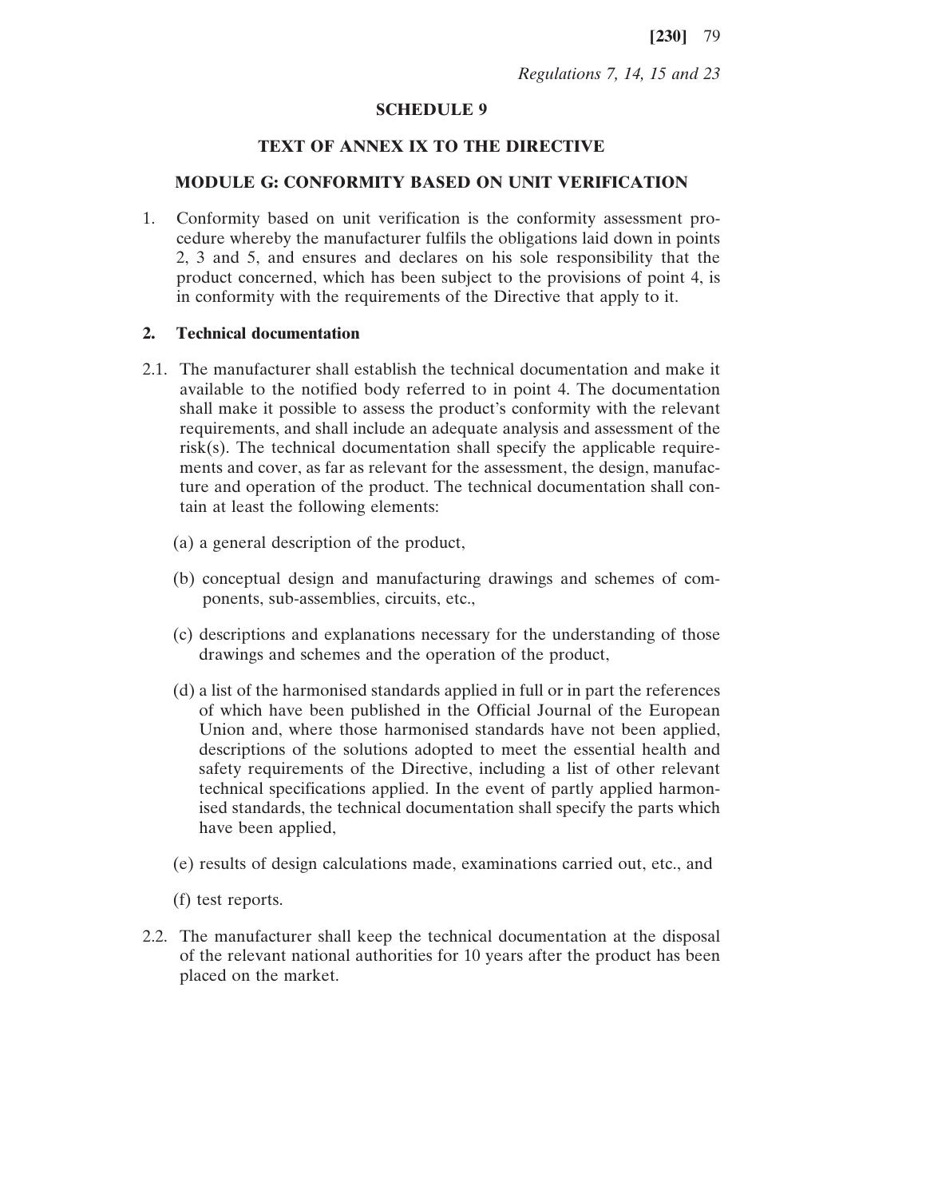*Regulations 7, 14, 15 and 23*

# SCHEDULE 9

## TEXT OF ANNEX IX TO THE DIRECTIVE

## MODULE G: CONFORMITY BASED ON UNIT VERIFICATION

1. Conformity based on unit verification is the conformity assessment procedure whereby the manufacturer fulfils the obligations laid down in points 2, 3 and 5, and ensures and declares on his sole responsibility that the product concerned, which has been subject to the provisions of point 4, is in conformity with the requirements of the Directive that apply to it.

**2. Technical documentation**

2.1. The manufacturer shall establish the technical documentation and make it available to the notified body referred to in point 4. The documentation shall make it possible to assess the product's conformity with the relevant requirements, and shall include an adequate analysis and assessment of the risk(s). The technical documentation shall specify the applicable requirements and cover, as far as relevant for the assessment, the design, manufacture and operation of the product. The technical documentation shall contain at least the following elements:

(a) a general description of the product,

(b) conceptual design and manufacturing drawings and schemes of components, sub-assemblies, circuits, etc.,

(c) descriptions and explanations necessary for the understanding of those drawings and schemes and the operation of the product,

(d) a list of the harmonised standards applied in full or in part the references of which have been published in the Official Journal of the European Union and, where those harmonised standards have not been applied, descriptions of the solutions adopted to meet the essential health and safety requirements of the Directive, including a list of other relevant technical specifications applied. In the event of partly applied harmonised standards, the technical documentation shall specify the parts which have been applied,

(e) results of design calculations made, examinations carried out, etc., and

(f) test reports.

2.2. The manufacturer shall keep the technical documentation at the disposal of the relevant national authorities for 10 years after the product has been placed on the market.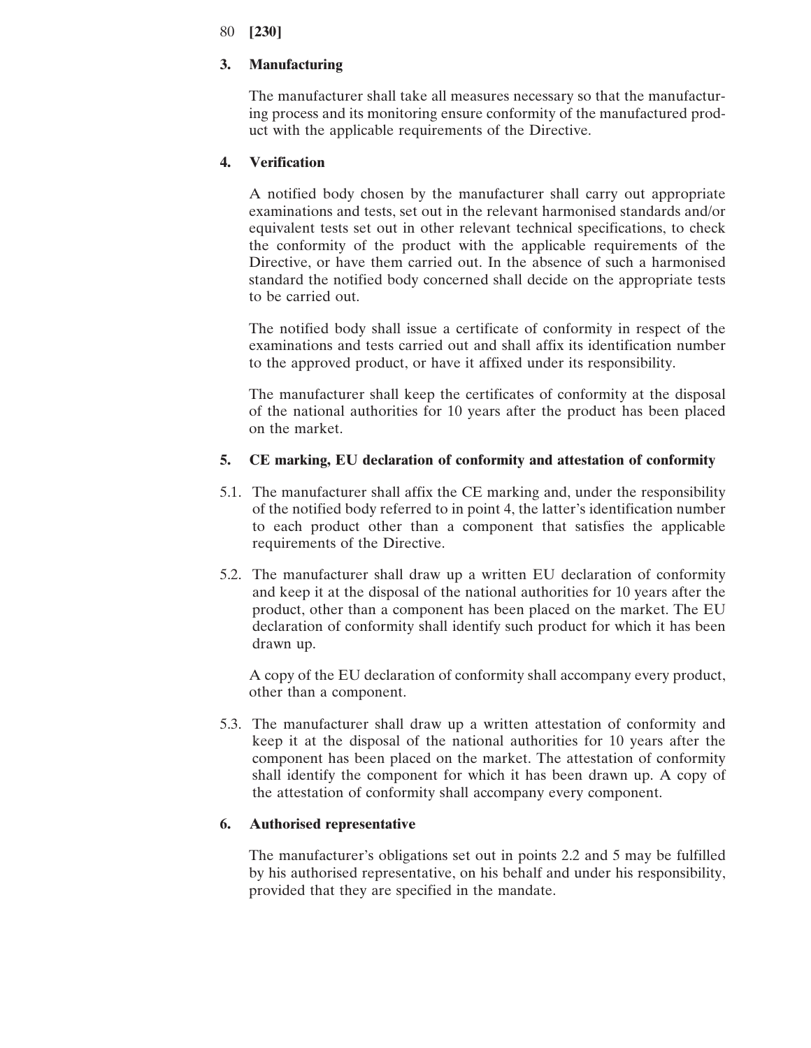### 3. Manufacturing

The manufacturer shall take all measures necessary so that the manufacturing process and its monitoring ensure conformity of the manufactured product with the applicable requirements of the Directive.

### 4. Verification

A notified body chosen by the manufacturer shall carry out appropriate examinations and tests, set out in the relevant harmonised standards and/or equivalent tests set out in other relevant technical specifications, to check the conformity of the product with the applicable requirements of the Directive, or have them carried out. In the absence of such a harmonised standard the notified body concerned shall decide on the appropriate tests to be carried out.

The notified body shall issue a certificate of conformity in respect of the examinations and tests carried out and shall affix its identification number to the approved product, or have it affixed under its responsibility.

The manufacturer shall keep the certificates of conformity at the disposal of the national authorities for 10 years after the product has been placed on the market.

### 5. CE marking, EU declaration of conformity and attestation of conformity

5.1. The manufacturer shall affix the CE marking and, under the responsibility of the notified body referred to in point 4, the latter's identification number to each product other than a component that satisfies the applicable requirements of the Directive.

5.2. The manufacturer shall draw up a written EU declaration of conformity and keep it at the disposal of the national authorities for 10 years after the product, other than a component has been placed on the market. The EU declaration of conformity shall identify such product for which it has been drawn up.

A copy of the EU declaration of conformity shall accompany every product, other than a component.

5.3. The manufacturer shall draw up a written attestation of conformity and keep it at the disposal of the national authorities for 10 years after the component has been placed on the market. The attestation of conformity shall identify the component for which it has been drawn up. A copy of the attestation of conformity shall accompany every component.

### 6. Authorised representative

The manufacturer's obligations set out in points 2.2 and 5 may be fulfilled by his authorised representative, on his behalf and under his responsibility, provided that they are specified in the mandate.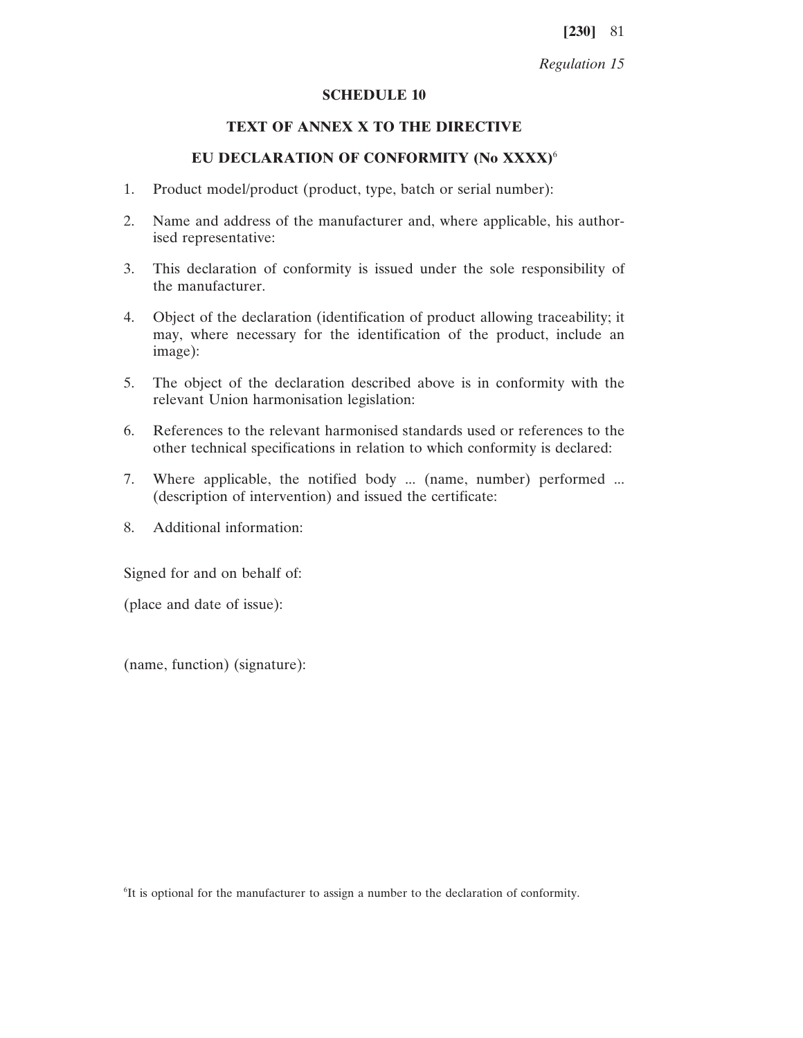*Regulation 15*

## SCHEDULE 10

## TEXT OF ANNEX X TO THE DIRECTIVE

## EU DECLARATION OF CONFORMITY (No XXXX)[6]

1. Product model/product (product, type, batch or serial number):
2. Name and address of the manufacturer and, where applicable, his authorised representative:
3. This declaration of conformity is issued under the sole responsibility of the manufacturer.
4. Object of the declaration (identification of product allowing traceability; it may, where necessary for the identification of the product, include an image):
5. The object of the declaration described above is in conformity with the relevant Union harmonisation legislation:
6. References to the relevant harmonised standards used or references to the other technical specifications in relation to which conformity is declared:
7. Where applicable, the notified body ... (name, number) performed ... (description of intervention) and issued the certificate:
8. Additional information:

Signed for and on behalf of:

(place and date of issue):

(name, function) (signature):

[6]It is optional for the manufacturer to assign a number to the declaration of conformity.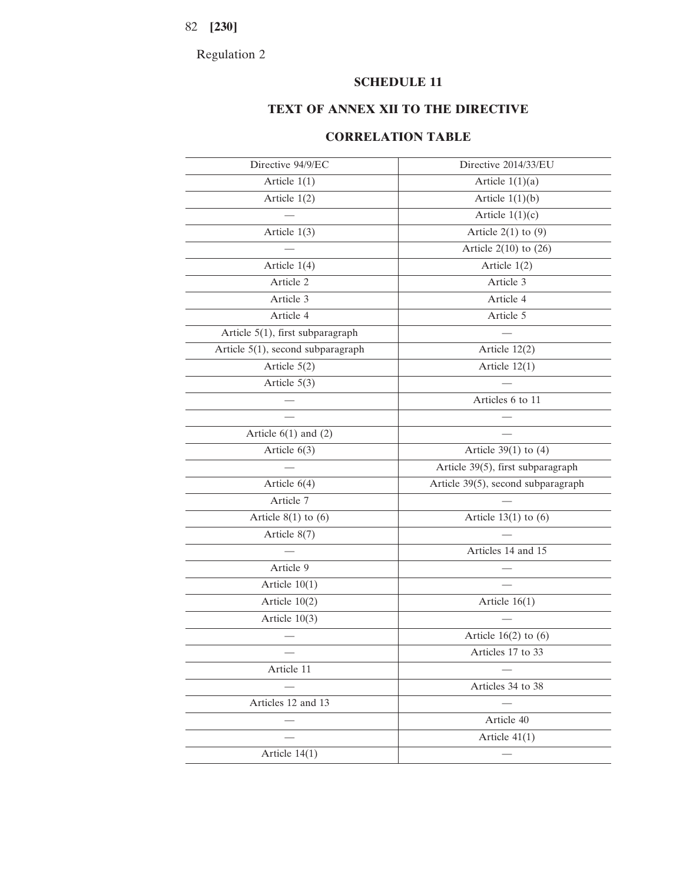Regulation 2

## SCHEDULE 11

## TEXT OF ANNEX XII TO THE DIRECTIVE

### CORRELATION TABLE

| Directive 94/9/EC | Directive 2014/33/EU |
|---|---|
| Article 1(1) | Article 1(1)(a) |
| Article 1(2) | Article 1(1)(b) |
| — | Article 1(1)(c) |
| Article 1(3) | Article 2(1) to (9) |
| — | Article 2(10) to (26) |
| Article 1(4) | Article 1(2) |
| Article 2 | Article 3 |
| Article 3 | Article 4 |
| Article 4 | Article 5 |
| Article 5(1), first subparagraph | — |
| Article 5(1), second subparagraph | Article 12(2) |
| Article 5(2) | Article 12(1) |
| Article 5(3) | — |
| — | Articles 6 to 11 |
| — | — |
| Article 6(1) and (2) | — |
| Article 6(3) | Article 39(1) to (4) |
| — | Article 39(5), first subparagraph |
| Article 6(4) | Article 39(5), second subparagraph |
| Article 7 | — |
| Article 8(1) to (6) | Article 13(1) to (6) |
| Article 8(7) | — |
| — | Articles 14 and 15 |
| Article 9 | — |
| Article 10(1) | — |
| Article 10(2) | Article 16(1) |
| Article 10(3) | — |
| — | Article 16(2) to (6) |
| — | Articles 17 to 33 |
| Article 11 | — |
| — | Articles 34 to 38 |
| Articles 12 and 13 | — |
| — | Article 40 |
| — | Article 41(1) |
| Article 14(1) | — |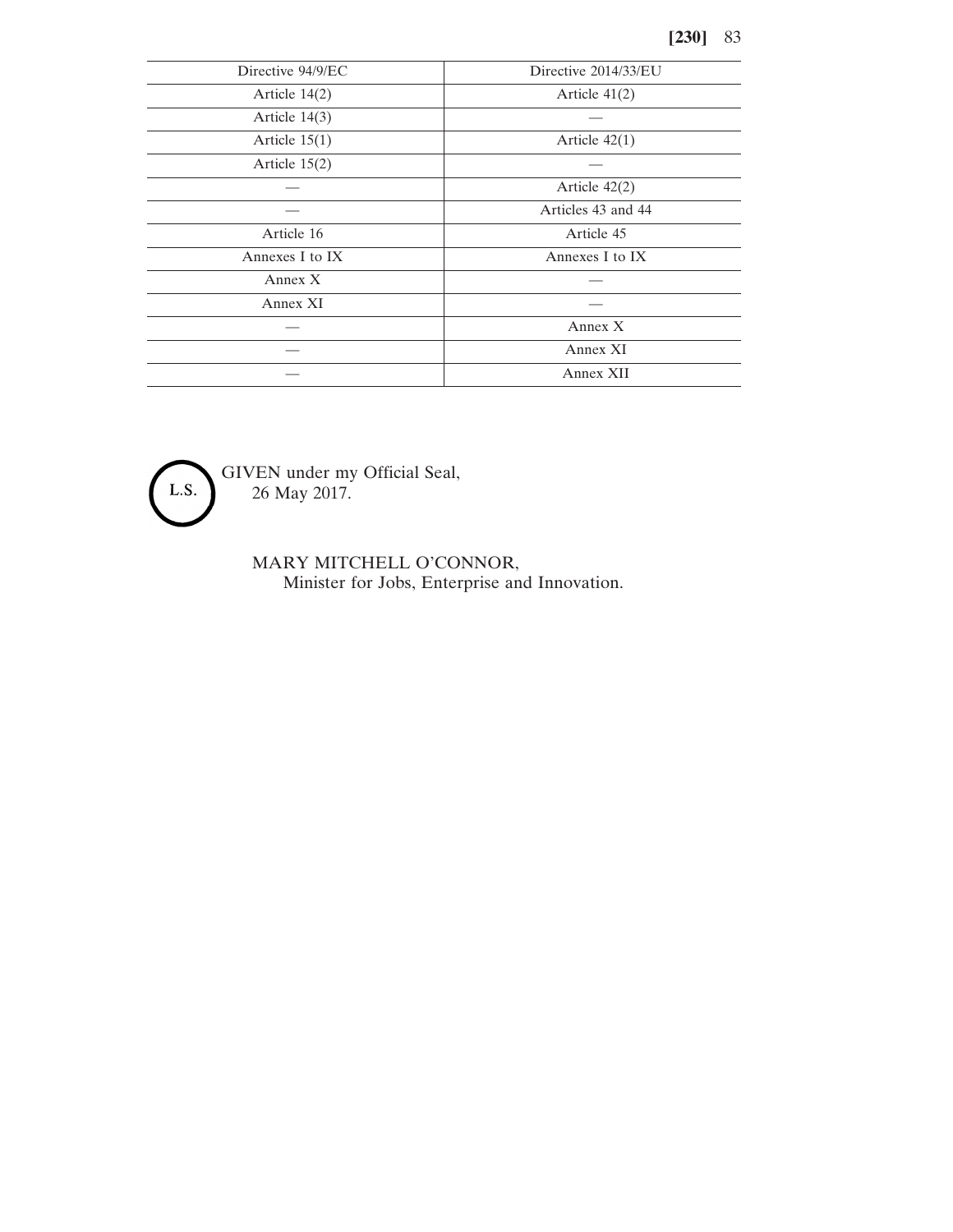| Directive 94/9/EC | Directive 2014/33/EU |
|---|---|
| Article 14(2) | Article 41(2) |
| Article 14(3) | — |
| Article 15(1) | Article 42(1) |
| Article 15(2) | — |
| — | Article 42(2) |
| — | Articles 43 and 44 |
| Article 16 | Article 45 |
| Annexes I to IX | Annexes I to IX |
| Annex X | — |
| Annex XI | — |
| — | Annex X |
| — | Annex XI |
| — | Annex XII |

L.S.

GIVEN under my Official Seal,
26 May 2017.

MARY MITCHELL O'CONNOR,
Minister for Jobs, Enterprise and Innovation.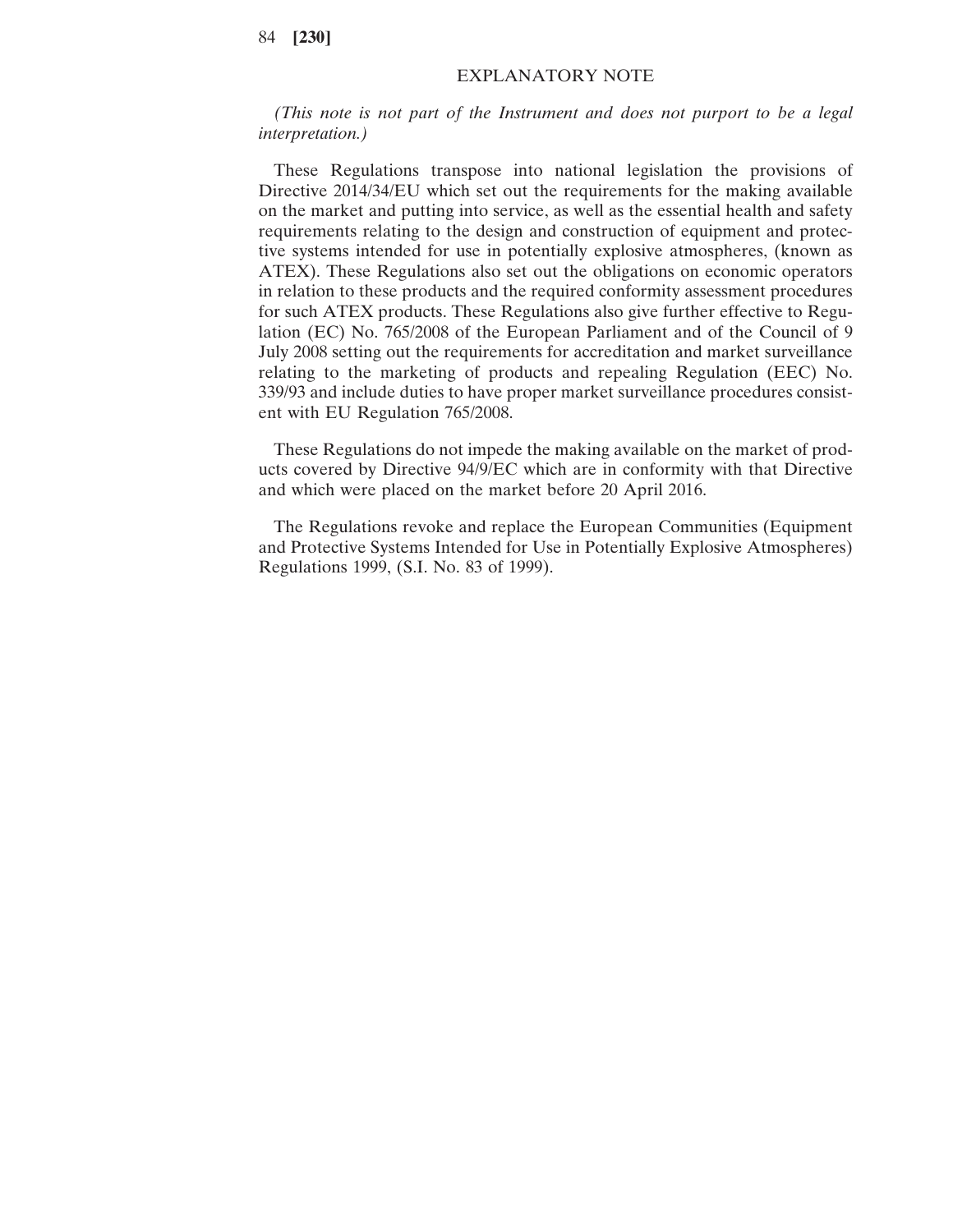## EXPLANATORY NOTE

*(This note is not part of the Instrument and does not purport to be a legal interpretation.)*

These Regulations transpose into national legislation the provisions of Directive 2014/34/EU which set out the requirements for the making available on the market and putting into service, as well as the essential health and safety requirements relating to the design and construction of equipment and protective systems intended for use in potentially explosive atmospheres, (known as ATEX). These Regulations also set out the obligations on economic operators in relation to these products and the required conformity assessment procedures for such ATEX products. These Regulations also give further effective to Regulation (EC) No. 765/2008 of the European Parliament and of the Council of 9 July 2008 setting out the requirements for accreditation and market surveillance relating to the marketing of products and repealing Regulation (EEC) No. 339/93 and include duties to have proper market surveillance procedures consistent with EU Regulation 765/2008.

These Regulations do not impede the making available on the market of products covered by Directive 94/9/EC which are in conformity with that Directive and which were placed on the market before 20 April 2016.

The Regulations revoke and replace the European Communities (Equipment and Protective Systems Intended for Use in Potentially Explosive Atmospheres) Regulations 1999, (S.I. No. 83 of 1999).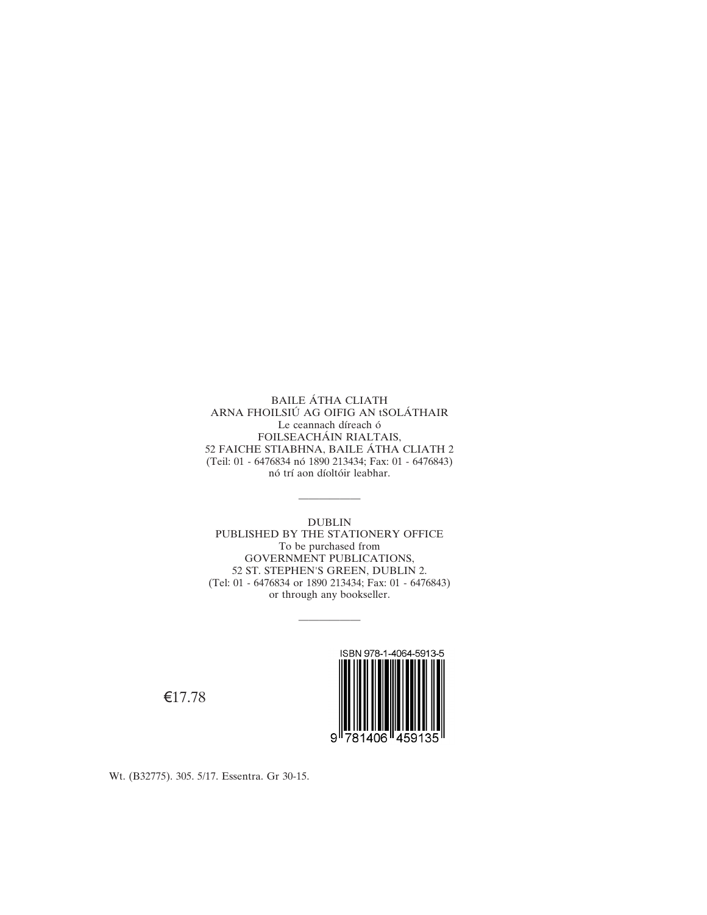BAILE ÁTHA CLIATH
ARNA FHOILSIÚ AG OIFIG AN tSOLÁTHAIR
Le ceannach díreach ó
FOILSEACHÁIN RIALTAIS,
52 FAICHE STIABHNA, BAILE ÁTHA CLIATH 2
(Teil: 01 - 6476834 nó 1890 213434; Fax: 01 - 6476843)
nó trí aon díoltóir leabhar.

---

DUBLIN
PUBLISHED BY THE STATIONERY OFFICE
To be purchased from
GOVERNMENT PUBLICATIONS,
52 ST. STEPHEN'S GREEN, DUBLIN 2.
(Tel: 01 - 6476834 or 1890 213434; Fax: 01 - 6476843)
or through any bookseller.

---

€17.78

ISBN 978-1-4064-5913-5

9 781406 459135

Wt. (B32775). 305. 5/17. Essentra. Gr 30-15.